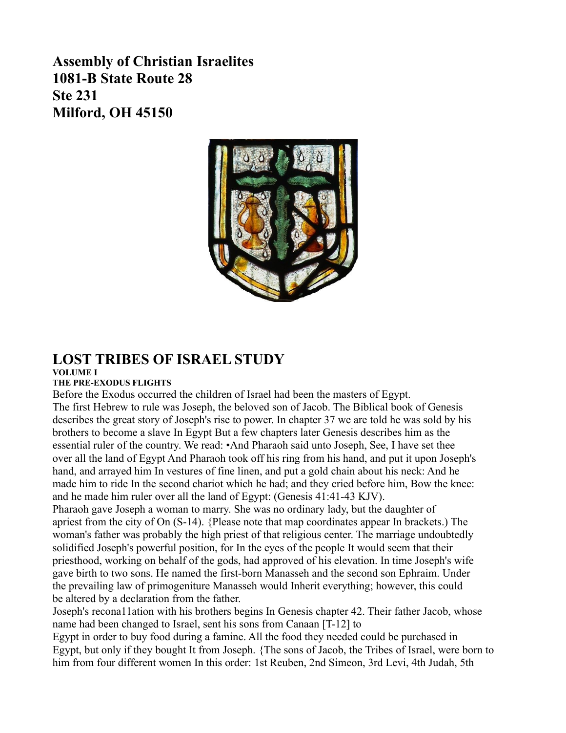**Assembly of Christian Israelites**
**1081-B State Route 28**
**Ste 231**
**Milford, OH 45150**

# LOST TRIBES OF ISRAEL STUDY

**VOLUME I**

**THE PRE-EXODUS FLIGHTS**

Before the Exodus occurred the children of Israel had been the masters of Egypt.
The first Hebrew to rule was Joseph, the beloved son of Jacob. The Biblical book of Genesis describes the great story of Joseph's rise to power. In chapter 37 we are told he was sold by his brothers to become a slave In Egypt But a few chapters later Genesis describes him as the essential ruler of the country. We read: •And Pharaoh said unto Joseph, See, I have set thee over all the land of Egypt And Pharaoh took off his ring from his hand, and put it upon Joseph's hand, and arrayed him In vestures of fine linen, and put a gold chain about his neck: And he made him to ride In the second chariot which he had; and they cried before him, Bow the knee: and he made him ruler over all the land of Egypt: (Genesis 41:41-43 KJV).
Pharaoh gave Joseph a woman to marry. She was no ordinary lady, but the daughter of apriest from the city of On (S-14). {Please note that map coordinates appear In brackets.) The woman's father was probably the high priest of that religious center. The marriage undoubtedly solidified Joseph's powerful position, for In the eyes of the people It would seem that their priesthood, working on behalf of the gods, had approved of his elevation. In time Joseph's wife gave birth to two sons. He named the first-born Manasseh and the second son Ephraim. Under the prevailing law of primogeniture Manasseh would Inherit everything; however, this could be altered by a declaration from the father.
Joseph's recona11ation with his brothers begins In Genesis chapter 42. Their father Jacob, whose name had been changed to Israel, sent his sons from Canaan [T-12] to
Egypt in order to buy food during a famine. All the food they needed could be purchased in Egypt, but only if they bought It from Joseph. {The sons of Jacob, the Tribes of Israel, were born to him from four different women In this order: 1st Reuben, 2nd Simeon, 3rd Levi, 4th Judah, 5th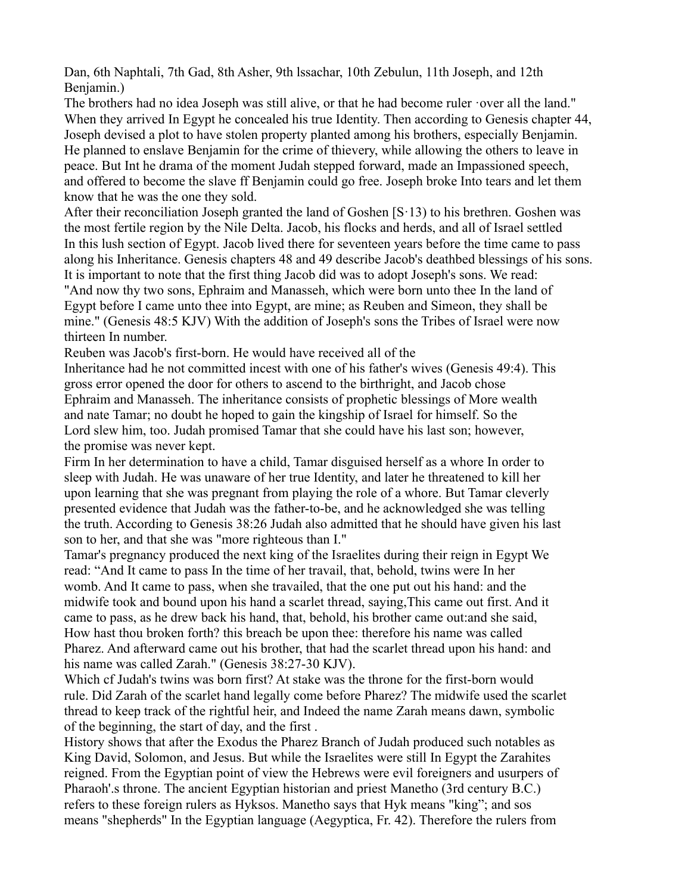Dan, 6th Naphtali, 7th Gad, 8th Asher, 9th lssachar, 10th Zebulun, 11th Joseph, and 12th Benjamin.)

The brothers had no idea Joseph was still alive, or that he had become ruler ·over all the land." When they arrived In Egypt he concealed his true Identity. Then according to Genesis chapter 44, Joseph devised a plot to have stolen property planted among his brothers, especially Benjamin. He planned to enslave Benjamin for the crime of thievery, while allowing the others to leave in peace. But Int he drama of the moment Judah stepped forward, made an Impassioned speech, and offered to become the slave ff Benjamin could go free. Joseph broke Into tears and let them know that he was the one they sold.

After their reconciliation Joseph granted the land of Goshen [S·13) to his brethren. Goshen was the most fertile region by the Nile Delta. Jacob, his flocks and herds, and all of Israel settled In this lush section of Egypt. Jacob lived there for seventeen years before the time came to pass along his Inheritance. Genesis chapters 48 and 49 describe Jacob's deathbed blessings of his sons. It is important to note that the first thing Jacob did was to adopt Joseph's sons. We read: "And now thy two sons, Ephraim and Manasseh, which were born unto thee In the land of Egypt before I came unto thee into Egypt, are mine; as Reuben and Simeon, they shall be mine." (Genesis 48:5 KJV) With the addition of Joseph's sons the Tribes of Israel were now thirteen In number.

Reuben was Jacob's first-born. He would have received all of the Inheritance had he not committed incest with one of his father's wives (Genesis 49:4). This gross error opened the door for others to ascend to the birthright, and Jacob chose Ephraim and Manasseh. The inheritance consists of prophetic blessings of More wealth and nate Tamar; no doubt he hoped to gain the kingship of Israel for himself. So the Lord slew him, too. Judah promised Tamar that she could have his last son; however, the promise was never kept.

Firm In her determination to have a child, Tamar disguised herself as a whore In order to sleep with Judah. He was unaware of her true Identity, and later he threatened to kill her upon learning that she was pregnant from playing the role of a whore. But Tamar cleverly presented evidence that Judah was the father-to-be, and he acknowledged she was telling the truth. According to Genesis 38:26 Judah also admitted that he should have given his last son to her, and that she was "more righteous than I."

Tamar's pregnancy produced the next king of the Israelites during their reign in Egypt We read: "And It came to pass In the time of her travail, that, behold, twins were In her womb. And It came to pass, when she travailed, that the one put out his hand: and the midwife took and bound upon his hand a scarlet thread, saying,This came out first. And it came to pass, as he drew back his hand, that, behold, his brother came out:and she said, How hast thou broken forth? this breach be upon thee: therefore his name was called Pharez. And afterward came out his brother, that had the scarlet thread upon his hand: and his name was called Zarah." (Genesis 38:27-30 KJV).

Which cf Judah's twins was born first? At stake was the throne for the first-born would rule. Did Zarah of the scarlet hand legally come before Pharez? The midwife used the scarlet thread to keep track of the rightful heir, and Indeed the name Zarah means dawn, symbolic of the beginning, the start of day, and the first .

History shows that after the Exodus the Pharez Branch of Judah produced such notables as King David, Solomon, and Jesus. But while the Israelites were still In Egypt the Zarahites reigned. From the Egyptian point of view the Hebrews were evil foreigners and usurpers of Pharaoh'.s throne. The ancient Egyptian historian and priest Manetho (3rd century B.C.) refers to these foreign rulers as Hyksos. Manetho says that Hyk means "king"; and sos means "shepherds" In the Egyptian language (Aegyptica, Fr. 42). Therefore the rulers from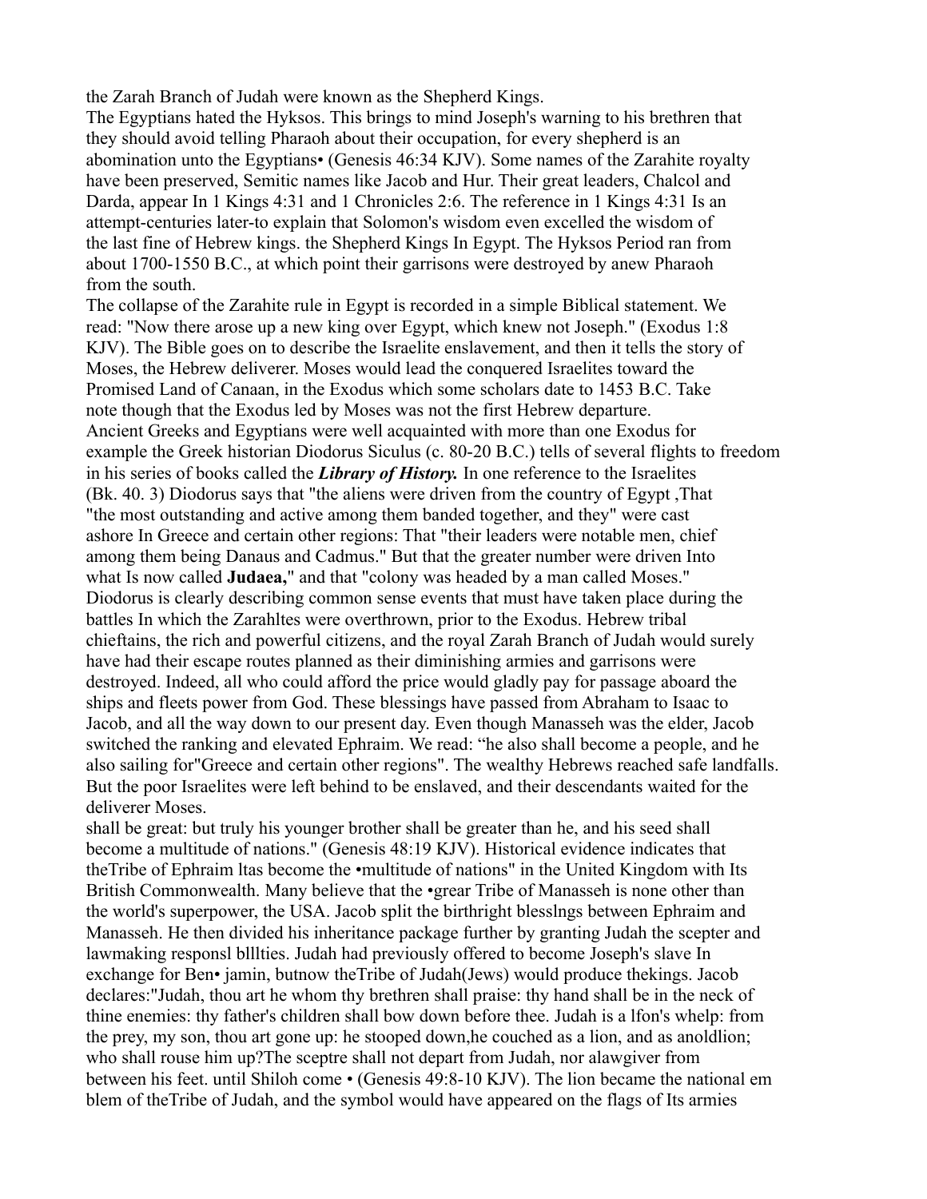the Zarah Branch of Judah were known as the Shepherd Kings.

The Egyptians hated the Hyksos. This brings to mind Joseph's warning to his brethren that they should avoid telling Pharaoh about their occupation, for every shepherd is an abomination unto the Egyptians• (Genesis 46:34 KJV). Some names of the Zarahite royalty have been preserved, Semitic names like Jacob and Hur. Their great leaders, Chalcol and Darda, appear In 1 Kings 4:31 and 1 Chronicles 2:6. The reference in 1 Kings 4:31 Is an attempt-centuries later-to explain that Solomon's wisdom even excelled the wisdom of the last fine of Hebrew kings. the Shepherd Kings In Egypt. The Hyksos Period ran from about 1700-1550 B.C., at which point their garrisons were destroyed by anew Pharaoh from the south.

The collapse of the Zarahite rule in Egypt is recorded in a simple Biblical statement. We read: "Now there arose up a new king over Egypt, which knew not Joseph." (Exodus 1:8 KJV). The Bible goes on to describe the Israelite enslavement, and then it tells the story of Moses, the Hebrew deliverer. Moses would lead the conquered Israelites toward the Promised Land of Canaan, in the Exodus which some scholars date to 1453 B.C. Take note though that the Exodus led by Moses was not the first Hebrew departure.

Ancient Greeks and Egyptians were well acquainted with more than one Exodus for example the Greek historian Diodorus Siculus (c. 80-20 B.C.) tells of several flights to freedom in his series of books called the ***Library of History.*** In one reference to the Israelites (Bk. 40. 3) Diodorus says that "the aliens were driven from the country of Egypt ,That "the most outstanding and active among them banded together, and they" were cast ashore In Greece and certain other regions: That "their leaders were notable men, chief among them being Danaus and Cadmus." But that the greater number were driven Into what Is now called **Judaea,**" and that "colony was headed by a man called Moses." Diodorus is clearly describing common sense events that must have taken place during the battles In which the Zarahltes were overthrown, prior to the Exodus. Hebrew tribal chieftains, the rich and powerful citizens, and the royal Zarah Branch of Judah would surely have had their escape routes planned as their diminishing armies and garrisons were destroyed. Indeed, all who could afford the price would gladly pay for passage aboard the ships and fleets power from God. These blessings have passed from Abraham to Isaac to Jacob, and all the way down to our present day. Even though Manasseh was the elder, Jacob switched the ranking and elevated Ephraim. We read: "he also shall become a people, and he also sailing for"Greece and certain other regions". The wealthy Hebrews reached safe landfalls. But the poor Israelites were left behind to be enslaved, and their descendants waited for the deliverer Moses.

shall be great: but truly his younger brother shall be greater than he, and his seed shall become a multitude of nations." (Genesis 48:19 KJV). Historical evidence indicates that theTribe of Ephraim ltas become the •multitude of nations" in the United Kingdom with Its British Commonwealth. Many believe that the •grear Tribe of Manasseh is none other than the world's superpower, the USA. Jacob split the birthright blesslngs between Ephraim and Manasseh. He then divided his inheritance package further by granting Judah the scepter and lawmaking responsl blllties. Judah had previously offered to become Joseph's slave In exchange for Ben• jamin, butnow theTribe of Judah(Jews) would produce thekings. Jacob declares:"Judah, thou art he whom thy brethren shall praise: thy hand shall be in the neck of thine enemies: thy father's children shall bow down before thee. Judah is a lfon's whelp: from the prey, my son, thou art gone up: he stooped down,he couched as a lion, and as anoldlion; who shall rouse him up?The sceptre shall not depart from Judah, nor alawgiver from between his feet. until Shiloh come • (Genesis 49:8-10 KJV). The lion became the national em blem of theTribe of Judah, and the symbol would have appeared on the flags of Its armies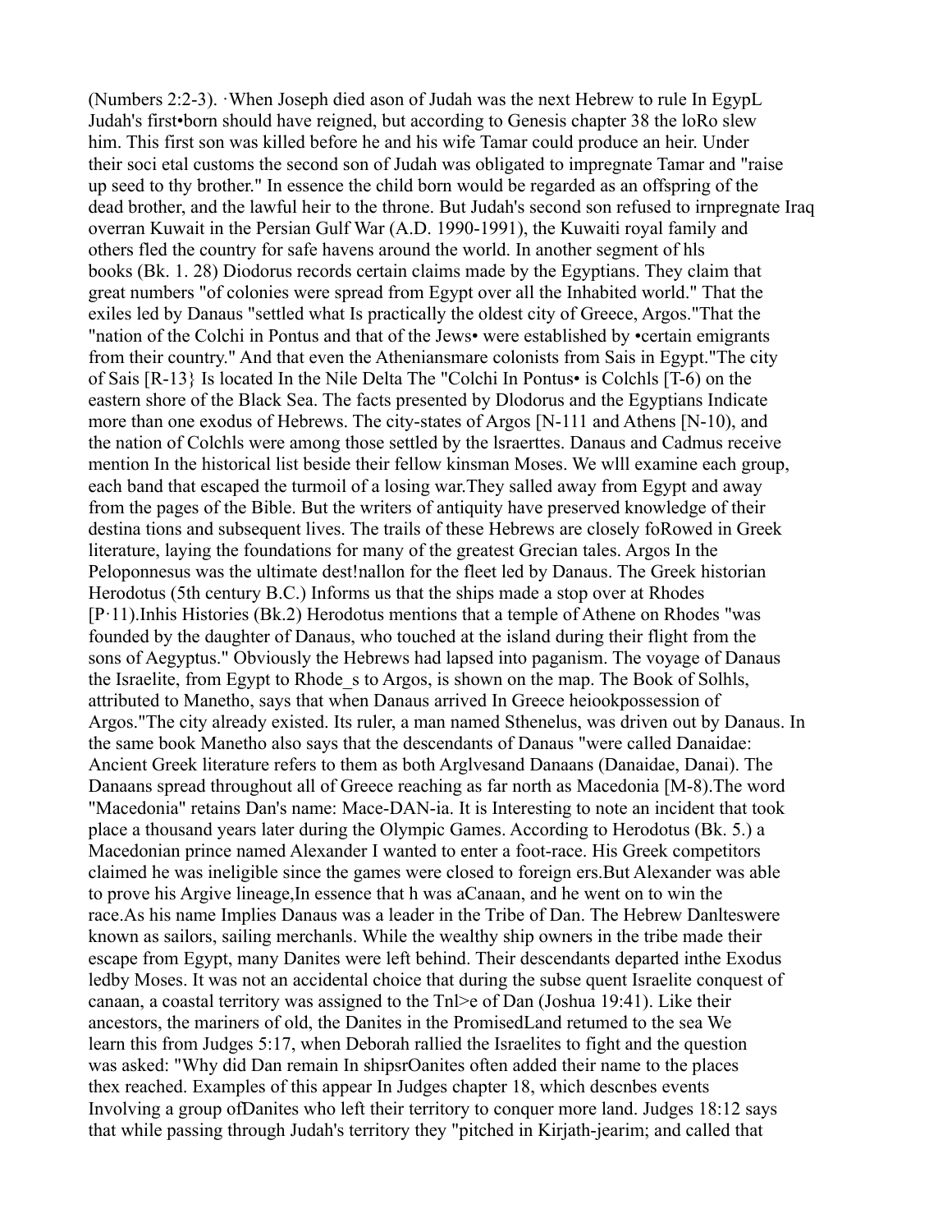(Numbers 2:2-3). ·When Joseph died ason of Judah was the next Hebrew to rule In EgypL Judah's first•born should have reigned, but according to Genesis chapter 38 the loRo slew him. This first son was killed before he and his wife Tamar could produce an heir. Under their soci etal customs the second son of Judah was obligated to impregnate Tamar and "raise up seed to thy brother." In essence the child born would be regarded as an offspring of the dead brother, and the lawful heir to the throne. But Judah's second son refused to irnpregnate Iraq overran Kuwait in the Persian Gulf War (A.D. 1990-1991), the Kuwaiti royal family and others fled the country for safe havens around the world. In another segment of hls books (Bk. 1. 28) Diodorus records certain claims made by the Egyptians. They claim that great numbers "of colonies were spread from Egypt over all the Inhabited world." That the exiles led by Danaus "settled what Is practically the oldest city of Greece, Argos."That the "nation of the Colchi in Pontus and that of the Jews• were established by •certain emigrants from their country." And that even the Atheniansmare colonists from Sais in Egypt."The city of Sais [R-13} Is located In the Nile Delta The "Colchi In Pontus• is Colchls [T-6) on the eastern shore of the Black Sea. The facts presented by Dlodorus and the Egyptians Indicate more than one exodus of Hebrews. The city-states of Argos [N-111 and Athens [N-10), and the nation of Colchls were among those settled by the lsraerttes. Danaus and Cadmus receive mention In the historical list beside their fellow kinsman Moses. We wlll examine each group, each band that escaped the turmoil of a losing war.They salled away from Egypt and away from the pages of the Bible. But the writers of antiquity have preserved knowledge of their destina tions and subsequent lives. The trails of these Hebrews are closely foRowed in Greek literature, laying the foundations for many of the greatest Grecian tales. Argos In the Peloponnesus was the ultimate dest!nallon for the fleet led by Danaus. The Greek historian Herodotus (5th century B.C.) Informs us that the ships made a stop over at Rhodes [P·11).Inhis Histories (Bk.2) Herodotus mentions that a temple of Athene on Rhodes "was founded by the daughter of Danaus, who touched at the island during their flight from the sons of Aegyptus." Obviously the Hebrews had lapsed into paganism. The voyage of Danaus the Israelite, from Egypt to Rhode_s to Argos, is shown on the map. The Book of Solhls, attributed to Manetho, says that when Danaus arrived In Greece heiookpossession of Argos."The city already existed. Its ruler, a man named Sthenelus, was driven out by Danaus. In the same book Manetho also says that the descendants of Danaus "were called Danaidae: Ancient Greek literature refers to them as both Arglvesand Danaans (Danaidae, Danai). The Danaans spread throughout all of Greece reaching as far north as Macedonia [M-8).The word "Macedonia" retains Dan's name: Mace-DAN-ia. It is Interesting to note an incident that took place a thousand years later during the Olympic Games. According to Herodotus (Bk. 5.) a Macedonian prince named Alexander I wanted to enter a foot-race. His Greek competitors claimed he was ineligible since the games were closed to foreign ers.But Alexander was able to prove his Argive lineage,In essence that h was aCanaan, and he went on to win the race.As his name Implies Danaus was a leader in the Tribe of Dan. The Hebrew Danltteswere known as sailors, sailing merchanls. While the wealthy ship owners in the tribe made their escape from Egypt, many Danites were left behind. Their descendants departed inthe Exodus ledby Moses. It was not an accidental choice that during the subse quent Israelite conquest of canaan, a coastal territory was assigned to the Tnl>e of Dan (Joshua 19:41). Like their ancestors, the mariners of old, the Danites in the PromisedLand retumed to the sea We learn this from Judges 5:17, when Deborah rallied the Israelites to fight and the question was asked: "Why did Dan remain In shipsrOanites often added their name to the places thex reached. Examples of this appear In Judges chapter 18, which descnbes events Involving a group ofDanites who left their territory to conquer more land. Judges 18:12 says that while passing through Judah's territory they "pitched in Kirjath-jearim; and called that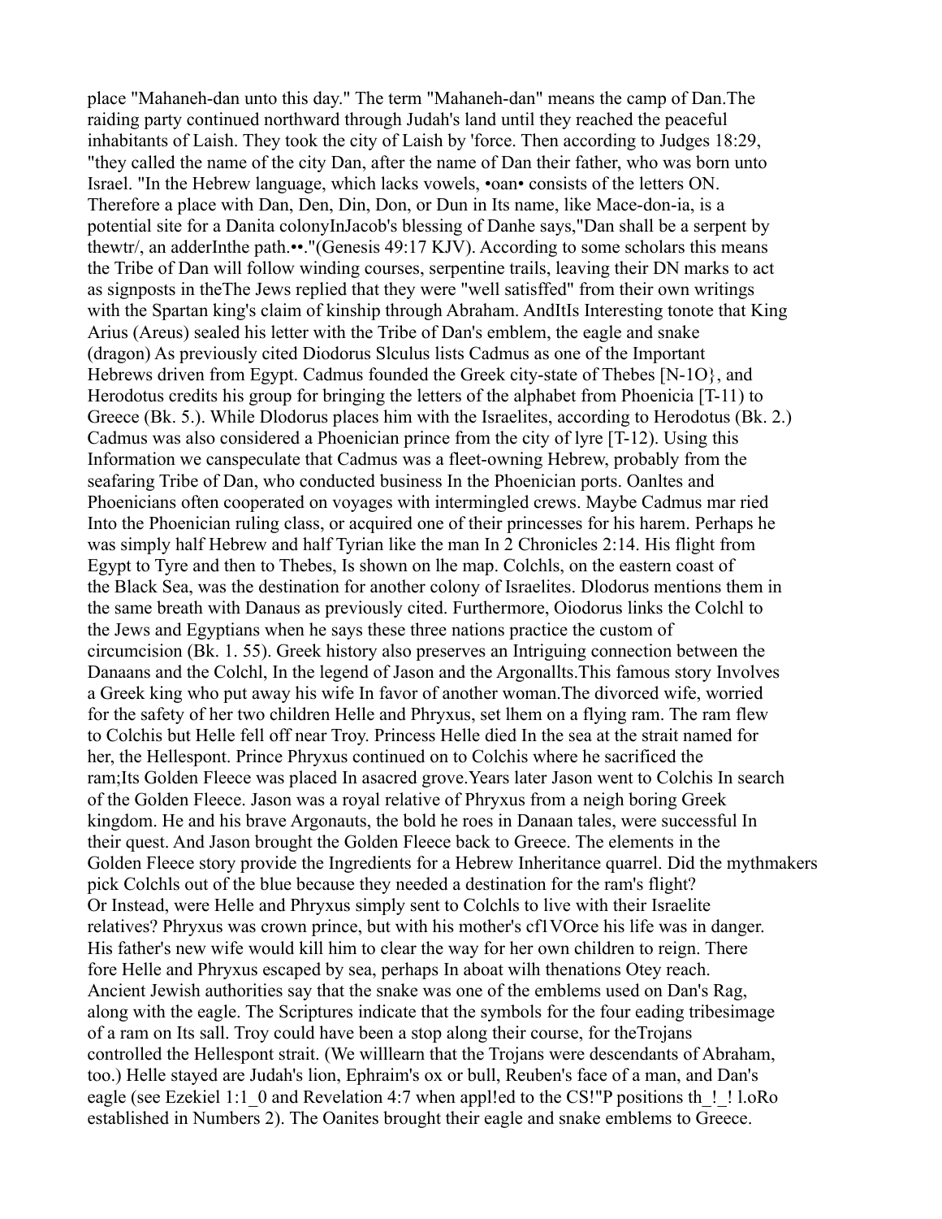place "Mahaneh-dan unto this day." The term "Mahaneh-dan" means the camp of Dan.The raiding party continued northward through Judah's land until they reached the peaceful inhabitants of Laish. They took the city of Laish by 'force. Then according to Judges 18:29, "they called the name of the city Dan, after the name of Dan their father, who was born unto Israel. "In the Hebrew language, which lacks vowels, •oan• consists of the letters ON. Therefore a place with Dan, Den, Din, Don, or Dun in Its name, like Mace-don-ia, is a potential site for a Danita colonyInJacob's blessing of Danhe says,"Dan shall be a serpent by thewtr/, an adderInthe path.••."(Genesis 49:17 KJV). According to some scholars this means the Tribe of Dan will follow winding courses, serpentine trails, leaving their DN marks to act as signposts in theThe Jews replied that they were "well satisffed" from their own writings with the Spartan king's claim of kinship through Abraham. AndItIs Interesting tonote that King Arius (Areus) sealed his letter with the Tribe of Dan's emblem, the eagle and snake (dragon) As previously cited Diodorus Slculus lists Cadmus as one of the Important Hebrews driven from Egypt. Cadmus founded the Greek city-state of Thebes [N-1O}, and Herodotus credits his group for bringing the letters of the alphabet from Phoenicia [T-11) to Greece (Bk. 5.). While Dlodorus places him with the Israelites, according to Herodotus (Bk. 2.) Cadmus was also considered a Phoenician prince from the city of lyre [T-12). Using this Information we canspeculate that Cadmus was a fleet-owning Hebrew, probably from the seafaring Tribe of Dan, who conducted business In the Phoenician ports. Oanltes and Phoenicians often cooperated on voyages with intermingled crews. Maybe Cadmus mar ried Into the Phoenician ruling class, or acquired one of their princesses for his harem. Perhaps he was simply half Hebrew and half Tyrian like the man In 2 Chronicles 2:14. His flight from Egypt to Tyre and then to Thebes, Is shown on lhe map. Colchls, on the eastern coast of the Black Sea, was the destination for another colony of Israelites. Dlodorus mentions them in the same breath with Danaus as previously cited. Furthermore, Oiodorus links the Colchl to the Jews and Egyptians when he says these three nations practice the custom of circumcision (Bk. 1. 55). Greek history also preserves an Intriguing connection between the Danaans and the Colchl, In the legend of Jason and the Argonallts.This famous story Involves a Greek king who put away his wife In favor of another woman.The divorced wife, worried for the safety of her two children Helle and Phryxus, set lhem on a flying ram. The ram flew to Colchis but Helle fell off near Troy. Princess Helle died In the sea at the strait named for her, the Hellespont. Prince Phryxus continued on to Colchis where he sacrificed the ram;Its Golden Fleece was placed In asacred grove.Years later Jason went to Colchis In search of the Golden Fleece. Jason was a royal relative of Phryxus from a neigh boring Greek kingdom. He and his brave Argonauts, the bold he roes in Danaan tales, were successful In their quest. And Jason brought the Golden Fleece back to Greece. The elements in the Golden Fleece story provide the Ingredients for a Hebrew Inheritance quarrel. Did the mythmakers pick Colchls out of the blue because they needed a destination for the ram's flight? Or Instead, were Helle and Phryxus simply sent to Colchls to live with their Israelite relatives? Phryxus was crown prince, but with his mother's cf1VOrce his life was in danger. His father's new wife would kill him to clear the way for her own children to reign. There fore Helle and Phryxus escaped by sea, perhaps In aboat wilh thenations Otey reach. Ancient Jewish authorities say that the snake was one of the emblems used on Dan's Rag, along with the eagle. The Scriptures indicate that the symbols for the four eading tribesimage of a ram on Its sall. Troy could have been a stop along their course, for theTrojans controlled the Hellespont strait. (We willlearn that the Trojans were descendants of Abraham, too.) Helle stayed are Judah's lion, Ephraim's ox or bull, Reuben's face of a man, and Dan's eagle (see Ezekiel 1:1_0 and Revelation 4:7 when appl!ed to the CS!"P positions th_!_! l.oRo established in Numbers 2). The Oanites brought their eagle and snake emblems to Greece.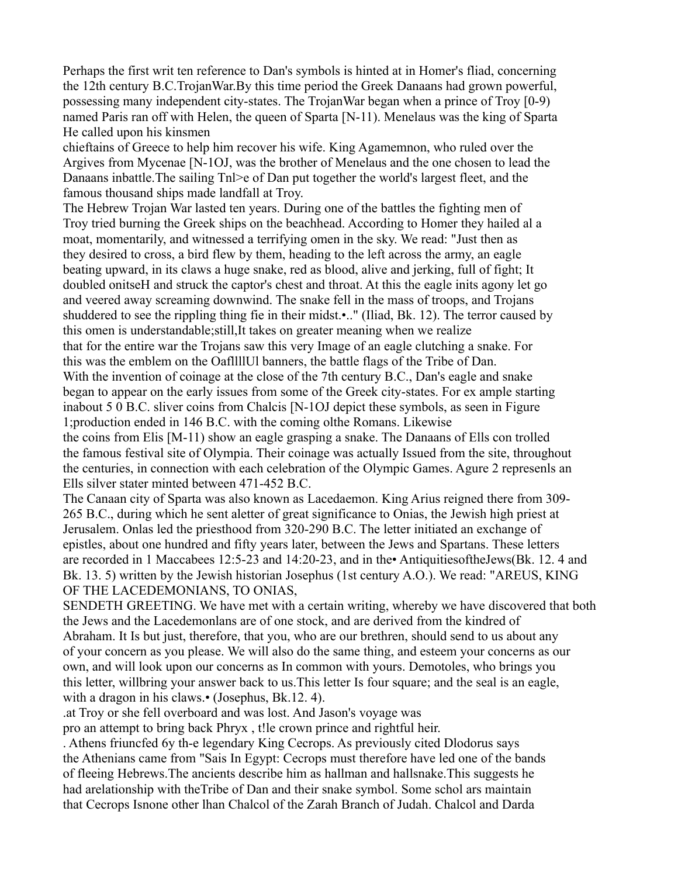Perhaps the first writ ten reference to Dan's symbols is hinted at in Homer's fliad, concerning the 12th century B.C.TrojanWar.By this time period the Greek Danaans had grown powerful, possessing many independent city-states. The TrojanWar began when a prince of Troy [0-9) named Paris ran off with Helen, the queen of Sparta [N-11). Menelaus was the king of Sparta He called upon his kinsmen
chieftains of Greece to help him recover his wife. King Agamemnon, who ruled over the Argives from Mycenae [N-1OJ, was the brother of Menelaus and the one chosen to lead the Danaans inbattle.The sailing Tnl>e of Dan put together the world's largest fleet, and the famous thousand ships made landfall at Troy.

The Hebrew Trojan War lasted ten years. During one of the battles the fighting men of Troy tried burning the Greek ships on the beachhead. According to Homer they hailed al a moat, momentarily, and witnessed a terrifying omen in the sky. We read: "Just then as they desired to cross, a bird flew by them, heading to the left across the army, an eagle beating upward, in its claws a huge snake, red as blood, alive and jerking, full of fight; It doubled onitseH and struck the captor's chest and throat. At this the eagle inits agony let go and veered away screaming downwind. The snake fell in the mass of troops, and Trojans shuddered to see the rippling thing fie in their midst.•.." (Iliad, Bk. 12). The terror caused by this omen is understandable;still,It takes on greater meaning when we realize that for the entire war the Trojans saw this very Image of an eagle clutching a snake. For this was the emblem on the OaflllllUl banners, the battle flags of the Tribe of Dan.

With the invention of coinage at the close of the 7th century B.C., Dan's eagle and snake began to appear on the early issues from some of the Greek city-states. For ex ample starting inabout 5 0 B.C. sliver coins from Chalcis [N-1OJ depict these symbols, as seen in Figure 1;production ended in 146 B.C. with the coming olthe Romans. Likewise
the coins from Elis [M-11) show an eagle grasping a snake. The Danaans of Ells con trolled the famous festival site of Olympia. Their coinage was actually Issued from the site, throughout the centuries, in connection with each celebration of the Olympic Games. Agure 2 represenls an Ells silver stater minted between 471-452 B.C.

The Canaan city of Sparta was also known as Lacedaemon. King Arius reigned there from 309-265 B.C., during which he sent aletter of great significance to Onias, the Jewish high priest at Jerusalem. Onlas led the priesthood from 320-290 B.C. The letter initiated an exchange of epistles, about one hundred and fifty years later, between the Jews and Spartans. These letters are recorded in 1 Maccabees 12:5-23 and 14:20-23, and in the• AntiquitiesoftheJews(Bk. 12. 4 and Bk. 13. 5) written by the Jewish historian Josephus (1st century A.O.). We read: "AREUS, KING OF THE LACEDEMONIANS, TO ONIAS,
SENDETH GREETING. We have met with a certain writing, whereby we have discovered that both the Jews and the Lacedemonlans are of one stock, and are derived from the kindred of Abraham. It Is but just, therefore, that you, who are our brethren, should send to us about any of your concern as you please. We will also do the same thing, and esteem your concerns as our own, and will look upon our concerns as In common with yours. Demotoles, who brings you this letter, willbring your answer back to us.This letter Is four square; and the seal is an eagle, with a dragon in his claws.• (Josephus, Bk.12. 4).

.at Troy or she fell overboard and was lost. And Jason's voyage was
pro an attempt to bring back Phryx , t!le crown prince and rightful heir.

. Athens friuncfed 6y th-e legendary King Cecrops. As previously cited Dlodorus says the Athenians came from "Sais In Egypt: Cecrops must therefore have led one of the bands of fleeing Hebrews.The ancients describe him as hallman and hallsnake.This suggests he had arelationship with theTribe of Dan and their snake symbol. Some schol ars maintain that Cecrops Isnone other lhan Chalcol of the Zarah Branch of Judah. Chalcol and Darda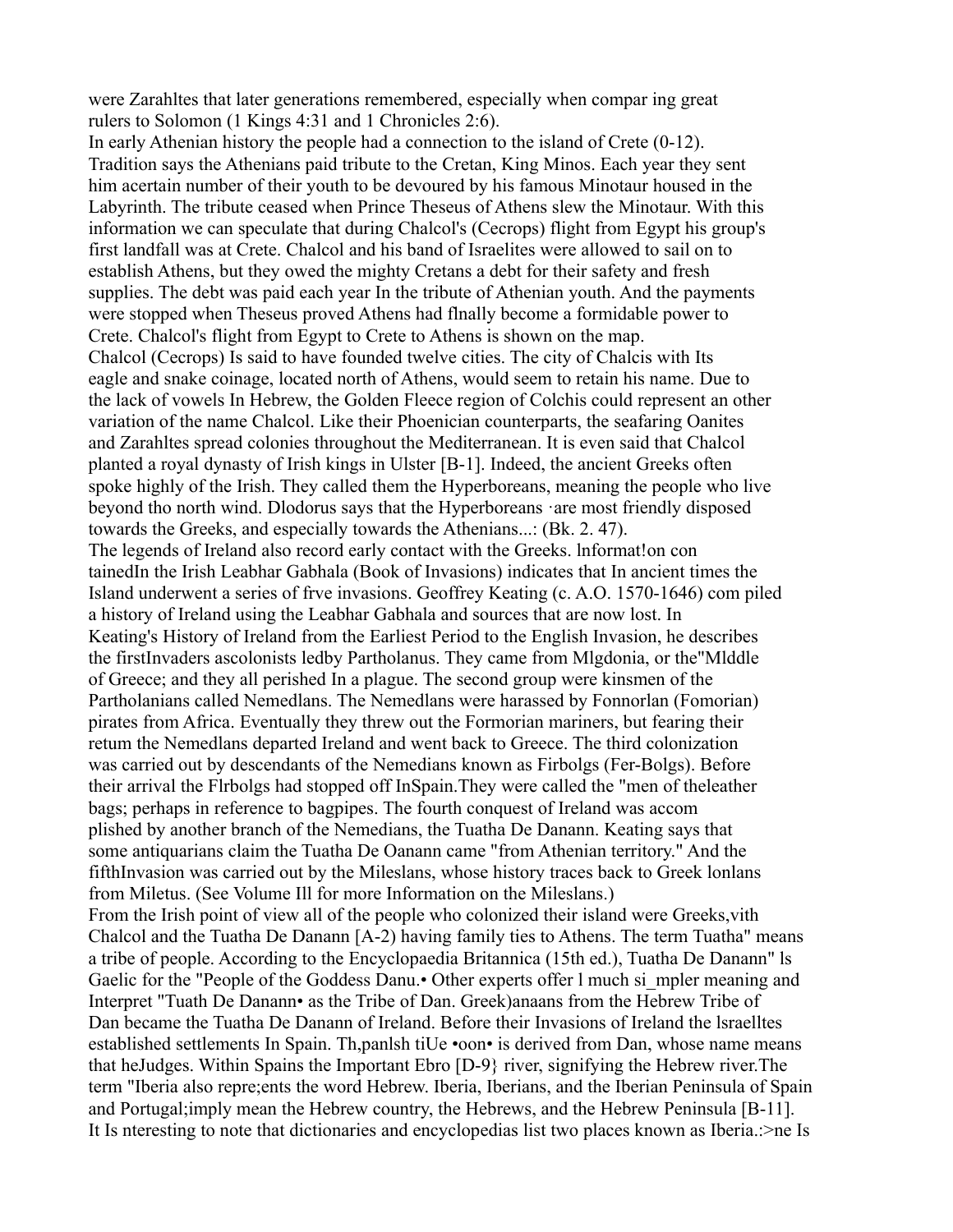were Zarahltes that later generations remembered, especially when compar ing great rulers to Solomon (1 Kings 4:31 and 1 Chronicles 2:6).

In early Athenian history the people had a connection to the island of Crete (0-12). Tradition says the Athenians paid tribute to the Cretan, King Minos. Each year they sent him acertain number of their youth to be devoured by his famous Minotaur housed in the Labyrinth. The tribute ceased when Prince Theseus of Athens slew the Minotaur. With this information we can speculate that during Chalcol's (Cecrops) flight from Egypt his group's first landfall was at Crete. Chalcol and his band of Israelites were allowed to sail on to establish Athens, but they owed the mighty Cretans a debt for their safety and fresh supplies. The debt was paid each year In the tribute of Athenian youth. And the payments were stopped when Theseus proved Athens had flnally become a formidable power to Crete. Chalcol's flight from Egypt to Crete to Athens is shown on the map.

Chalcol (Cecrops) Is said to have founded twelve cities. The city of Chalcis with Its eagle and snake coinage, located north of Athens, would seem to retain his name. Due to the lack of vowels In Hebrew, the Golden Fleece region of Colchis could represent an other variation of the name Chalcol. Like their Phoenician counterparts, the seafaring Oanites and Zarahltes spread colonies throughout the Mediterranean. It is even said that Chalcol planted a royal dynasty of Irish kings in Ulster [B-1]. Indeed, the ancient Greeks often spoke highly of the Irish. They called them the Hyperboreans, meaning the people who live beyond tho north wind. Dlodorus says that the Hyperboreans ·are most friendly disposed towards the Greeks, and especially towards the Athenians...: (Bk. 2. 47).

The legends of Ireland also record early contact with the Greeks. lnformat!on con tainedIn the Irish Leabhar Gabhala (Book of Invasions) indicates that In ancient times the Island underwent a series of frve invasions. Geoffrey Keating (c. A.O. 1570-1646) com piled a history of Ireland using the Leabhar Gabhala and sources that are now lost. In Keating's History of Ireland from the Earliest Period to the English Invasion, he describes the firstInvaders ascolonists ledby Partholanus. They came from Mlgdonia, or the"Mlddle of Greece; and they all perished In a plague. The second group were kinsmen of the Partholanians called Nemedlans. The Nemedlans were harassed by Fonnorlan (Fomorian) pirates from Africa. Eventually they threw out the Formorian mariners, but fearing their retum the Nemedlans departed Ireland and went back to Greece. The third colonization was carried out by descendants of the Nemedians known as Firbolgs (Fer-Bolgs). Before their arrival the Flrbolgs had stopped off InSpain.They were called the "men of theleather bags; perhaps in reference to bagpipes. The fourth conquest of Ireland was accom plished by another branch of the Nemedians, the Tuatha De Danann. Keating says that some antiquarians claim the Tuatha De Oanann came "from Athenian territory." And the fifthInvasion was carried out by the Mileslans, whose history traces back to Greek lonlans from Miletus. (See Volume Ill for more Information on the Mileslans.)

From the Irish point of view all of the people who colonized their island were Greeks,vith Chalcol and the Tuatha De Danann [A-2) having family ties to Athens. The term Tuatha" means a tribe of people. According to the Encyclopaedia Britannica (15th ed.), Tuatha De Danann" ls Gaelic for the "People of the Goddess Danu.• Other experts offer l much si_mpler meaning and Interpret "Tuath De Danann• as the Tribe of Dan. Greek)anaans from the Hebrew Tribe of Dan became the Tuatha De Danann of Ireland. Before their Invasions of Ireland the lsraelltes established settlements In Spain. Th,panlsh tiUe •oon• is derived from Dan, whose name means that heJudges. Within Spains the Important Ebro [D-9} river, signifying the Hebrew river.The term "Iberia also repre;ents the word Hebrew. Iberia, Iberians, and the Iberian Peninsula of Spain and Portugal;imply mean the Hebrew country, the Hebrews, and the Hebrew Peninsula [B-11]. It Is nteresting to note that dictionaries and encyclopedias list two places known as Iberia.:>ne Is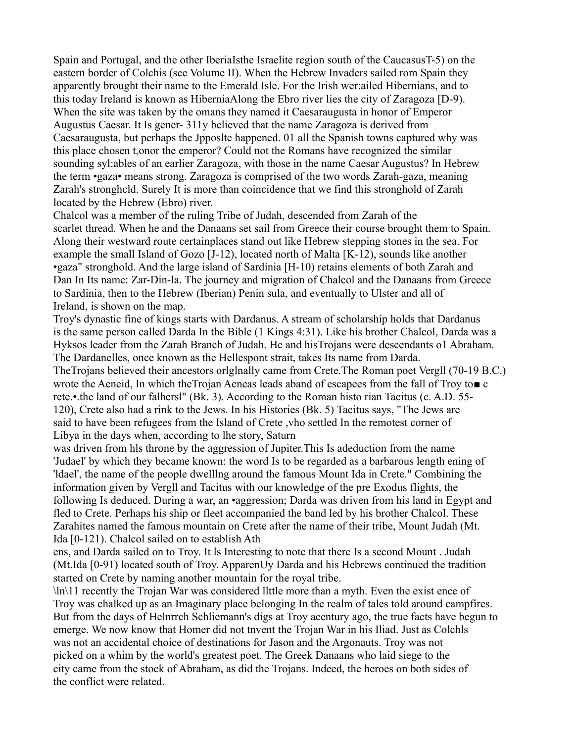Spain and Portugal, and the other IberiaIsthe Israelite region south of the CaucasusT-5) on the eastern border of Colchis (see Volume II). When the Hebrew Invaders sailed rom Spain they apparently brought their name to the Emerald Isle. For the Irish wer:ailed Hibernians, and to this today Ireland is known as HiberniaAlong the Ebro river lies the city of Zaragoza [D-9). When the site was taken by the omans they named it Caesaraugusta in honor of Emperor Augustus Caesar. It Is gener- 311y believed that the name Zaragoza is derived from Caesaraugusta, but perhaps the Jpposlte happened. 01 all the Spanish towns captured why was this place chosen t,onor the emperor? Could not the Romans have recognized the similar sounding syl:ables of an earlier Zaragoza, with those in the name Caesar Augustus? In Hebrew the term •gaza• means strong. Zaragoza is comprised of the two words Zarah-gaza, meaning Zarah's stronghcld. Surely It is more than coincidence that we find this stronghold of Zarah located by the Hebrew (Ebro) river.

Chalcol was a member of the ruling Tribe of Judah, descended from Zarah of the scarlet thread. When he and the Danaans set sail from Greece their course brought them to Spain. Along their westward route certainplaces stand out like Hebrew stepping stones in the sea. For example the small Island of Gozo [J-12), located north of Malta [K-12), sounds like another •gaza" stronghold. And the large island of Sardinia [H-10) retains elements of both Zarah and Dan In Its name: Zar-Din-la. The journey and migration of Chalcol and the Danaans from Greece to Sardinia, then to the Hebrew (Iberian) Penin sula, and eventually to Ulster and all of Ireland, is shown on the map.

Troy's dynastic fine of kings starts with Dardanus. A stream of scholarship holds that Dardanus is the same person called Darda In the Bible (1 Kings 4:31). Like his brother Chalcol, Darda was a Hyksos leader from the Zarah Branch of Judah. He and hisTrojans were descendants o1 Abraham. The Dardanelles, once known as the Hellespont strait, takes Its name from Darda.

TheTrojans believed their ancestors orlglnally came from Crete.The Roman poet Vergll (70-19 B.C.) wrote the Aeneid, In which theTrojan Aeneas leads aband of escapees from the fall of Troy to■ c rete.•.the land of our falhersl" (Bk. 3). According to the Roman histo rian Tacitus (c. A.D. 55-120), Crete also had a rink to the Jews. In his Histories (Bk. 5) Tacitus says, "The Jews are said to have been refugees from the Island of Crete ,vho settled In the remotest corner of Libya in the days when, according to lhe story, Saturn was driven from hls throne by the aggression of Jupiter.This Is adeduction from the name 'Judael' by which they became known: the word Is to be regarded as a barbarous length ening of 'ldael', the name of the people dwelllng around the famous Mount Ida in Crete." Combining the information given by Vergll and Tacitus with our knowledge of the pre Exodus flights, the following Is deduced. During a war, an •aggression; Darda was driven from his land in Egypt and fled to Crete. Perhaps his ship or fleet accompanied the band led by his brother Chalcol. These Zarahites named the famous mountain on Crete after the name of their tribe, Mount Judah (Mt. Ida [0-121). Chalcol sailed on to establish Athens, and Darda sailed on to Troy. It ls Interesting to note that there Is a second Mount . Judah (Mt.Ida [0-91) located south of Troy. ApparenUy Darda and his Hebrews continued the tradition started on Crete by naming another mountain for the royal tribe.

\ln\11 recently the Trojan War was considered llttle more than a myth. Even the exist ence of Troy was chalked up as an Imaginary place belonging In the realm of tales told around campfires. But from the days of Helnrrch Schliemann's digs at Troy acentury ago, the true facts have begun to emerge. We now know that Homer did not tnvent the Trojan War in his Iliad. Just as Colchls was not an accidental choice of destinations for Jason and the Argonauts. Troy was not picked on a whim by the world's greatest poet. The Greek Danaans who laid siege to the city came from the stock of Abraham, as did the Trojans. Indeed, the heroes on both sides of the conflict were related.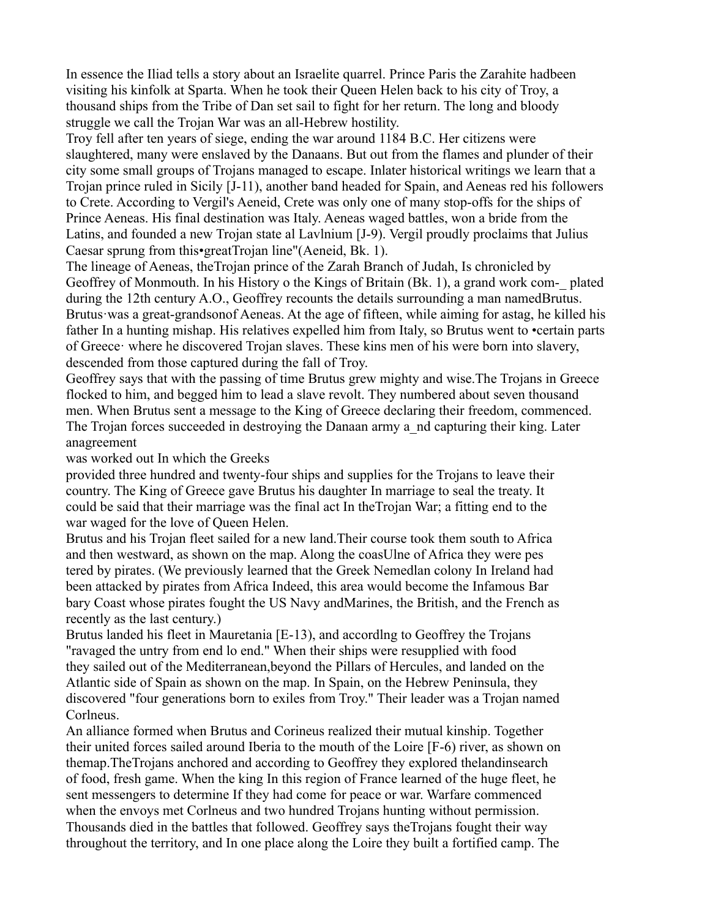In essence the Iliad tells a story about an Israelite quarrel. Prince Paris the Zarahite hadbeen visiting his kinfolk at Sparta. When he took their Queen Helen back to his city of Troy, a thousand ships from the Tribe of Dan set sail to fight for her return. The long and bloody struggle we call the Trojan War was an all-Hebrew hostility.

Troy fell after ten years of siege, ending the war around 1184 B.C. Her citizens were slaughtered, many were enslaved by the Danaans. But out from the flames and plunder of their city some small groups of Trojans managed to escape. Inlater historical writings we learn that a Trojan prince ruled in Sicily [J-11), another band headed for Spain, and Aeneas red his followers to Crete. According to Vergil's Aeneid, Crete was only one of many stop-offs for the ships of Prince Aeneas. His final destination was Italy. Aeneas waged battles, won a bride from the Latins, and founded a new Trojan state al Lavlnium [J-9). Vergil proudly proclaims that Julius Caesar sprung from this•greatTrojan line"(Aeneid, Bk. 1).

The lineage of Aeneas, theTrojan prince of the Zarah Branch of Judah, Is chronicled by Geoffrey of Monmouth. In his History o the Kings of Britain (Bk. 1), a grand work com-_ plated during the 12th century A.O., Geoffrey recounts the details surrounding a man namedBrutus. Brutus·was a great-grandsonof Aeneas. At the age of fifteen, while aiming for astag, he killed his father In a hunting mishap. His relatives expelled him from Italy, so Brutus went to •certain parts of Greece· where he discovered Trojan slaves. These kins men of his were born into slavery, descended from those captured during the fall of Troy.

Geoffrey says that with the passing of time Brutus grew mighty and wise.The Trojans in Greece flocked to him, and begged him to lead a slave revolt. They numbered about seven thousand men. When Brutus sent a message to the King of Greece declaring their freedom, commenced. The Trojan forces succeeded in destroying the Danaan army a_nd capturing their king. Later anagreement was worked out In which the Greeks provided three hundred and twenty-four ships and supplies for the Trojans to leave their country. The King of Greece gave Brutus his daughter In marriage to seal the treaty. It could be said that their marriage was the final act In theTrojan War; a fitting end to the war waged for the love of Queen Helen.

Brutus and his Trojan fleet sailed for a new land.Their course took them south to Africa and then westward, as shown on the map. Along the coasUlne of Africa they were pes tered by pirates. (We previously learned that the Greek Nemedlan colony In Ireland had been attacked by pirates from Africa Indeed, this area would become the Infamous Bar bary Coast whose pirates fought the US Navy andMarines, the British, and the French as recently as the last century.)

Brutus landed his fleet in Mauretania [E-13), and accordlng to Geoffrey the Trojans "ravaged the untry from end lo end." When their ships were resupplied with food they sailed out of the Mediterranean,beyond the Pillars of Hercules, and landed on the Atlantic side of Spain as shown on the map. In Spain, on the Hebrew Peninsula, they discovered "four generations born to exiles from Troy." Their leader was a Trojan named Corlneus.

An alliance formed when Brutus and Corineus realized their mutual kinship. Together their united forces sailed around Iberia to the mouth of the Loire [F-6) river, as shown on themap.TheTrojans anchored and according to Geoffrey they explored thelandinsearch of food, fresh game. When the king In this region of France learned of the huge fleet, he sent messengers to determine If they had come for peace or war. Warfare commenced when the envoys met Corlneus and two hundred Trojans hunting without permission. Thousands died in the battles that followed. Geoffrey says theTrojans fought their way throughout the territory, and In one place along the Loire they built a fortified camp. The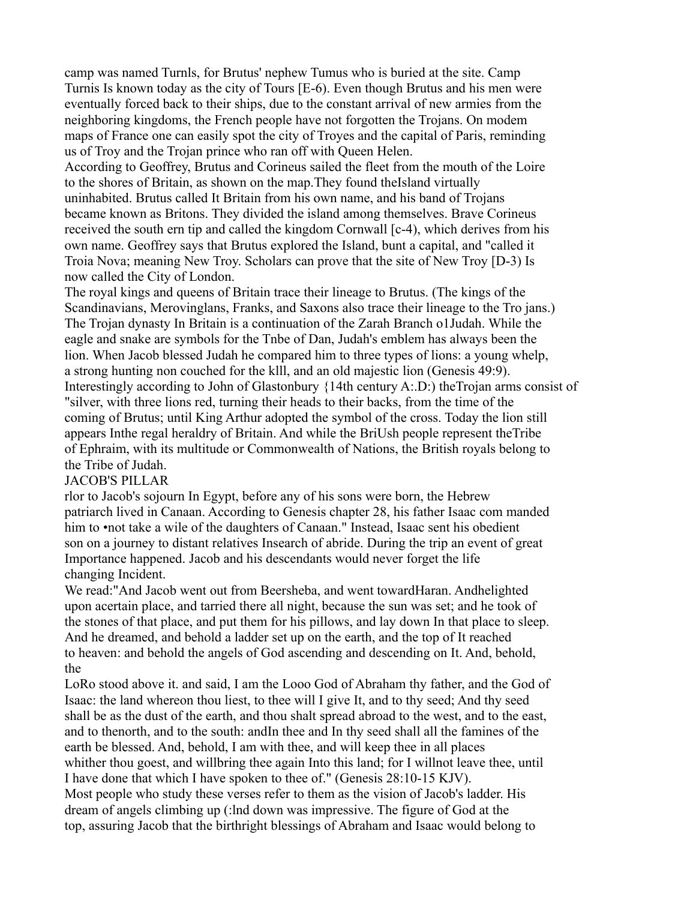camp was named Turnls, for Brutus' nephew Tumus who is buried at the site. Camp Turnis Is known today as the city of Tours [E-6). Even though Brutus and his men were eventually forced back to their ships, due to the constant arrival of new armies from the neighboring kingdoms, the French people have not forgotten the Trojans. On modem maps of France one can easily spot the city of Troyes and the capital of Paris, reminding us of Troy and the Trojan prince who ran off with Queen Helen.

According to Geoffrey, Brutus and Corineus sailed the fleet from the mouth of the Loire to the shores of Britain, as shown on the map.They found theIsland virtually uninhabited. Brutus called It Britain from his own name, and his band of Trojans became known as Britons. They divided the island among themselves. Brave Corineus received the south ern tip and called the kingdom Cornwall [c-4), which derives from his own name. Geoffrey says that Brutus explored the Island, bunt a capital, and "called it Troia Nova; meaning New Troy. Scholars can prove that the site of New Troy [D-3) Is now called the City of London.

The royal kings and queens of Britain trace their lineage to Brutus. (The kings of the Scandinavians, Merovinglans, Franks, and Saxons also trace their lineage to the Tro jans.) The Trojan dynasty In Britain is a continuation of the Zarah Branch o1Judah. While the eagle and snake are symbols for the Tnbe of Dan, Judah's emblem has always been the lion. When Jacob blessed Judah he compared him to three types of lions: a young whelp, a strong hunting non couched for the klll, and an old majestic lion (Genesis 49:9). Interestingly according to John of Glastonbury {14th century A:.D:) theTrojan arms consist of "silver, with three lions red, turning their heads to their backs, from the time of the coming of Brutus; until King Arthur adopted the symbol of the cross. Today the lion still appears Inthe regal heraldry of Britain. And while the BriUsh people represent theTribe of Ephraim, with its multitude or Commonwealth of Nations, the British royals belong to the Tribe of Judah.

## JACOB'S PILLAR

rlor to Jacob's sojourn In Egypt, before any of his sons were born, the Hebrew patriarch lived in Canaan. According to Genesis chapter 28, his father Isaac com manded him to •not take a wile of the daughters of Canaan." Instead, Isaac sent his obedient son on a journey to distant relatives Insearch of abride. During the trip an event of great Importance happened. Jacob and his descendants would never forget the life changing Incident.

We read:"And Jacob went out from Beersheba, and went towardHaran. Andhelighted upon acertain place, and tarried there all night, because the sun was set; and he took of the stones of that place, and put them for his pillows, and lay down In that place to sleep. And he dreamed, and behold a ladder set up on the earth, and the top of It reached to heaven: and behold the angels of God ascending and descending on It. And, behold, the LoRo stood above it. and said, I am the Looo God of Abraham thy father, and the God of Isaac: the land whereon thou liest, to thee will I give It, and to thy seed; And thy seed shall be as the dust of the earth, and thou shalt spread abroad to the west, and to the east, and to thenorth, and to the south: andIn thee and In thy seed shall all the famines of the earth be blessed. And, behold, I am with thee, and will keep thee in all places whither thou goest, and willbring thee again Into this land; for I willnot leave thee, until I have done that which I have spoken to thee of." (Genesis 28:10-15 KJV).

Most people who study these verses refer to them as the vision of Jacob's ladder. His dream of angels climbing up (:lnd down was impressive. The figure of God at the top, assuring Jacob that the birthright blessings of Abraham and Isaac would belong to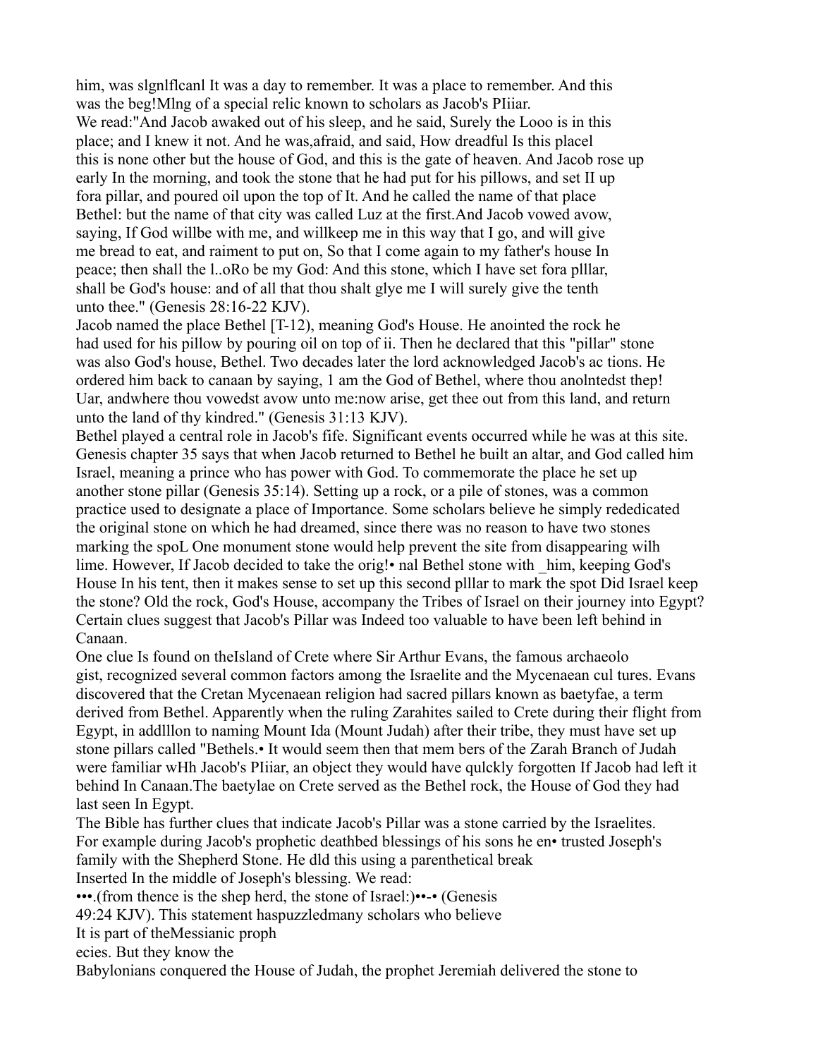him, was slgnlflcanl It was a day to remember. It was a place to remember. And this was the beg!Mlng of a special relic known to scholars as Jacob's PIiiar.

We read:"And Jacob awaked out of his sleep, and he said, Surely the Looo is in this place; and I knew it not. And he was,afraid, and said, How dreadful Is this placel this is none other but the house of God, and this is the gate of heaven. And Jacob rose up early In the morning, and took the stone that he had put for his pillows, and set II up fora pillar, and poured oil upon the top of It. And he called the name of that place Bethel: but the name of that city was called Luz at the first.And Jacob vowed avow, saying, If God willbe with me, and willkeep me in this way that I go, and will give me bread to eat, and raiment to put on, So that I come again to my father's house In peace; then shall the l..oRo be my God: And this stone, which I have set fora plllar, shall be God's house: and of all that thou shalt glye me I will surely give the tenth unto thee." (Genesis 28:16-22 KJV).

Jacob named the place Bethel [T-12), meaning God's House. He anointed the rock he had used for his pillow by pouring oil on top of ii. Then he declared that this "pillar" stone was also God's house, Bethel. Two decades later the lord acknowledged Jacob's ac tions. He ordered him back to canaan by saying, 1 am the God of Bethel, where thou anolntedst thep! Uar, andwhere thou vowedst avow unto me:now arise, get thee out from this land, and return unto the land of thy kindred." (Genesis 31:13 KJV).

Bethel played a central role in Jacob's fife. Significant events occurred while he was at this site. Genesis chapter 35 says that when Jacob returned to Bethel he built an altar, and God called him Israel, meaning a prince who has power with God. To commemorate the place he set up another stone pillar (Genesis 35:14). Setting up a rock, or a pile of stones, was a common practice used to designate a place of Importance. Some scholars believe he simply rededicated the original stone on which he had dreamed, since there was no reason to have two stones marking the spoL One monument stone would help prevent the site from disappearing wilh lime. However, If Jacob decided to take the orig!• nal Bethel stone with _him, keeping God's House In his tent, then it makes sense to set up this second plllar to mark the spot Did Israel keep the stone? Old the rock, God's House, accompany the Tribes of Israel on their journey into Egypt? Certain clues suggest that Jacob's Pillar was Indeed too valuable to have been left behind in Canaan.

One clue Is found on theIsland of Crete where Sir Arthur Evans, the famous archaeolo gist, recognized several common factors among the Israelite and the Mycenaean cul tures. Evans discovered that the Cretan Mycenaean religion had sacred pillars known as baetyfae, a term derived from Bethel. Apparently when the ruling Zarahites sailed to Crete during their flight from Egypt, in addlllon to naming Mount Ida (Mount Judah) after their tribe, they must have set up stone pillars called "Bethels.• It would seem then that mem bers of the Zarah Branch of Judah were familiar wHh Jacob's PIiiar, an object they would have qulckly forgotten If Jacob had left it behind In Canaan.The baetylae on Crete served as the Bethel rock, the House of God they had last seen In Egypt.

The Bible has further clues that indicate Jacob's Pillar was a stone carried by the Israelites. For example during Jacob's prophetic deathbed blessings of his sons he en• trusted Joseph's family with the Shepherd Stone. He dld this using a parenthetical break Inserted In the middle of Joseph's blessing. We read:

•••.(from thence is the shep herd, the stone of Israel:)••-• (Genesis 49:24 KJV). This statement haspuzzledmany scholars who believe It is part of theMessianic proph ecies. But they know the Babylonians conquered the House of Judah, the prophet Jeremiah delivered the stone to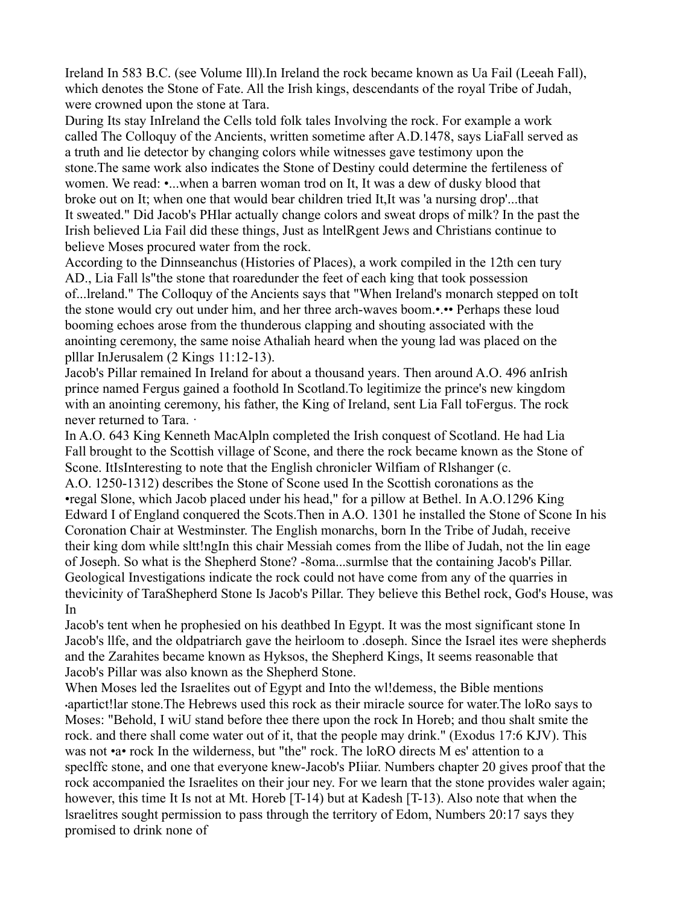Ireland In 583 B.C. (see Volume Ill).In Ireland the rock became known as Ua Fail (Leeah Fall), which denotes the Stone of Fate. All the Irish kings, descendants of the royal Tribe of Judah, were crowned upon the stone at Tara.

During Its stay InIreland the Cells told folk tales Involving the rock. For example a work called The Colloquy of the Ancients, written sometime after A.D.1478, says LiaFall served as a truth and lie detector by changing colors while witnesses gave testimony upon the stone.The same work also indicates the Stone of Destiny could determine the fertileness of women. We read: •...when a barren woman trod on It, It was a dew of dusky blood that broke out on It; when one that would bear children tried It,It was 'a nursing drop'...that It sweated." Did Jacob's PHlar actually change colors and sweat drops of milk? In the past the Irish believed Lia Fail did these things, Just as lntelRgent Jews and Christians continue to believe Moses procured water from the rock.

According to the Dinnseanchus (Histories of Places), a work compiled in the 12th cen tury AD., Lia Fall ls"the stone that roaredunder the feet of each king that took possession of...lreland." The Colloquy of the Ancients says that "When Ireland's monarch stepped on toIt the stone would cry out under him, and her three arch-waves boom.•.•• Perhaps these loud booming echoes arose from the thunderous clapping and shouting associated with the anointing ceremony, the same noise Athaliah heard when the young lad was placed on the plllar InJerusalem (2 Kings 11:12-13).

Jacob's Pillar remained In Ireland for about a thousand years. Then around A.O. 496 anIrish prince named Fergus gained a foothold In Scotland.To legitimize the prince's new kingdom with an anointing ceremony, his father, the King of Ireland, sent Lia Fall toFergus. The rock never returned to Tara. ·

In A.O. 643 King Kenneth MacAlpln completed the Irish conquest of Scotland. He had Lia Fall brought to the Scottish village of Scone, and there the rock became known as the Stone of Scone. ItIsInteresting to note that the English chronicler Wilfiam of Rlshanger (c. A.O. 1250-1312) describes the Stone of Scone used In the Scottish coronations as the •regal Slone, which Jacob placed under his head," for a pillow at Bethel. In A.O.1296 King Edward I of England conquered the Scots.Then in A.O. 1301 he installed the Stone of Scone In his Coronation Chair at Westminster. The English monarchs, born In the Tribe of Judah, receive their king dom while sltt!ngIn this chair Messiah comes from the llibe of Judah, not the lin eage of Joseph. So what is the Shepherd Stone? -8oma...surmlse that the containing Jacob's Pillar. Geological Investigations indicate the rock could not have come from any of the quarries in thevicinity of TaraShepherd Stone Is Jacob's Pillar. They believe this Bethel rock, God's House, was In

Jacob's tent when he prophesied on his deathbed In Egypt. It was the most significant stone In Jacob's llfe, and the oldpatriarch gave the heirloom to .doseph. Since the Israel ites were shepherds and the Zarahites became known as Hyksos, the Shepherd Kings, It seems reasonable that Jacob's Pillar was also known as the Shepherd Stone.

When Moses led the Israelites out of Egypt and Into the wl!demess, the Bible mentions •apartict!lar stone.The Hebrews used this rock as their miracle source for water.The loRo says to Moses: "Behold, I wiU stand before thee there upon the rock In Horeb; and thou shalt smite the rock. and there shall come water out of it, that the people may drink." (Exodus 17:6 KJV). This was not •a• rock In the wilderness, but "the" rock. The loRO directs M es' attention to a speclffc stone, and one that everyone knew-Jacob's PIiiar. Numbers chapter 20 gives proof that the rock accompanied the Israelites on their jour ney. For we learn that the stone provides waler again; however, this time It Is not at Mt. Horeb [T-14) but at Kadesh [T-13). Also note that when the lsraelitres sought permission to pass through the territory of Edom, Numbers 20:17 says they promised to drink none of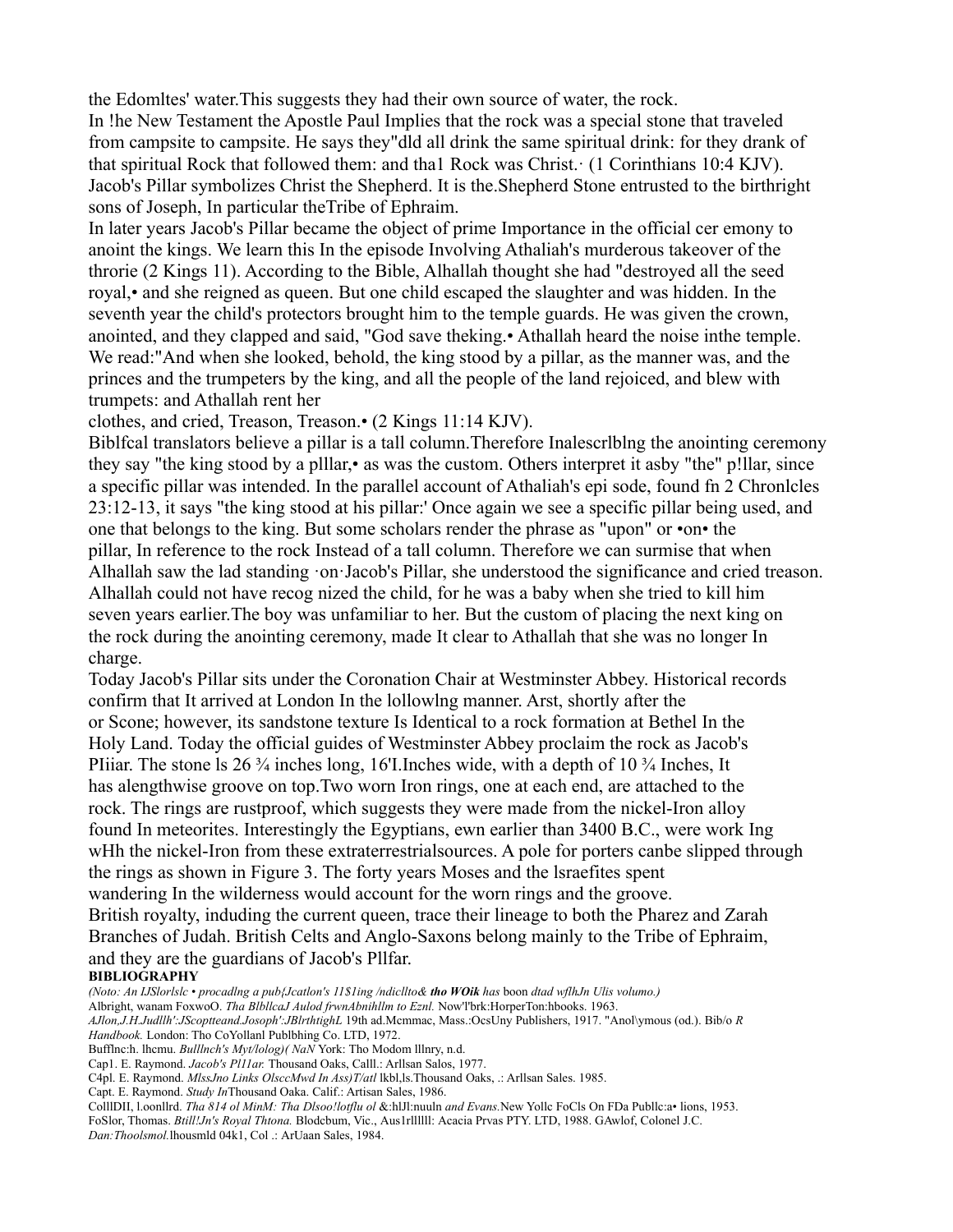the Edomltes' water.This suggests they had their own source of water, the rock.

In !he New Testament the Apostle Paul Implies that the rock was a special stone that traveled from campsite to campsite. He says they"dld all drink the same spiritual drink: for they drank of that spiritual Rock that followed them: and tha1 Rock was Christ.· (1 Corinthians 10:4 KJV).

Jacob's Pillar symbolizes Christ the Shepherd. It is the.Shepherd Stone entrusted to the birthright sons of Joseph, In particular theTribe of Ephraim.

In later years Jacob's Pillar became the object of prime Importance in the official cer emony to anoint the kings. We learn this In the episode Involving Athaliah's murderous takeover of the throrie (2 Kings 11). According to the Bible, Alhallah thought she had "destroyed all the seed royal,• and she reigned as queen. But one child escaped the slaughter and was hidden. In the seventh year the child's protectors brought him to the temple guards. He was given the crown, anointed, and they clapped and said, "God save theking.• Athallah heard the noise inthe temple. We read:"And when she looked, behold, the king stood by a pillar, as the manner was, and the princes and the trumpeters by the king, and all the people of the land rejoiced, and blew with trumpets: and Athallah rent her

clothes, and cried, Treason, Treason.• (2 Kings 11:14 KJV).

Biblfcal translators believe a pillar is a tall column.Therefore Inalescrlblng the anointing ceremony they say "the king stood by a plllar,• as was the custom. Others interpret it asby "the" p!llar, since a specific pillar was intended. In the parallel account of Athaliah's epi sode, found fn 2 Chronlcles 23:12-13, it says "the king stood at his pillar:' Once again we see a specific pillar being used, and one that belongs to the king. But some scholars render the phrase as "upon" or •on• the pillar, In reference to the rock Instead of a tall column. Therefore we can surmise that when Alhallah saw the lad standing ·on·Jacob's Pillar, she understood the significance and cried treason. Alhallah could not have recog nized the child, for he was a baby when she tried to kill him seven years earlier.The boy was unfamiliar to her. But the custom of placing the next king on the rock during the anointing ceremony, made It clear to Athallah that she was no longer In charge.

Today Jacob's Pillar sits under the Coronation Chair at Westminster Abbey. Historical records confirm that It arrived at London In the lollowlng manner. Arst, shortly after the

or Scone; however, its sandstone texture Is Identical to a rock formation at Bethel In the Holy Land. Today the official guides of Westminster Abbey proclaim the rock as Jacob's PIiiar. The stone ls 26 ¾ inches long, 16'I.Inches wide, with a depth of 10 ¾ Inches, It has alengthwise groove on top.Two worn Iron rings, one at each end, are attached to the rock. The rings are rustproof, which suggests they were made from the nickel-Iron alloy found In meteorites. Interestingly the Egyptians, ewn earlier than 3400 B.C., were work Ing wHh the nickel-Iron from these extraterrestrialsources. A pole for porters canbe slipped through the rings as shown in Figure 3. The forty years Moses and the lsraefites spent wandering In the wilderness would account for the worn rings and the groove.

British royalty, induding the current queen, trace their lineage to both the Pharez and Zarah Branches of Judah. British Celts and Anglo-Saxons belong mainly to the Tribe of Ephraim, and they are the guardians of Jacob's Pllfar.

**BIBLIOGRAPHY**

*(Noto: An IJSlorlslc • procadlng a pub{Jcatlon's 11$1ing /ndicllto& **tho WOik** has boon dtad wflhJn Ulis volumo.)*

Albright, wanam FoxwoO. *Tha BlbllcaJ Aulod frwnAbnihllm to Eznl.* Now'l'brk:HorperTon:hbooks. 1963.

*AJlon,J.H.Judllh':JScoptteand.Joseph':JBlrthtighL* 19th ad.Mcmmac, Mass.:OcsUny Publishers, 1917. "Anol\ymous (od.). Bib/o *R Handbook.* London: Tho CoYollanl Publbhing Co. LTD, 1972.

Bufflnc:h. lhcmu. *Bulllnch's Myt/lolog)( NaN* York: Tho Modom lllnry, n.d.

Cap1. E. Raymond. *Jacob's Pl11ar.* Thousand Oaks, Calll.: Arllsan Salos, 1977.

C4pl. E. Raymond. *MlssJno Links OlsccMwd In Ass)T/atl* lkbl,ls.Thousand Oaks, .: Arllsan Sales. 1985.

Capt. E. Raymond. *Study In*Thousand Oaka. Calif.: Artisan Sales, 1986.

ColllDII, l.oonllrd. *Tha 814 ol MinM: Tha Dlsoo!lotflu ol* &:hlJl:nuuln *and Evans.*New Yollc FoCls On FDa Publlc:a• lions, 1953.

FoSlor, Thomas. *Btill!Jn's Royal Thtona.* Blodcbum, Vic., Aus1rlllll: Acacia Prvas PTY. LTD, 1988. GAwlof, Colonel J.C. *Dan:Thoolsmol.*lhousmld 04k1, Col .: ArUaan Sales, 1984.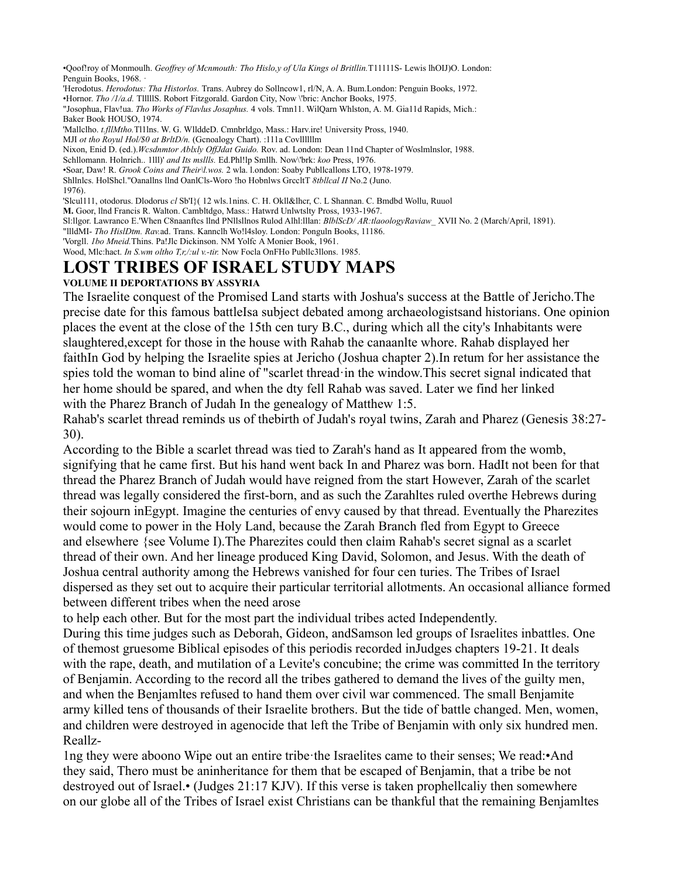•Qoof!roy of Monmoulh. *Geoffrey of Mcnmouth: Tho Hislo,y of Ula Kings ol Britllin.*T11111S- Lewis lhOIJ)O. London: Penguin Books, 1968. ·

'Herodotus. *Herodotus: Tha Historlos.* Trans. Aubrey do Sollncow1, rl/N, A. A. Bum.London: Penguin Books, 1972.

•Hornor. *Tho /1/a.d.* TlllllS. Robert Fitzgorald. Gardon City, Now \'bric: Anchor Books, 1975.

"Josophua, Flav!ua. *Tho Works of Flavlus Josaphus.* 4 vols. Tmn11. WilQarn Whlston, A. M. Gia11d Rapids, Mich.: Baker Book HOU$O, 1974.

'Mallclho. *t.fllMtho.*Tl1lns. W. G. WllddeD. Cmnbrldgo, Mass.: Harv.ire! University Pross, 1940.

MJI *ot tho Royul Hol/$0 at BrltD/n.* (Gcnoalogy Chart). :111a Covllllllm

Nixon, Enid D. (ed.).*Wcsdnmtor Ablxly OffJdat Guido.* Rov. ad. London: Dean 11nd Chapter of Woslmlnslor, 1988.

Schllomann. Holnrich.. 1lll)' *and Its mslls.* Ed.Phl!lp Smllh. Now\'brk: *koo* Press, 1976.

•Soar, Daw! R. *Grook Coins and Their\l.wos.* 2 wla. l.ondon: Soaby Publlcallons LTO, 1978-1979.

Shllnlcs. HolShcl."Oanallns llnd OanlCls-Woro !ho Hobnlws GrccltT *8tbllcal II* No.2 (Juno. 1976).

'Slcul111, otodorus. Dlodorus *cl* Sb'I}( 12 wls.1nins. C. H. Okll&lhcr, C. L Shannan. C. Bmdbd Wollu, Ruuol **M.** Goor, llnd Francis R. Walton. Cambltdgo, Mass.: Hatwrd Unlwtslty Pross, 1933-1967.

Sl:llgor. Lawranco E.'When C8naanftcs llnd PNllsllnos Ruled Alhl:lllan: *BlblScD/ AR:tlaoologyRaviaw_* XVII No. 2 (March/April, 1891).

"llldMI- *Tho HislDtm. Rav.*ad. Trans. Kannclh Wo!l4sloy. London: Ponguln Books, 11186.

'Vorgll. *1bo Mneid.*Thins. Pa!Jlc Dickinson. NM Yolfc A Monier Book, 1961.

Wood, Mlc:hact. *In S.wm oltho T,r,/:ul v.-tir.* Now Focla OnFHo Publlc3llons. 1985.

# LOST TRIBES OF ISRAEL STUDY MAPS

**VOLUME II DEPORTATIONS BY ASSYRIA**

The Israelite conquest of the Promised Land starts with Joshua's success at the Battle of Jericho.The precise date for this famous battleIsa subject debated among archaeologistsand historians. One opinion places the event at the close of the 15th cen tury B.C., during which all the city's Inhabitants were slaughtered,except for those in the house with Rahab the canaanlte whore. Rahab displayed her faithIn God by helping the Israelite spies at Jericho (Joshua chapter 2).In retum for her assistance the spies told the woman to bind aline of "scarlet thread·in the window.This secret signal indicated that her home should be spared, and when the dty fell Rahab was saved. Later we find her linked with the Pharez Branch of Judah In the genealogy of Matthew 1:5.

Rahab's scarlet thread reminds us of thebirth of Judah's royal twins, Zarah and Pharez (Genesis 38:27-30).

According to the Bible a scarlet thread was tied to Zarah's hand as It appeared from the womb, signifying that he came first. But his hand went back In and Pharez was born. HadIt not been for that thread the Pharez Branch of Judah would have reigned from the start However, Zarah of the scarlet thread was legally considered the first-born, and as such the Zarahltes ruled overthe Hebrews during their sojourn inEgypt. Imagine the centuries of envy caused by that thread. Eventually the Pharezites would come to power in the Holy Land, because the Zarah Branch fled from Egypt to Greece and elsewhere {see Volume I).The Pharezites could then claim Rahab's secret signal as a scarlet thread of their own. And her lineage produced King David, Solomon, and Jesus. With the death of Joshua central authority among the Hebrews vanished for four cen turies. The Tribes of Israel dispersed as they set out to acquire their particular territorial allotments. An occasional alliance formed between different tribes when the need arose to help each other. But for the most part the individual tribes acted Independently.

During this time judges such as Deborah, Gideon, andSamson led groups of Israelites inbattles. One of themost gruesome Biblical episodes of this periodis recorded inJudges chapters 19-21. It deals with the rape, death, and mutilation of a Levite's concubine; the crime was committed In the territory of Benjamin. According to the record all the tribes gathered to demand the lives of the guilty men, and when the Benjamltes refused to hand them over civil war commenced. The small Benjamite army killed tens of thousands of their Israelite brothers. But the tide of battle changed. Men, women, and children were destroyed in agenocide that left the Tribe of Benjamin with only six hundred men. Reallz-1ng they were aboono Wipe out an entire tribe·the Israelites came to their senses; We read:•And they said, Thero must be aninheritance for them that be escaped of Benjamin, that a tribe be not destroyed out of Israel.• (Judges 21:17 KJV). If this verse is taken prophellcaliy then somewhere on our globe all of the Tribes of Israel exist Christians can be thankful that the remaining Benjamltes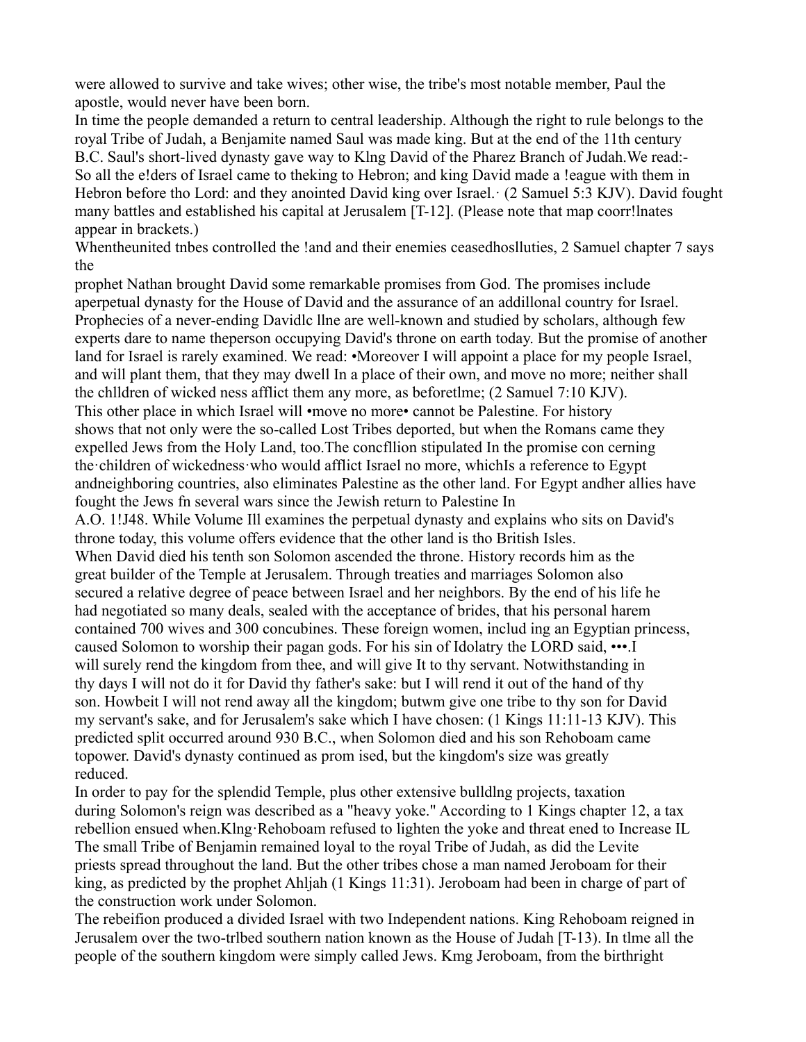were allowed to survive and take wives; other wise, the tribe's most notable member, Paul the apostle, would never have been born.

In time the people demanded a return to central leadership. Although the right to rule belongs to the royal Tribe of Judah, a Benjamite named Saul was made king. But at the end of the 11th century B.C. Saul's short-lived dynasty gave way to Klng David of the Pharez Branch of Judah.We read:- So all the e!ders of Israel came to theking to Hebron; and king David made a !eague with them in Hebron before tho Lord: and they anointed David king over Israel.· (2 Samuel 5:3 KJV). David fought many battles and established his capital at Jerusalem [T-12]. (Please note that map coorr!lnates appear in brackets.)

Whentheunited tnbes controlled the !and and their enemies ceasedhoslluties, 2 Samuel chapter 7 says the

prophet Nathan brought David some remarkable promises from God. The promises include aperpetual dynasty for the House of David and the assurance of an addillonal country for Israel. Prophecies of a never-ending Davidlc llne are well-known and studied by scholars, although few experts dare to name theperson occupying David's throne on earth today. But the promise of another land for Israel is rarely examined. We read: •Moreover I will appoint a place for my people Israel, and will plant them, that they may dwell In a place of their own, and move no more; neither shall the chlldren of wicked ness afflict them any more, as beforetlme; (2 Samuel 7:10 KJV).

This other place in which Israel will •move no more• cannot be Palestine. For history shows that not only were the so-called Lost Tribes deported, but when the Romans came they expelled Jews from the Holy Land, too.The concfllion stipulated In the promise con cerning the·children of wickedness·who would afflict Israel no more, whichIs a reference to Egypt andneighboring countries, also eliminates Palestine as the other land. For Egypt andher allies have fought the Jews fn several wars since the Jewish return to Palestine In A.O. 1!J48. While Volume Ill examines the perpetual dynasty and explains who sits on David's throne today, this volume offers evidence that the other land is tho British Isles.

When David died his tenth son Solomon ascended the throne. History records him as the great builder of the Temple at Jerusalem. Through treaties and marriages Solomon also secured a relative degree of peace between Israel and her neighbors. By the end of his life he had negotiated so many deals, sealed with the acceptance of brides, that his personal harem contained 700 wives and 300 concubines. These foreign women, includ ing an Egyptian princess, caused Solomon to worship their pagan gods. For his sin of Idolatry the LORD said, •••.I will surely rend the kingdom from thee, and will give It to thy servant. Notwithstanding in thy days I will not do it for David thy father's sake: but I will rend it out of the hand of thy son. Howbeit I will not rend away all the kingdom; butwm give one tribe to thy son for David my servant's sake, and for Jerusalem's sake which I have chosen: (1 Kings 11:11-13 KJV). This predicted split occurred around 930 B.C., when Solomon died and his son Rehoboam came topower. David's dynasty continued as prom ised, but the kingdom's size was greatly reduced.

In order to pay for the splendid Temple, plus other extensive bulldlng projects, taxation during Solomon's reign was described as a "heavy yoke." According to 1 Kings chapter 12, a tax rebellion ensued when.Klng·Rehoboam refused to lighten the yoke and threat ened to Increase IL The small Tribe of Benjamin remained loyal to the royal Tribe of Judah, as did the Levite priests spread throughout the land. But the other tribes chose a man named Jeroboam for their king, as predicted by the prophet Ahljah (1 Kings 11:31). Jeroboam had been in charge of part of the construction work under Solomon.

The rebeifion produced a divided Israel with two Independent nations. King Rehoboam reigned in Jerusalem over the two-trlbed southern nation known as the House of Judah [T-13). In tlme all the people of the southern kingdom were simply called Jews. Kmg Jeroboam, from the birthright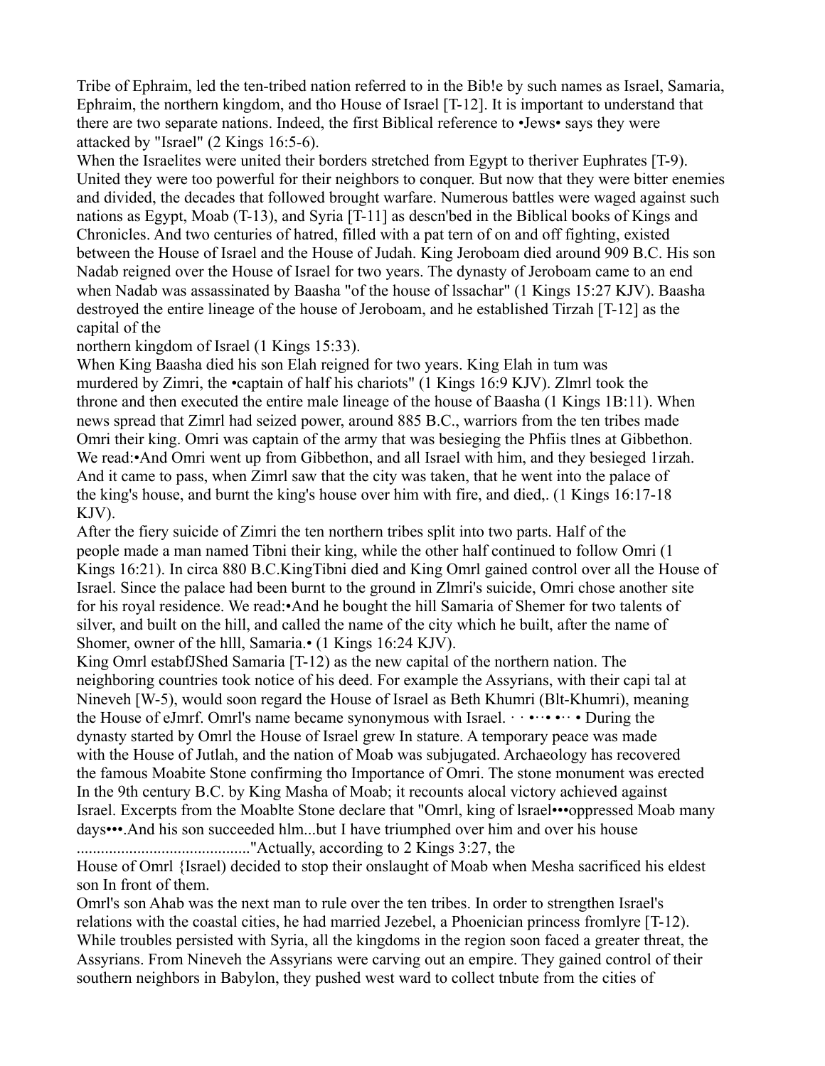Tribe of Ephraim, led the ten-tribed nation referred to in the Bib!e by such names as Israel, Samaria, Ephraim, the northern kingdom, and tho House of Israel [T-12]. It is important to understand that there are two separate nations. Indeed, the first Biblical reference to •Jews• says they were attacked by "Israel" (2 Kings 16:5-6).

When the Israelites were united their borders stretched from Egypt to theriver Euphrates [T-9). United they were too powerful for their neighbors to conquer. But now that they were bitter enemies and divided, the decades that followed brought warfare. Numerous battles were waged against such nations as Egypt, Moab (T-13), and Syria [T-11] as descn'bed in the Biblical books of Kings and Chronicles. And two centuries of hatred, filled with a pat tern of on and off fighting, existed between the House of Israel and the House of Judah. King Jeroboam died around 909 B.C. His son Nadab reigned over the House of Israel for two years. The dynasty of Jeroboam came to an end when Nadab was assassinated by Baasha "of the house of lssachar" (1 Kings 15:27 KJV). Baasha destroyed the entire lineage of the house of Jeroboam, and he established Tirzah [T-12] as the capital of the northern kingdom of Israel (1 Kings 15:33).

When King Baasha died his son Elah reigned for two years. King Elah in tum was murdered by Zimri, the •captain of half his chariots" (1 Kings 16:9 KJV). Zlmrl took the throne and then executed the entire male lineage of the house of Baasha (1 Kings 1B:11). When news spread that Zimrl had seized power, around 885 B.C., warriors from the ten tribes made Omri their king. Omri was captain of the army that was besieging the Phfiis tlnes at Gibbethon. We read:•And Omri went up from Gibbethon, and all Israel with him, and they besieged 1irzah. And it came to pass, when Zimrl saw that the city was taken, that he went into the palace of the king's house, and burnt the king's house over him with fire, and died,. (1 Kings 16:17-18 KJV).

After the fiery suicide of Zimri the ten northern tribes split into two parts. Half of the people made a man named Tibni their king, while the other half continued to follow Omri (1 Kings 16:21). In circa 880 B.C.KingTibni died and King Omrl gained control over all the House of Israel. Since the palace had been burnt to the ground in Zlmri's suicide, Omri chose another site for his royal residence. We read:•And he bought the hill Samaria of Shemer for two talents of silver, and built on the hill, and called the name of the city which he built, after the name of Shomer, owner of the hlll, Samaria.• (1 Kings 16:24 KJV).

King Omrl estabfJShed Samaria [T-12) as the new capital of the northern nation. The neighboring countries took notice of his deed. For example the Assyrians, with their capi tal at Nineveh [W-5), would soon regard the House of Israel as Beth Khumri (Blt-Khumri), meaning the House of eJmrf. Omrl's name became synonymous with Israel. · · •··• •·· • During the dynasty started by Omrl the House of Israel grew In stature. A temporary peace was made with the House of Jutlah, and the nation of Moab was subjugated. Archaeology has recovered the famous Moabite Stone confirming tho Importance of Omri. The stone monument was erected In the 9th century B.C. by King Masha of Moab; it recounts alocal victory achieved against Israel. Excerpts from the Moablte Stone declare that "Omrl, king of lsrael•••oppressed Moab many days•••.And his son succeeded hlm...but I have triumphed over him and over his house ..........................................."Actually, according to 2 Kings 3:27, the House of Omrl {Israel) decided to stop their onslaught of Moab when Mesha sacrificed his eldest son In front of them.

Omrl's son Ahab was the next man to rule over the ten tribes. In order to strengthen Israel's relations with the coastal cities, he had married Jezebel, a Phoenician princess fromlyre [T-12). While troubles persisted with Syria, all the kingdoms in the region soon faced a greater threat, the Assyrians. From Nineveh the Assyrians were carving out an empire. They gained control of their southern neighbors in Babylon, they pushed west ward to collect tnbute from the cities of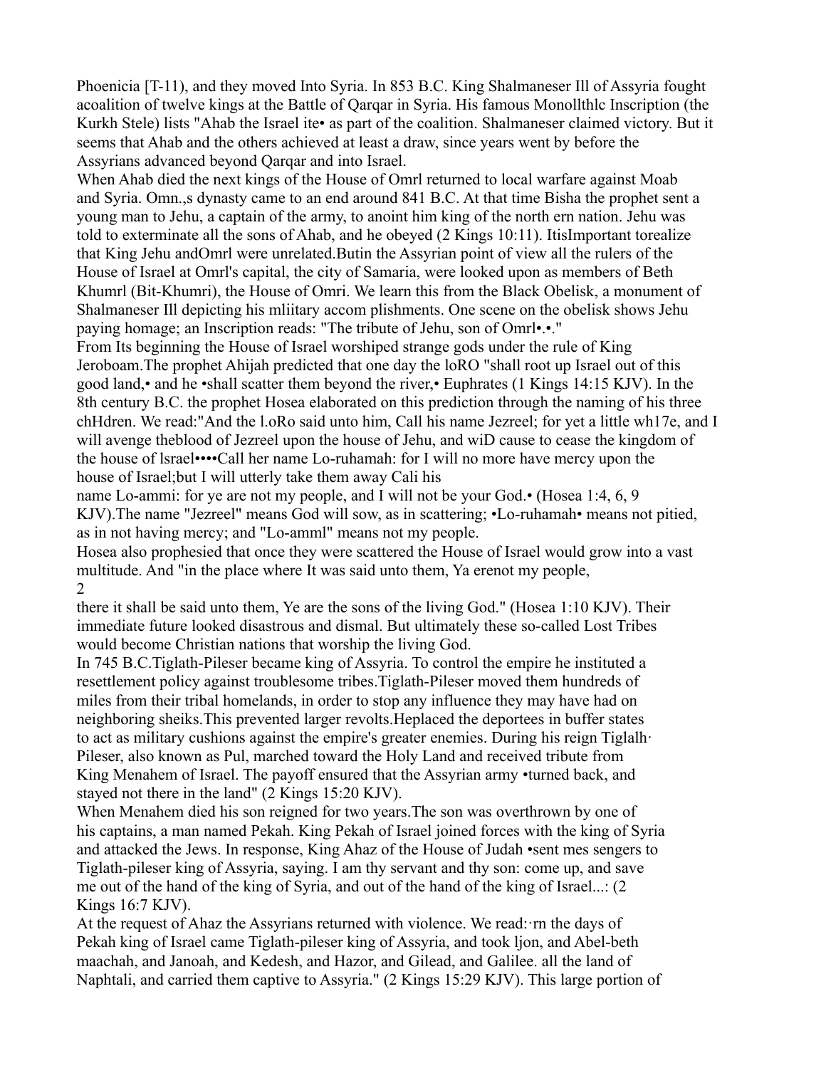Phoenicia [T-11), and they moved Into Syria. In 853 B.C. King Shalmaneser Ill of Assyria fought acoalition of twelve kings at the Battle of Qarqar in Syria. His famous Monollthlc Inscription (the Kurkh Stele) lists "Ahab the Israel ite• as part of the coalition. Shalmaneser claimed victory. But it seems that Ahab and the others achieved at least a draw, since years went by before the Assyrians advanced beyond Qarqar and into Israel.

When Ahab died the next kings of the House of Omrl returned to local warfare against Moab and Syria. Omn.,s dynasty came to an end around 841 B.C. At that time Bisha the prophet sent a young man to Jehu, a captain of the army, to anoint him king of the north ern nation. Jehu was told to exterminate all the sons of Ahab, and he obeyed (2 Kings 10:11). ItisImportant torealize that King Jehu andOmrl were unrelated.Butin the Assyrian point of view all the rulers of the House of Israel at Omrl's capital, the city of Samaria, were looked upon as members of Beth Khumrl (Bit-Khumri), the House of Omri. We learn this from the Black Obelisk, a monument of Shalmaneser Ill depicting his mliitary accom plishments. One scene on the obelisk shows Jehu paying homage; an Inscription reads: "The tribute of Jehu, son of Omrl•.•."

From Its beginning the House of Israel worshiped strange gods under the rule of King Jeroboam.The prophet Ahijah predicted that one day the loRO "shall root up Israel out of this good land,• and he •shall scatter them beyond the river,• Euphrates (1 Kings 14:15 KJV). In the 8th century B.C. the prophet Hosea elaborated on this prediction through the naming of his three chHdren. We read:"And the l.oRo said unto him, Call his name Jezreel; for yet a little wh17e, and I will avenge theblood of Jezreel upon the house of Jehu, and wiD cause to cease the kingdom of the house of lsrael••••Call her name Lo-ruhamah: for I will no more have mercy upon the house of Israel;but I will utterly take them away Cali his name Lo-ammi: for ye are not my people, and I will not be your God.• (Hosea 1:4, 6, 9 KJV).The name "Jezreel" means God will sow, as in scattering; •Lo-ruhamah• means not pitied, as in not having mercy; and "Lo-amml" means not my people.

Hosea also prophesied that once they were scattered the House of Israel would grow into a vast multitude. And "in the place where It was said unto them, Ya erenot my people, there it shall be said unto them, Ye are the sons of the living God." (Hosea 1:10 KJV). Their immediate future looked disastrous and dismal. But ultimately these so-called Lost Tribes would become Christian nations that worship the living God.

In 745 B.C.Tiglath-Pileser became king of Assyria. To control the empire he instituted a resettlement policy against troublesome tribes.Tiglath-Pileser moved them hundreds of miles from their tribal homelands, in order to stop any influence they may have had on neighboring sheiks.This prevented larger revolts.Heplaced the deportees in buffer states to act as military cushions against the empire's greater enemies. During his reign Tiglalh· Pileser, also known as Pul, marched toward the Holy Land and received tribute from King Menahem of Israel. The payoff ensured that the Assyrian army •turned back, and stayed not there in the land" (2 Kings 15:20 KJV).

When Menahem died his son reigned for two years.The son was overthrown by one of his captains, a man named Pekah. King Pekah of Israel joined forces with the king of Syria and attacked the Jews. In response, King Ahaz of the House of Judah •sent mes sengers to Tiglath-pileser king of Assyria, saying. I am thy servant and thy son: come up, and save me out of the hand of the king of Syria, and out of the hand of the king of Israel...: (2 Kings 16:7 KJV).

At the request of Ahaz the Assyrians returned with violence. We read:·rn the days of Pekah king of Israel came Tiglath-pileser king of Assyria, and took ljon, and Abel-beth maachah, and Janoah, and Kedesh, and Hazor, and Gilead, and Galilee. all the land of Naphtali, and carried them captive to Assyria." (2 Kings 15:29 KJV). This large portion of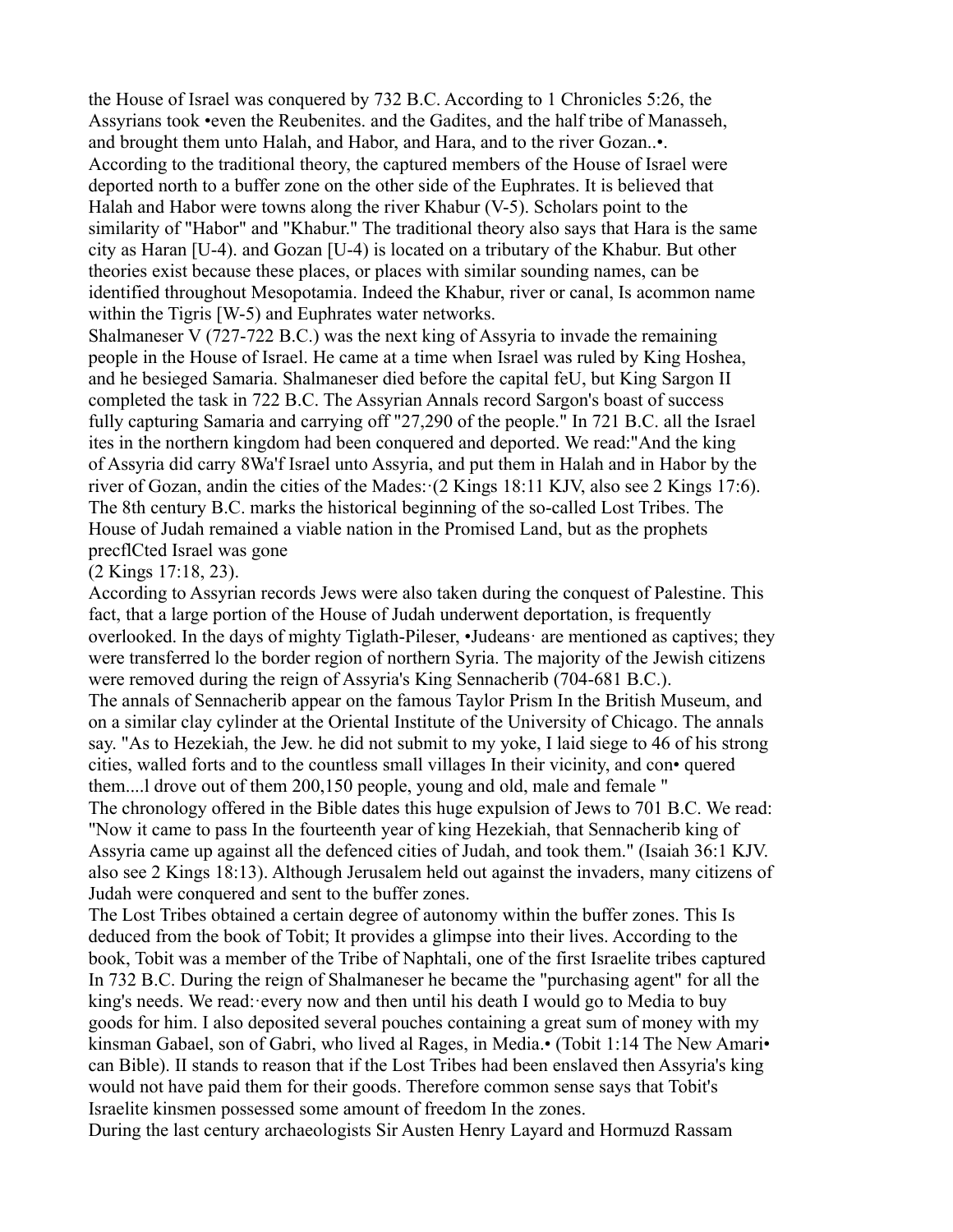the House of Israel was conquered by 732 B.C. According to 1 Chronicles 5:26, the Assyrians took •even the Reubenites. and the Gadites, and the half tribe of Manasseh, and brought them unto Halah, and Habor, and Hara, and to the river Gozan..•. According to the traditional theory, the captured members of the House of Israel were deported north to a buffer zone on the other side of the Euphrates. It is believed that Halah and Habor were towns along the river Khabur (V-5). Scholars point to the similarity of "Habor" and "Khabur." The traditional theory also says that Hara is the same city as Haran [U-4). and Gozan [U-4) is located on a tributary of the Khabur. But other theories exist because these places, or places with similar sounding names, can be identified throughout Mesopotamia. Indeed the Khabur, river or canal, Is acommon name within the Tigris [W-5) and Euphrates water networks.

Shalmaneser V (727-722 B.C.) was the next king of Assyria to invade the remaining people in the House of Israel. He came at a time when Israel was ruled by King Hoshea, and he besieged Samaria. Shalmaneser died before the capital feU, but King Sargon II completed the task in 722 B.C. The Assyrian Annals record Sargon's boast of success fully capturing Samaria and carrying off "27,290 of the people." In 721 B.C. all the Israel ites in the northern kingdom had been conquered and deported. We read:"And the king of Assyria did carry 8Wa'f Israel unto Assyria, and put them in Halah and in Habor by the river of Gozan, andin the cities of the Mades:·(2 Kings 18:11 KJV, also see 2 Kings 17:6). The 8th century B.C. marks the historical beginning of the so-called Lost Tribes. The House of Judah remained a viable nation in the Promised Land, but as the prophets precflCted Israel was gone
(2 Kings 17:18, 23).

According to Assyrian records Jews were also taken during the conquest of Palestine. This fact, that a large portion of the House of Judah underwent deportation, is frequently overlooked. In the days of mighty Tiglath-Pileser, •Judeans· are mentioned as captives; they were transferred lo the border region of northern Syria. The majority of the Jewish citizens were removed during the reign of Assyria's King Sennacherib (704-681 B.C.).

The annals of Sennacherib appear on the famous Taylor Prism In the British Museum, and on a similar clay cylinder at the Oriental Institute of the University of Chicago. The annals say. "As to Hezekiah, the Jew. he did not submit to my yoke, I laid siege to 46 of his strong cities, walled forts and to the countless small villages In their vicinity, and con• quered them....l drove out of them 200,150 people, young and old, male and female "

The chronology offered in the Bible dates this huge expulsion of Jews to 701 B.C. We read: "Now it came to pass In the fourteenth year of king Hezekiah, that Sennacherib king of Assyria came up against all the defenced cities of Judah, and took them." (Isaiah 36:1 KJV. also see 2 Kings 18:13). Although Jerusalem held out against the invaders, many citizens of Judah were conquered and sent to the buffer zones.

The Lost Tribes obtained a certain degree of autonomy within the buffer zones. This Is deduced from the book of Tobit; It provides a glimpse into their lives. According to the book, Tobit was a member of the Tribe of Naphtali, one of the first Israelite tribes captured In 732 B.C. During the reign of Shalmaneser he became the "purchasing agent" for all the king's needs. We read:·every now and then until his death I would go to Media to buy goods for him. I also deposited several pouches containing a great sum of money with my kinsman Gabael, son of Gabri, who lived al Rages, in Media.• (Tobit 1:14 The New Amari• can Bible). II stands to reason that if the Lost Tribes had been enslaved then Assyria's king would not have paid them for their goods. Therefore common sense says that Tobit's Israelite kinsmen possessed some amount of freedom In the zones.

During the last century archaeologists Sir Austen Henry Layard and Hormuzd Rassam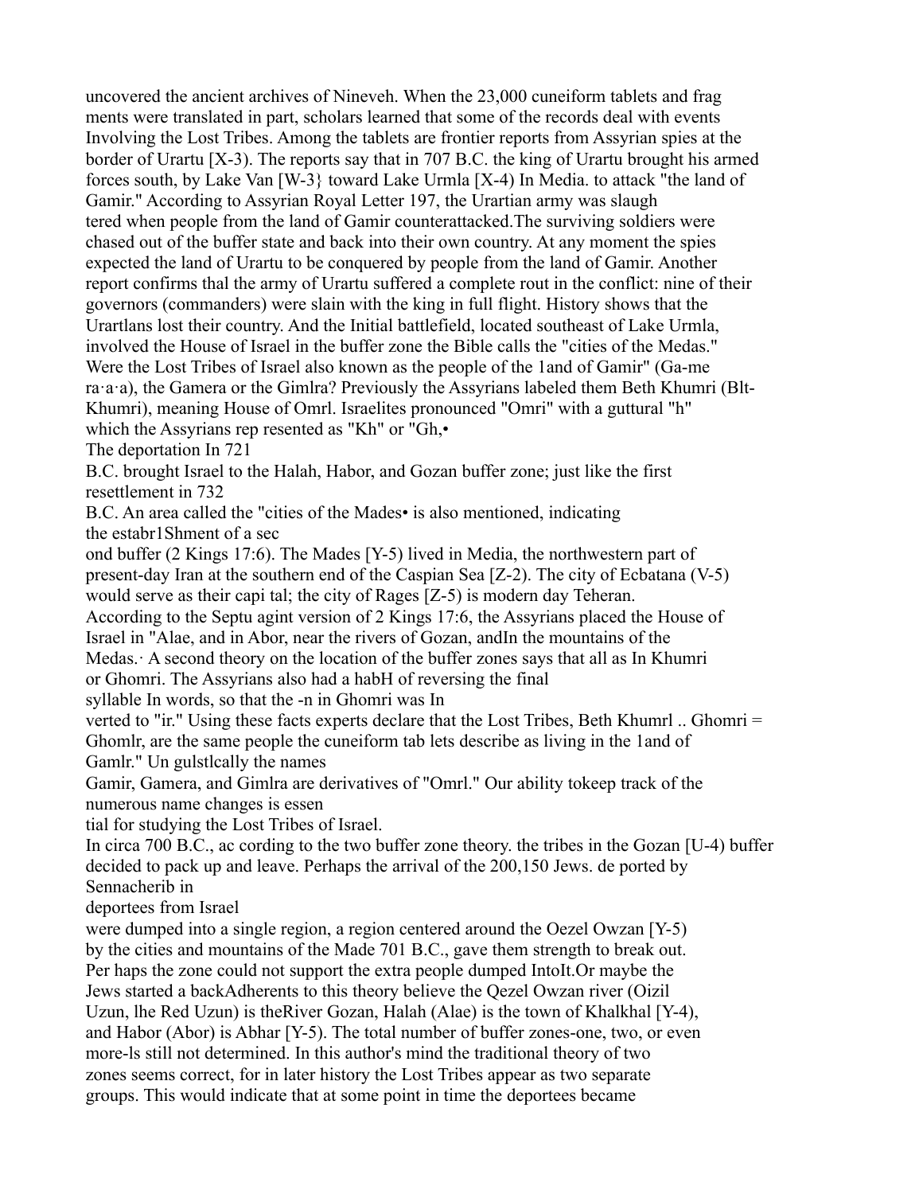uncovered the ancient archives of Nineveh. When the 23,000 cuneiform tablets and frag ments were translated in part, scholars learned that some of the records deal with events Involving the Lost Tribes. Among the tablets are frontier reports from Assyrian spies at the border of Urartu [X-3). The reports say that in 707 B.C. the king of Urartu brought his armed forces south, by Lake Van [W-3} toward Lake Urmla [X-4) In Media. to attack "the land of Gamir." According to Assyrian Royal Letter 197, the Urartian army was slaugh tered when people from the land of Gamir counterattacked.The surviving soldiers were chased out of the buffer state and back into their own country. At any moment the spies expected the land of Urartu to be conquered by people from the land of Gamir. Another report confirms thal the army of Urartu suffered a complete rout in the conflict: nine of their governors (commanders) were slain with the king in full flight. History shows that the Urartlans lost their country. And the Initial battlefield, located southeast of Lake Urmla, involved the House of Israel in the buffer zone the Bible calls the "cities of the Medas." Were the Lost Tribes of Israel also known as the people of the 1and of Gamir" (Ga-me ra·a·a), the Gamera or the Gimlra? Previously the Assyrians labeled them Beth Khumri (Blt-Khumri), meaning House of Omrl. Israelites pronounced "Omri" with a guttural "h" which the Assyrians rep resented as "Kh" or "Gh,•

The deportation In 721 B.C. brought Israel to the Halah, Habor, and Gozan buffer zone; just like the first resettlement in 732 B.C. An area called the "cities of the Mades• is also mentioned, indicating the estabr1Shment of a sec ond buffer (2 Kings 17:6). The Mades [Y-5) lived in Media, the northwestern part of present-day Iran at the southern end of the Caspian Sea [Z-2). The city of Ecbatana (V-5) would serve as their capi tal; the city of Rages [Z-5) is modern day Teheran.

According to the Septu agint version of 2 Kings 17:6, the Assyrians placed the House of Israel in "Alae, and in Abor, near the rivers of Gozan, andIn the mountains of the Medas.· A second theory on the location of the buffer zones says that all as In Khumri or Ghomri. The Assyrians also had a habH of reversing the final syllable In words, so that the -n in Ghomri was In verted to "ir." Using these facts experts declare that the Lost Tribes, Beth Khumrl .. Ghomri = Ghomlr, are the same people the cuneiform tab lets describe as living in the 1and of Gamlr." Un gulstlcally the names Gamir, Gamera, and Gimlra are derivatives of "Omrl." Our ability tokeep track of the numerous name changes is essen tial for studying the Lost Tribes of Israel.

In circa 700 B.C., ac cording to the two buffer zone theory. the tribes in the Gozan [U-4) buffer decided to pack up and leave. Perhaps the arrival of the 200,150 Jews. de ported by Sennacherib in deportees from Israel were dumped into a single region, a region centered around the Oezel Owzan [Y-5) by the cities and mountains of the Made 701 B.C., gave them strength to break out. Per haps the zone could not support the extra people dumped IntoIt.Or maybe the Jews started a backAdherents to this theory believe the Qezel Owzan river (Oizil Uzun, lhe Red Uzun) is theRiver Gozan, Halah (Alae) is the town of Khalkhal [Y-4), and Habor (Abor) is Abhar [Y-5). The total number of buffer zones-one, two, or even more-ls still not determined. In this author's mind the traditional theory of two zones seems correct, for in later history the Lost Tribes appear as two separate groups. This would indicate that at some point in time the deportees became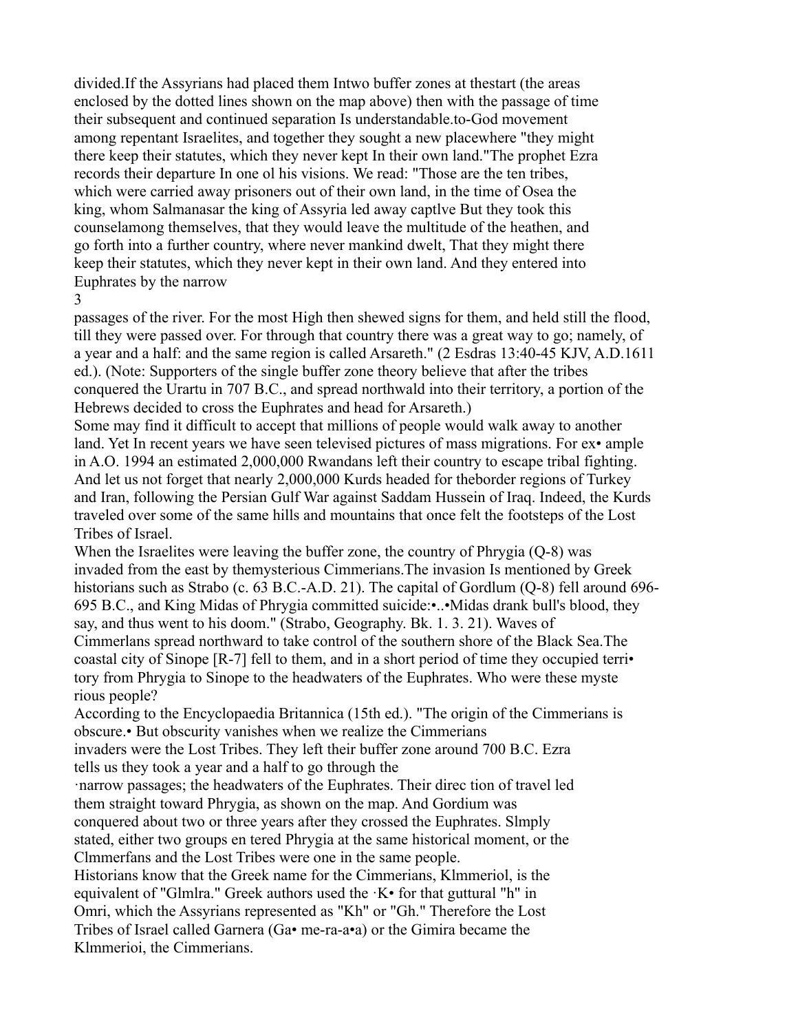divided.If the Assyrians had placed them Intwo buffer zones at thestart (the areas enclosed by the dotted lines shown on the map above) then with the passage of time their subsequent and continued separation Is understandable.to-God movement among repentant Israelites, and together they sought a new placewhere "they might there keep their statutes, which they never kept In their own land."The prophet Ezra records their departure In one ol his visions. We read: "Those are the ten tribes, which were carried away prisoners out of their own land, in the time of Osea the king, whom Salmanasar the king of Assyria led away captlve But they took this counselamong themselves, that they would leave the multitude of the heathen, and go forth into a further country, where never mankind dwelt, That they might there keep their statutes, which they never kept in their own land. And they entered into Euphrates by the narrow passages of the river. For the most High then shewed signs for them, and held still the flood, till they were passed over. For through that country there was a great way to go; namely, of a year and a half: and the same region is called Arsareth." (2 Esdras 13:40-45 KJV, A.D.1611 ed.). (Note: Supporters of the single buffer zone theory believe that after the tribes conquered the Urartu in 707 B.C., and spread northwald into their territory, a portion of the Hebrews decided to cross the Euphrates and head for Arsareth.)

Some may find it difficult to accept that millions of people would walk away to another land. Yet In recent years we have seen televised pictures of mass migrations. For ex• ample in A.O. 1994 an estimated 2,000,000 Rwandans left their country to escape tribal fighting. And let us not forget that nearly 2,000,000 Kurds headed for theborder regions of Turkey and Iran, following the Persian Gulf War against Saddam Hussein of Iraq. Indeed, the Kurds traveled over some of the same hills and mountains that once felt the footsteps of the Lost Tribes of Israel.

When the Israelites were leaving the buffer zone, the country of Phrygia (Q-8) was invaded from the east by themysterious Cimmerians.The invasion Is mentioned by Greek historians such as Strabo (c. 63 B.C.-A.D. 21). The capital of Gordlum (Q-8) fell around 696-695 B.C., and King Midas of Phrygia committed suicide:•..•Midas drank bull's blood, they say, and thus went to his doom." (Strabo, Geography. Bk. 1. 3. 21). Waves of Cimmerlans spread northward to take control of the southern shore of the Black Sea.The coastal city of Sinope [R-7] fell to them, and in a short period of time they occupied terri• tory from Phrygia to Sinope to the headwaters of the Euphrates. Who were these myste rious people?

According to the Encyclopaedia Britannica (15th ed.). "The origin of the Cimmerians is obscure.• But obscurity vanishes when we realize the Cimmerians invaders were the Lost Tribes. They left their buffer zone around 700 B.C. Ezra tells us they took a year and a half to go through the ·narrow passages; the headwaters of the Euphrates. Their direc tion of travel led them straight toward Phrygia, as shown on the map. And Gordium was conquered about two or three years after they crossed the Euphrates. Slmply stated, either two groups en tered Phrygia at the same historical moment, or the Clmmerfans and the Lost Tribes were one in the same people.

Historians know that the Greek name for the Cimmerians, Klmmeriol, is the equivalent of "Glmlra." Greek authors used the ·K• for that guttural "h" in Omri, which the Assyrians represented as "Kh" or "Gh." Therefore the Lost Tribes of Israel called Garnera (Ga• me-ra-a•a) or the Gimira became the Klmmerioi, the Cimmerians.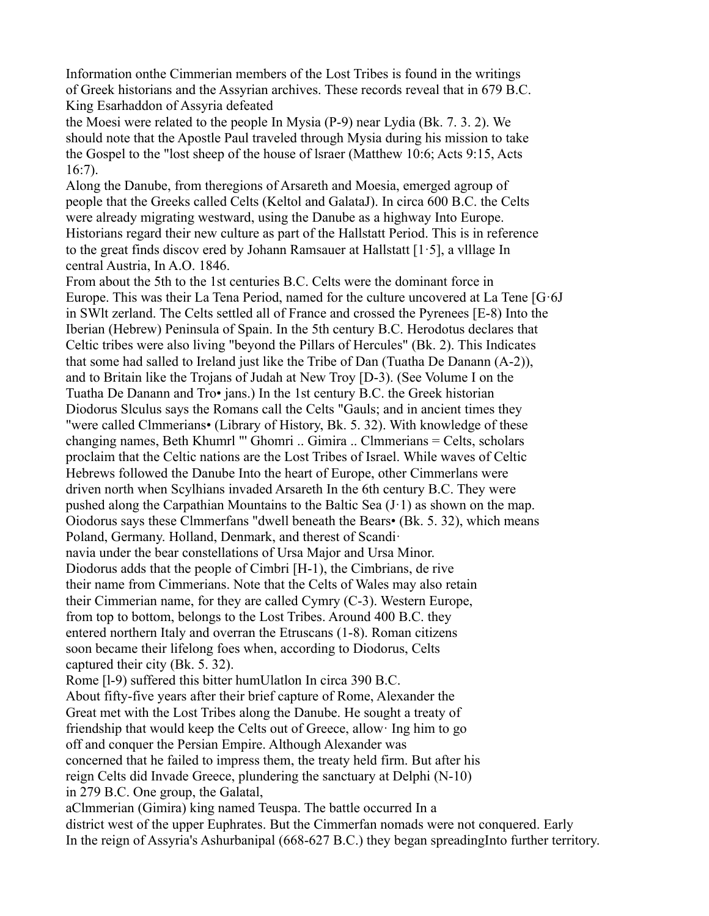Information onthe Cimmerian members of the Lost Tribes is found in the writings of Greek historians and the Assyrian archives. These records reveal that in 679 B.C. King Esarhaddon of Assyria defeated

the Moesi were related to the people In Mysia (P-9) near Lydia (Bk. 7. 3. 2). We should note that the Apostle Paul traveled through Mysia during his mission to take the Gospel to the "lost sheep of the house of lsraer (Matthew 10:6; Acts 9:15, Acts 16:7).

Along the Danube, from theregions of Arsareth and Moesia, emerged agroup of people that the Greeks called Celts (Keltol and GalataJ). In circa 600 B.C. the Celts were already migrating westward, using the Danube as a highway Into Europe. Historians regard their new culture as part of the Hallstatt Period. This is in reference to the great finds discov ered by Johann Ramsauer at Hallstatt [1·5], a vlllage In central Austria, In A.O. 1846.

From about the 5th to the 1st centuries B.C. Celts were the dominant force in Europe. This was their La Tena Period, named for the culture uncovered at La Tene [G·6J in SWlt zerland. The Celts settled all of France and crossed the Pyrenees [E-8) Into the Iberian (Hebrew) Peninsula of Spain. In the 5th century B.C. Herodotus declares that Celtic tribes were also living "beyond the Pillars of Hercules" (Bk. 2). This Indicates that some had salled to Ireland just like the Tribe of Dan (Tuatha De Danann (A-2)), and to Britain like the Trojans of Judah at New Troy [D-3). (See Volume I on the Tuatha De Danann and Tro• jans.) In the 1st century B.C. the Greek historian Diodorus Slculus says the Romans call the Celts "Gauls; and in ancient times they "were called Clmmerians• (Library of History, Bk. 5. 32). With knowledge of these changing names, Beth Khumrl "' Ghomri .. Gimira .. Clmmerians = Celts, scholars proclaim that the Celtic nations are the Lost Tribes of Israel. While waves of Celtic Hebrews followed the Danube Into the heart of Europe, other Cimmerlans were driven north when Scylhians invaded Arsareth In the 6th century B.C. They were pushed along the Carpathian Mountains to the Baltic Sea (J·1) as shown on the map. Oiodorus says these Clmmerfans "dwell beneath the Bears• (Bk. 5. 32), which means Poland, Germany. Holland, Denmark, and therest of Scandi·navia under the bear constellations of Ursa Major and Ursa Minor.

Diodorus adds that the people of Cimbri [H-1), the Cimbrians, de rive their name from Cimmerians. Note that the Celts of Wales may also retain their Cimmerian name, for they are called Cymry (C-3). Western Europe, from top to bottom, belongs to the Lost Tribes. Around 400 B.C. they entered northern Italy and overran the Etruscans (1-8). Roman citizens soon became their lifelong foes when, according to Diodorus, Celts captured their city (Bk. 5. 32).

Rome [l-9) suffered this bitter humUlatlon In circa 390 B.C.

About fifty-five years after their brief capture of Rome, Alexander the Great met with the Lost Tribes along the Danube. He sought a treaty of friendship that would keep the Celts out of Greece, allow· Ing him to go off and conquer the Persian Empire. Although Alexander was concerned that he failed to impress them, the treaty held firm. But after his reign Celts did Invade Greece, plundering the sanctuary at Delphi (N-10) in 279 B.C. One group, the Galatal,

aClmmerian (Gimira) king named Teuspa. The battle occurred In a district west of the upper Euphrates. But the Cimmerfan nomads were not conquered. Early In the reign of Assyria's Ashurbanipal (668-627 B.C.) they began spreadingInto further territory.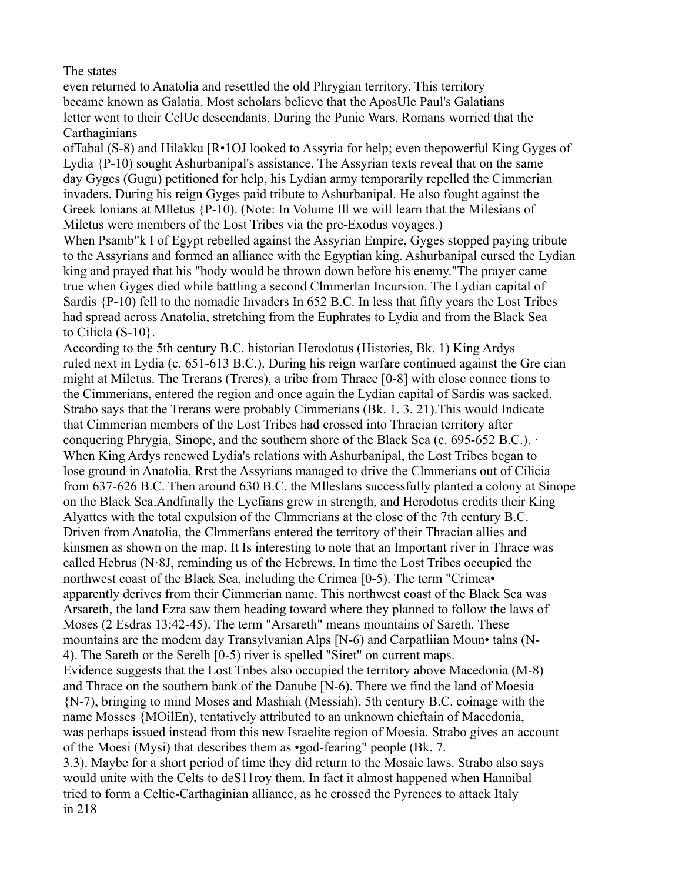The states
even returned to Anatolia and resettled the old Phrygian territory. This territory became known as Galatia. Most scholars believe that the AposUle Paul's Galatians letter went to their CelUc descendants. During the Punic Wars, Romans worried that the Carthaginians
ofTabal (S-8) and Hilakku [R•1OJ looked to Assyria for help; even thepowerful King Gyges of Lydia {P-10) sought Ashurbanipal's assistance. The Assyrian texts reveal that on the same day Gyges (Gugu) petitioned for help, his Lydian army temporarily repelled the Cimmerian invaders. During his reign Gyges paid tribute to Ashurbanipal. He also fought against the Greek lonians at MIletus {P-10). (Note: In Volume Ill we will learn that the Milesians of Miletus were members of the Lost Tribes via the pre-Exodus voyages.)

When Psamb"k I of Egypt rebelled against the Assyrian Empire, Gyges stopped paying tribute to the Assyrians and formed an alliance with the Egyptian king. Ashurbanipal cursed the Lydian king and prayed that his "body would be thrown down before his enemy."The prayer came true when Gyges died while battling a second Clmmerlan Incursion. The Lydian capital of Sardis {P-10) fell to the nomadic Invaders In 652 B.C. In less that fifty years the Lost Tribes had spread across Anatolia, stretching from the Euphrates to Lydia and from the Black Sea to Cilicla (S-10}.

According to the 5th century B.C. historian Herodotus (Histories, Bk. 1) King Ardys ruled next in Lydia (c. 651-613 B.C.). During his reign warfare continued against the Gre cian might at Miletus. The Trerans (Treres), a tribe from Thrace [0-8] with close connec tions to the Cimmerians, entered the region and once again the Lydian capital of Sardis was sacked. Strabo says that the Trerans were probably Cimmerians (Bk. 1. 3. 21).This would Indicate that Cimmerian members of the Lost Tribes had crossed into Thracian territory after conquering Phrygia, Sinope, and the southern shore of the Black Sea (c. 695-652 B.C.). ·

When King Ardys renewed Lydia's relations with Ashurbanipal, the Lost Tribes began to lose ground in Anatolia. Rrst the Assyrians managed to drive the Clmmerians out of Cilicia from 637-626 B.C. Then around 630 B.C. the Mlleslans successfully planted a colony at Sinope on the Black Sea.Andfinally the Lycfians grew in strength, and Herodotus credits their King Alyattes with the total expulsion of the Clmmerians at the close of the 7th century B.C. Driven from Anatolia, the Clmmerfans entered the territory of their Thracian allies and kinsmen as shown on the map. It Is interesting to note that an Important river in Thrace was called Hebrus (N·8J, reminding us of the Hebrews. In time the Lost Tribes occupied the northwest coast of the Black Sea, including the Crimea [0-5). The term "Crimea• apparently derives from their Cimmerian name. This northwest coast of the Black Sea was Arsareth, the land Ezra saw them heading toward where they planned to follow the laws of Moses (2 Esdras 13:42-45). The term "Arsareth" means mountains of Sareth. These mountains are the modem day Transylvanian Alps [N-6) and Carpatliian Moun• talns (N-4). The Sareth or the Serelh [0-5) river is spelled "Siret" on current maps.

Evidence suggests that the Lost Tnbes also occupied the territory above Macedonia (M-8) and Thrace on the southern bank of the Danube [N-6). There we find the land of Moesia {N-7), bringing to mind Moses and Mashiah (Messiah). 5th century B.C. coinage with the name Mosses {MOilEn), tentatively attributed to an unknown chieftain of Macedonia, was perhaps issued instead from this new Israelite region of Moesia. Strabo gives an account of the Moesi (Mysi) that describes them as •god-fearing" people (Bk. 7. 3.3). Maybe for a short period of time they did return to the Mosaic laws. Strabo also says would unite with the Celts to deS11roy them. In fact it almost happened when Hannibal tried to form a Celtic-Carthaginian alliance, as he crossed the Pyrenees to attack Italy in 218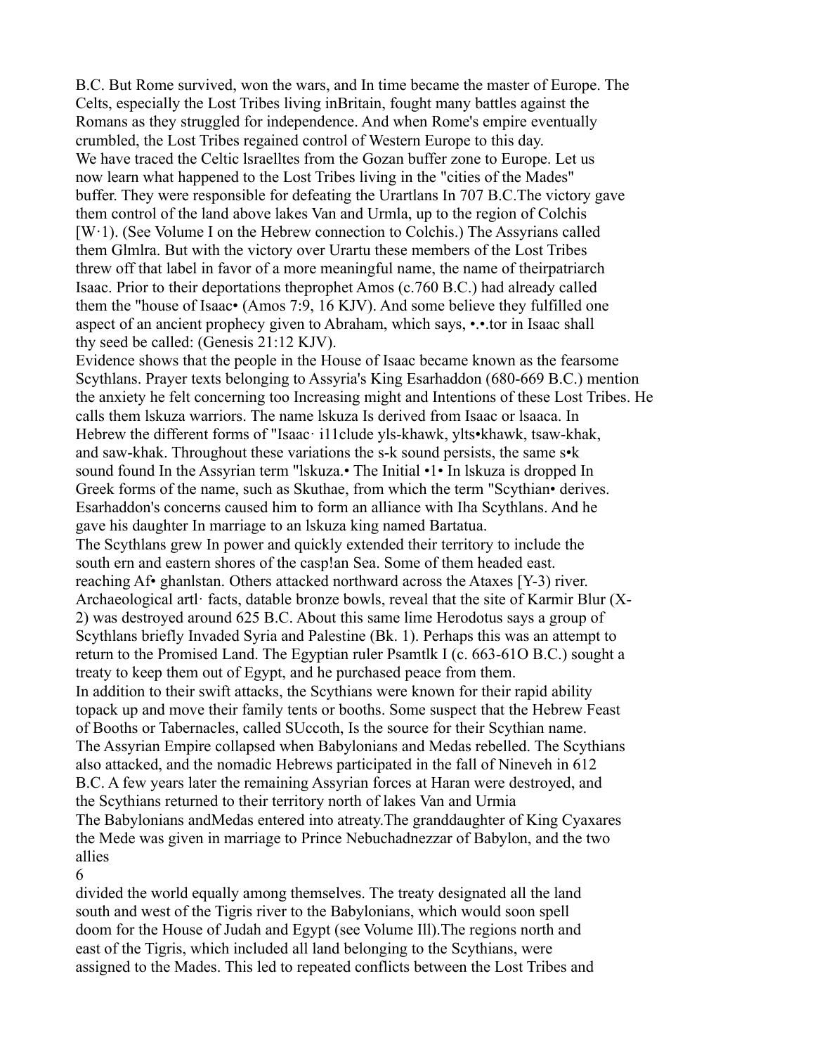B.C. But Rome survived, won the wars, and In time became the master of Europe. The Celts, especially the Lost Tribes living inBritain, fought many battles against the Romans as they struggled for independence. And when Rome's empire eventually crumbled, the Lost Tribes regained control of Western Europe to this day.

We have traced the Celtic lsraelltes from the Gozan buffer zone to Europe. Let us now learn what happened to the Lost Tribes living in the "cities of the Mades" buffer. They were responsible for defeating the Urartlans In 707 B.C.The victory gave them control of the land above lakes Van and Urmla, up to the region of Colchis [W·1). (See Volume I on the Hebrew connection to Colchis.) The Assyrians called them Glmlra. But with the victory over Urartu these members of the Lost Tribes threw off that label in favor of a more meaningful name, the name of theirpatriarch Isaac. Prior to their deportations theprophet Amos (c.760 B.C.) had already called them the "house of Isaac• (Amos 7:9, 16 KJV). And some believe they fulfilled one aspect of an ancient prophecy given to Abraham, which says, •.•.tor in Isaac shall thy seed be called: (Genesis 21:12 KJV).

Evidence shows that the people in the House of Isaac became known as the fearsome Scythlans. Prayer texts belonging to Assyria's King Esarhaddon (680-669 B.C.) mention the anxiety he felt concerning too Increasing might and Intentions of these Lost Tribes. He calls them lskuza warriors. The name lskuza Is derived from Isaac or lsaaca. In Hebrew the different forms of "Isaac· i11clude yls-khawk, ylts•khawk, tsaw-khak, and saw-khak. Throughout these variations the s-k sound persists, the same s•k sound found In the Assyrian term "lskuza.• The Initial •1• In lskuza is dropped In Greek forms of the name, such as Skuthae, from which the term "Scythian• derives. Esarhaddon's concerns caused him to form an alliance with Iha Scythlans. And he gave his daughter In marriage to an lskuza king named Bartatua.

The Scythlans grew In power and quickly extended their territory to include the south ern and eastern shores of the casp!an Sea. Some of them headed east. reaching Af• ghanlstan. Others attacked northward across the Ataxes [Y-3) river. Archaeological artl· facts, datable bronze bowls, reveal that the site of Karmir Blur (X-2) was destroyed around 625 B.C. About this same lime Herodotus says a group of Scythlans briefly Invaded Syria and Palestine (Bk. 1). Perhaps this was an attempt to return to the Promised Land. The Egyptian ruler Psamtlk I (c. 663-61O B.C.) sought a treaty to keep them out of Egypt, and he purchased peace from them.

In addition to their swift attacks, the Scythians were known for their rapid ability topack up and move their family tents or booths. Some suspect that the Hebrew Feast of Booths or Tabernacles, called SUccoth, Is the source for their Scythian name.

The Assyrian Empire collapsed when Babylonians and Medas rebelled. The Scythians also attacked, and the nomadic Hebrews participated in the fall of Nineveh in 612 B.C. A few years later the remaining Assyrian forces at Haran were destroyed, and the Scythians returned to their territory north of lakes Van and Urmia

The Babylonians andMedas entered into atreaty.The granddaughter of King Cyaxares the Mede was given in marriage to Prince Nebuchadnezzar of Babylon, and the two allies divided the world equally among themselves. The treaty designated all the land south and west of the Tigris river to the Babylonians, which would soon spell doom for the House of Judah and Egypt (see Volume Ill).The regions north and east of the Tigris, which included all land belonging to the Scythians, were assigned to the Mades. This led to repeated conflicts between the Lost Tribes and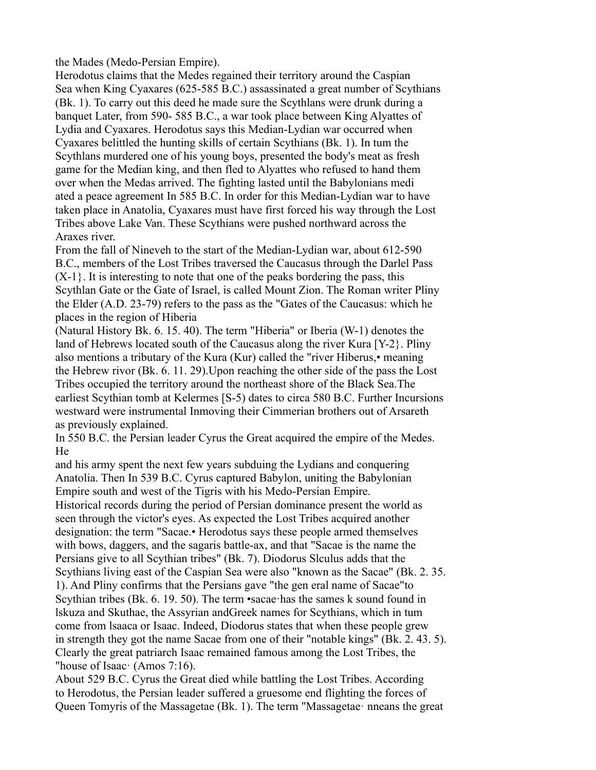the Mades (Medo-Persian Empire).

Herodotus claims that the Medes regained their territory around the Caspian Sea when King Cyaxares (625-585 B.C.) assassinated a great number of Scythians (Bk. 1). To carry out this deed he made sure the Scythlans were drunk during a banquet Later, from 590- 585 B.C., a war took place between King Alyattes of Lydia and Cyaxares. Herodotus says this Median-Lydian war occurred when Cyaxares belittled the hunting skills of certain Scythians (Bk. 1). In tum the Scythlans murdered one of his young boys, presented the body's meat as fresh game for the Median king, and then fled to Alyattes who refused to hand them over when the Medas arrived. The fighting lasted until the Babylonians medi ated a peace agreement In 585 B.C. In order for this Median-Lydian war to have taken place in Anatolia, Cyaxares must have first forced his way through the Lost Tribes above Lake Van. These Scythians were pushed northward across the Araxes river.

From the fall of Nineveh to the start of the Median-Lydian war, about 612-590 B.C., members of the Lost Tribes traversed the Caucasus through the Darlel Pass (X-1}. It is interesting to note that one of the peaks bordering the pass, this Scythlan Gate or the Gate of Israel, is called Mount Zion. The Roman writer Pliny the Elder (A.D. 23-79) refers to the pass as the "Gates of the Caucasus: which he places in the region of Hiberia

(Natural History Bk. 6. 15. 40). The term "Hiberia" or Iberia (W-1) denotes the land of Hebrews located south of the Caucasus along the river Kura [Y-2}. Pliny also mentions a tributary of the Kura (Kur) called the "river Hiberus,• meaning the Hebrew rivor (Bk. 6. 11. 29).Upon reaching the other side of the pass the Lost Tribes occupied the territory around the northeast shore of the Black Sea.The earliest Scythian tomb at Kelermes [S-5) dates to circa 580 B.C. Further Incursions westward were instrumental Inmoving their Cimmerian brothers out of Arsareth as previously explained.

In 550 B.C. the Persian leader Cyrus the Great acquired the empire of the Medes. He

and his army spent the next few years subduing the Lydians and conquering Anatolia. Then In 539 B.C. Cyrus captured Babylon, uniting the Babylonian Empire south and west of the Tigris with his Medo-Persian Empire.

Historical records during the period of Persian dominance present the world as seen through the victor's eyes. As expected the Lost Tribes acquired another designation: the term "Sacae.• Herodotus says these people armed themselves with bows, daggers, and the sagaris battle-ax, and that "Sacae is the name the Persians give to all Scythian tribes" (Bk. 7). Diodorus Slculus adds that the Scythians living east of the Caspian Sea were also "known as the Sacae" (Bk. 2. 35. 1). And Pliny confirms that the Persians gave "the gen eral name of Sacae"to Scythian tribes (Bk. 6. 19. 50). The term •sacae·has the sames k sound found in lskuza and Skuthae, the Assyrian andGreek names for Scythians, which in tum come from lsaaca or Isaac. Indeed, Diodorus states that when these people grew in strength they got the name Sacae from one of their "notable kings" (Bk. 2. 43. 5). Clearly the great patriarch Isaac remained famous among the Lost Tribes, the "house of Isaac· (Amos 7:16).

About 529 B.C. Cyrus the Great died while battling the Lost Tribes. According to Herodotus, the Persian leader suffered a gruesome end flighting the forces of Queen Tomyris of the Massagetae (Bk. 1). The term "Massagetae· nneans the great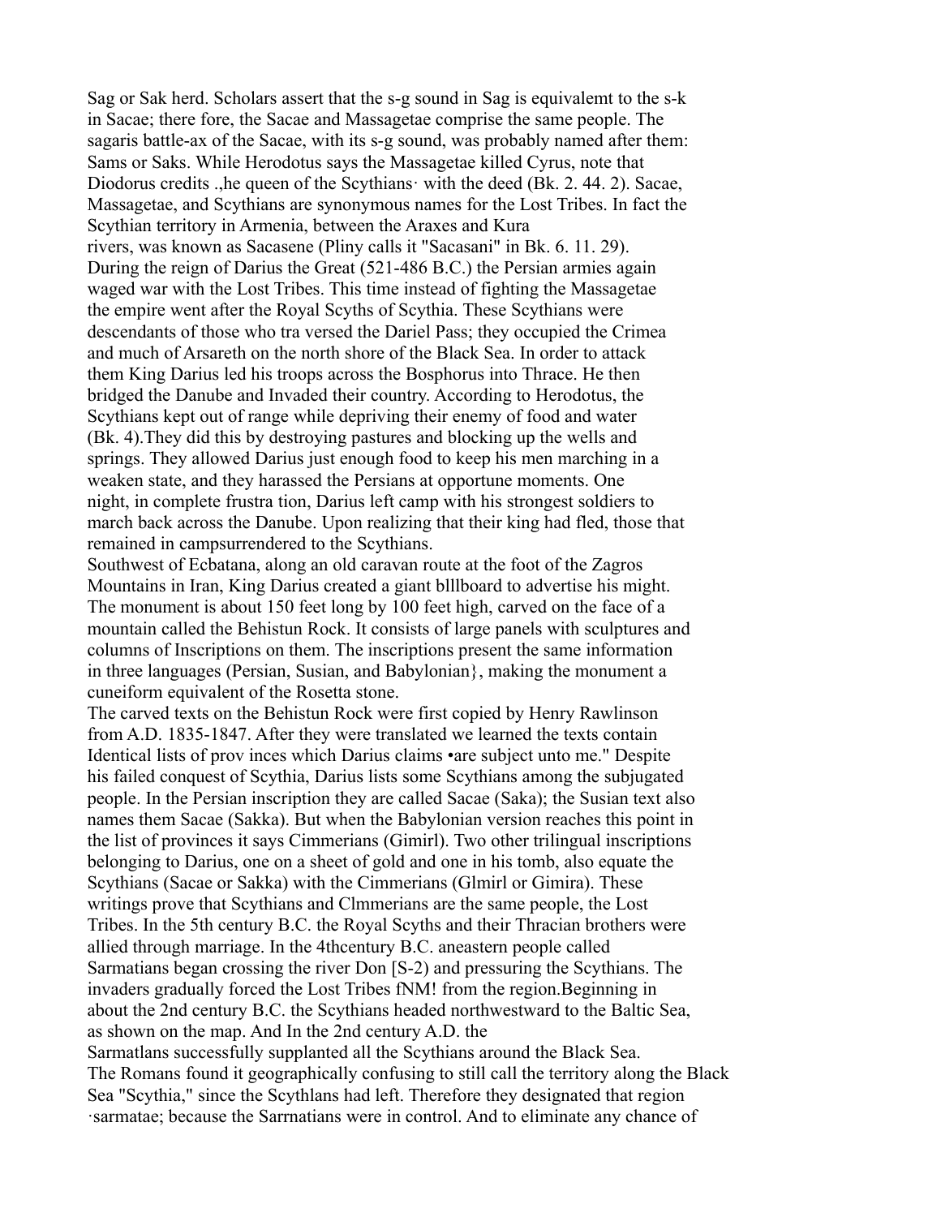Sag or Sak herd. Scholars assert that the s-g sound in Sag is equivalemt to the s-k in Sacae; there fore, the Sacae and Massagetae comprise the same people. The sagaris battle-ax of the Sacae, with its s-g sound, was probably named after them: Sams or Saks. While Herodotus says the Massagetae killed Cyrus, note that Diodorus credits .,he queen of the Scythians· with the deed (Bk. 2. 44. 2). Sacae, Massagetae, and Scythians are synonymous names for the Lost Tribes. In fact the Scythian territory in Armenia, between the Araxes and Kura rivers, was known as Sacasene (Pliny calls it "Sacasani" in Bk. 6. 11. 29).

During the reign of Darius the Great (521-486 B.C.) the Persian armies again waged war with the Lost Tribes. This time instead of fighting the Massagetae the empire went after the Royal Scyths of Scythia. These Scythians were descendants of those who tra versed the Dariel Pass; they occupied the Crimea and much of Arsareth on the north shore of the Black Sea. In order to attack them King Darius led his troops across the Bosphorus into Thrace. He then bridged the Danube and Invaded their country. According to Herodotus, the Scythians kept out of range while depriving their enemy of food and water (Bk. 4).They did this by destroying pastures and blocking up the wells and springs. They allowed Darius just enough food to keep his men marching in a weaken state, and they harassed the Persians at opportune moments. One night, in complete frustra tion, Darius left camp with his strongest soldiers to march back across the Danube. Upon realizing that their king had fled, those that remained in campsurrendered to the Scythians.

Southwest of Ecbatana, along an old caravan route at the foot of the Zagros Mountains in Iran, King Darius created a giant blllboard to advertise his might. The monument is about 150 feet long by 100 feet high, carved on the face of a mountain called the Behistun Rock. It consists of large panels with sculptures and columns of Inscriptions on them. The inscriptions present the same information in three languages (Persian, Susian, and Babylonian}, making the monument a cuneiform equivalent of the Rosetta stone.

The carved texts on the Behistun Rock were first copied by Henry Rawlinson from A.D. 1835-1847. After they were translated we learned the texts contain Identical lists of prov inces which Darius claims •are subject unto me." Despite his failed conquest of Scythia, Darius lists some Scythians among the subjugated people. In the Persian inscription they are called Sacae (Saka); the Susian text also names them Sacae (Sakka). But when the Babylonian version reaches this point in the list of provinces it says Cimmerians (Gimirl). Two other trilingual inscriptions belonging to Darius, one on a sheet of gold and one in his tomb, also equate the Scythians (Sacae or Sakka) with the Cimmerians (Glmirl or Gimira). These writings prove that Scythians and Clmmerians are the same people, the Lost Tribes. In the 5th century B.C. the Royal Scyths and their Thracian brothers were allied through marriage. In the 4thcentury B.C. aneastern people called Sarmatians began crossing the river Don [S-2) and pressuring the Scythians. The invaders gradually forced the Lost Tribes fNM! from the region.Beginning in about the 2nd century B.C. the Scythians headed northwestward to the Baltic Sea, as shown on the map. And In the 2nd century A.D. the Sarmatlans successfully supplanted all the Scythians around the Black Sea.

The Romans found it geographically confusing to still call the territory along the Black Sea "Scythia," since the Scythlans had left. Therefore they designated that region ·sarmatae; because the Sarrnatians were in control. And to eliminate any chance of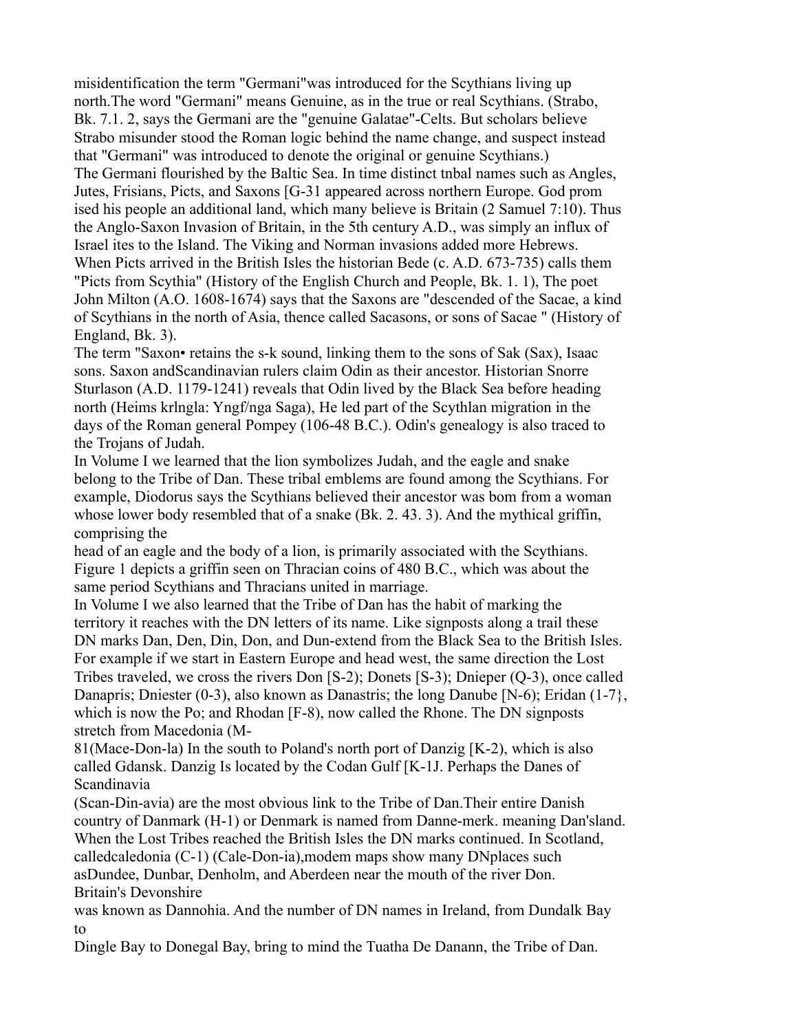misidentification the term "Germani"was introduced for the Scythians living up north.The word "Germani" means Genuine, as in the true or real Scythians. (Strabo, Bk. 7.1. 2, says the Germani are the "genuine Galatae"-Celts. But scholars believe Strabo misunder stood the Roman logic behind the name change, and suspect instead that "Germani" was introduced to denote the original or genuine Scythians.)

The Germani flourished by the Baltic Sea. In time distinct tnbal names such as Angles, Jutes, Frisians, Picts, and Saxons [G-31 appeared across northern Europe. God prom ised his people an additional land, which many believe is Britain (2 Samuel 7:10). Thus the Anglo-Saxon Invasion of Britain, in the 5th century A.D., was simply an influx of Israel ites to the Island. The Viking and Norman invasions added more Hebrews. When Picts arrived in the British Isles the historian Bede (c. A.D. 673-735) calls them "Picts from Scythia" (History of the English Church and People, Bk. 1. 1), The poet John Milton (A.O. 1608-1674) says that the Saxons are "descended of the Sacae, a kind of Scythians in the north of Asia, thence called Sacasons, or sons of Sacae " (History of England, Bk. 3).

The term "Saxon• retains the s-k sound, linking them to the sons of Sak (Sax), Isaac sons. Saxon andScandinavian rulers claim Odin as their ancestor. Historian Snorre Sturlason (A.D. 1179-1241) reveals that Odin lived by the Black Sea before heading north (Heims krlngla: Yngf/nga Saga), He led part of the Scythlan migration in the days of the Roman general Pompey (106-48 B.C.). Odin's genealogy is also traced to the Trojans of Judah.

In Volume I we learned that the lion symbolizes Judah, and the eagle and snake belong to the Tribe of Dan. These tribal emblems are found among the Scythians. For example, Diodorus says the Scythians believed their ancestor was bom from a woman whose lower body resembled that of a snake (Bk. 2. 43. 3). And the mythical griffin, comprising the head of an eagle and the body of a lion, is primarily associated with the Scythians. Figure 1 depicts a griffin seen on Thracian coins of 480 B.C., which was about the same period Scythians and Thracians united in marriage.

In Volume I we also learned that the Tribe of Dan has the habit of marking the territory it reaches with the DN letters of its name. Like signposts along a trail these DN marks Dan, Den, Din, Don, and Dun-extend from the Black Sea to the British Isles. For example if we start in Eastern Europe and head west, the same direction the Lost Tribes traveled, we cross the rivers Don [S-2); Donets [S-3); Dnieper (Q-3), once called Danapris; Dniester (0-3), also known as Danastris; the long Danube [N-6); Eridan (1-7}, which is now the Po; and Rhodan [F-8), now called the Rhone. The DN signposts stretch from Macedonia (M-81(Mace-Don-la) In the south to Poland's north port of Danzig [K-2), which is also called Gdansk. Danzig Is located by the Codan Gulf [K-1J. Perhaps the Danes of Scandinavia (Scan-Din-avia) are the most obvious link to the Tribe of Dan.Their entire Danish country of Danmark (H-1) or Denmark is named from Danne-merk. meaning Dan'sland.

When the Lost Tribes reached the British Isles the DN marks continued. In Scotland, calledcaledonia (C-1) (Cale-Don-ia),modem maps show many DNplaces such asDundee, Dunbar, Denholm, and Aberdeen near the mouth of the river Don. Britain's Devonshire was known as Dannohia. And the number of DN names in Ireland, from Dundalk Bay to Dingle Bay to Donegal Bay, bring to mind the Tuatha De Danann, the Tribe of Dan.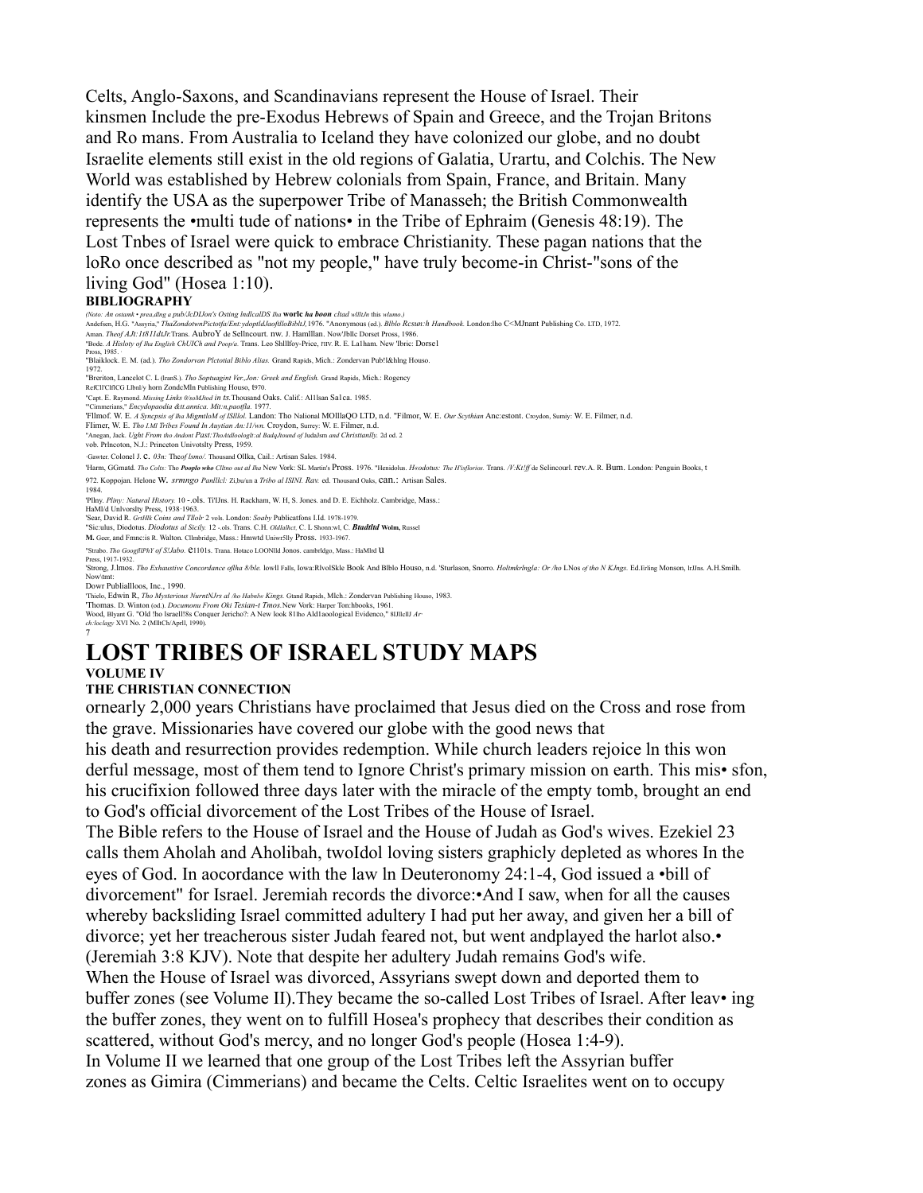Celts, Anglo-Saxons, and Scandinavians represent the House of Israel. Their kinsmen Include the pre-Exodus Hebrews of Spain and Greece, and the Trojan Britons and Ro mans. From Australia to Iceland they have colonized our globe, and no doubt Israelite elements still exist in the old regions of Galatia, Urartu, and Colchis. The New World was established by Hebrew colonials from Spain, France, and Britain. Many identify the USA as the superpower Tribe of Manasseh; the British Commonwealth represents the •multi tude of nations• in the Tribe of Ephraim (Genesis 48:19). The Lost Tnbes of Israel were quick to embrace Christianity. These pagan nations that the loRo once described as "not my people," have truly become-in Christ-"sons of the living God" (Hosea 1:10).

**BIBLIOGRAPHY**

*(Noto: An ostamk • prea,dlng a pub/JcDIJon's Osting lndlcalDS lha* **worlc** ***ha boon*** *cltad wllltJn* this *wlumo.)*

Andefsen, H.G. "Assyria," *ThaZondotwnPictotfa/Ent:ydoptldJaoftlloBibltJ,*1976. "Anonymous (ed.). *Blblo Rcsun:h Handbook.* London:lho C<MJnant Publishing Co. LTD, 1972.

Aman. *Theof AJt:1t811dtJt:*Trans. AubroY de Sellncourt. nw. J. Hamlllan. Now'Jbllc Dorset Pross, 1986.

"Bode. *A Hisloty of lha English ChUICh and Poop/a.* Trans. Leo Shlllfoy-Price, rIIV. R. E. La1ham. New 'lbric: Dorse1 Pross, 1985.

"Blaiklock. E. M. (ad.). *Tho Zondorvan Plctotial Biblo Alias.* Grand Rapids, Mich.: Zondervan Pub!l&hlng Houso. 1972.

"Brenton, Lancelot C. L (lranS.). *Tho Soptuagint Ver.,Jon: Greek and English.* Grand Rapids, Mich.: Rogency RefCll'ClfCG Llbnl/y horn ZondcMln Publishing Houso, t970.

"Capt. E. Raymond. *Missing Links 0/soMJtod in ts.*Thousand Oaks. Calif.: Al1lsan Sa1ca. 1985.

'"Cimmerians," *Encydopaodia &tt.annica. Mit:n,paotfla.* 1977.

'Fllmof. W. E. *A Syncpsis of lha MigmtloM of ISlllol.* Landon: Tho Nalional MOIllaQO LTD, n.d. "Filmor, W. E. *Our Scythian* Anc:estont. Croydon, Sumiy: W. E. Filmer, n.d.

Flimer, W. E. *Tho I.Ml Tribes Found In Auytian An:11/wn.* Croydon, Surrey: W. E. Filmer, n.d.

"Anegan, Jack. *Ught From tho Andont Past:ThoAtdloologlt:al BadqJound of* JudaJsm *and Christtanlly.* 2d od. 2 vob. Prlncoton, N.J.: Princeton Univotslty Press, 1959.

Gawter. Colonel J. C. *03n: Theof lsmo/.* Thousand OIlka, Cail.: Artisan Sales. 1984.

'Harm, GGmatd. *Tho Colts:* Tho ***Pooplo who*** *Cltno out al lha* New Vork: SL Martin's Pross. 1976. "Henidolus. *Hvodotus: The H'isflorios.* Trans. */V:Kt!ff* de Selincourl. rev.A. R. Bum. London: Penguin Books, t 972. Koppojan. Helone W. *srmngo Panlllcl: Zi,bu'un* a *Tribo al ISINI. Rav.* ed. Thousand Oaks, can.: Artisan Sales. 1984.

'Pllny. *Pliny: Natural History.* 10 -.ols. Ti'IJns. H. Rackham, W. H, S. Jones. and D. E. Eichholz. Cambridge, Mass.: HaMl/d Unlvorslty Press, 1938·1963.

'Sear, David R. *GrtHlk Coins and Tllolr* 2 vols. London: *Soaby* Publicatfons I.Id. 1978-1979.

"Sic:ulus, Diodotus. *Diodotus al Sicily.* 12 -.ols. Trans. C.H. *Oldlalhct,* C. L Shonn:wl, C. ***Btadltd*** **Wolm,** Russel **M.** Geer, and Fmnc:is R. Walton. Cllmbridge, Mass.: Hmwtd Uniwr5lly Pross. 1933-1967.

"Strabo. *Tho GoogflPhY of S!Jabo.* e1101s. Trana. Hotaco LOONlld Jonos. cambrldgo, Mass.: HaMlrd U Press, 1917-1932.

'Strong, J.lmos. *Tho Exhaustive Concordance oflha 8/ble.* lowll Falls, lowa:RlvolSkle Book And Blblo Houso, n.d. 'Sturlason, Snorro. *Holtmkrlngla: Or /ho* LNos *of tho N KJngs.* Ed.Erling Monson, lrJJns. A.H.Smilh. Now'tmt: Dowr Publiallloos, Inc., 1990.

'Thielo, Edwin R, *Tho Mysterious NurntNJrs al /ho Habnlw Kings.* Gtand Rapids, Mlch.: Zondervan Publishing Houso, 1983.

'Thomas. D. Winton (od.). *Documonu From Oki Tesian-t Tmos.*New Vork: Harper Ton:hbooks, 1961.

Wood, Blyant G. "Old !ho Israell!8s Conquer Jericho?: A New look 81lho Ald1aoological Evidenco," 8lJllclIJ *Ar ch:loclogy* XVI No. 2 (MlltCh/Aprll, 1990).

# LOST TRIBES OF ISRAEL STUDY MAPS

**VOLUME IV**

**THE CHRISTIAN CONNECTION**

ornearly 2,000 years Christians have proclaimed that Jesus died on the Cross and rose from the grave. Missionaries have covered our globe with the good news that his death and resurrection provides redemption. While church leaders rejoice ln this won derful message, most of them tend to Ignore Christ's primary mission on earth. This mis• sfon, his crucifixion followed three days later with the miracle of the empty tomb, brought an end to God's official divorcement of the Lost Tribes of the House of Israel.

The Bible refers to the House of Israel and the House of Judah as God's wives. Ezekiel 23 calls them Aholah and Aholibah, twoIdol loving sisters graphicly depleted as whores In the eyes of God. In aocordance with the law ln Deuteronomy 24:1-4, God issued a •bill of divorcement" for Israel. Jeremiah records the divorce:•And I saw, when for all the causes whereby backsliding Israel committed adultery I had put her away, and given her a bill of divorce; yet her treacherous sister Judah feared not, but went andplayed the harlot also.• (Jeremiah 3:8 KJV). Note that despite her adultery Judah remains God's wife.

When the House of Israel was divorced, Assyrians swept down and deported them to buffer zones (see Volume II).They became the so-called Lost Tribes of Israel. After leav• ing the buffer zones, they went on to fulfill Hosea's prophecy that describes their condition as scattered, without God's mercy, and no longer God's people (Hosea 1:4-9).

In Volume II we learned that one group of the Lost Tribes left the Assyrian buffer zones as Gimira (Cimmerians) and became the Celts. Celtic Israelites went on to occupy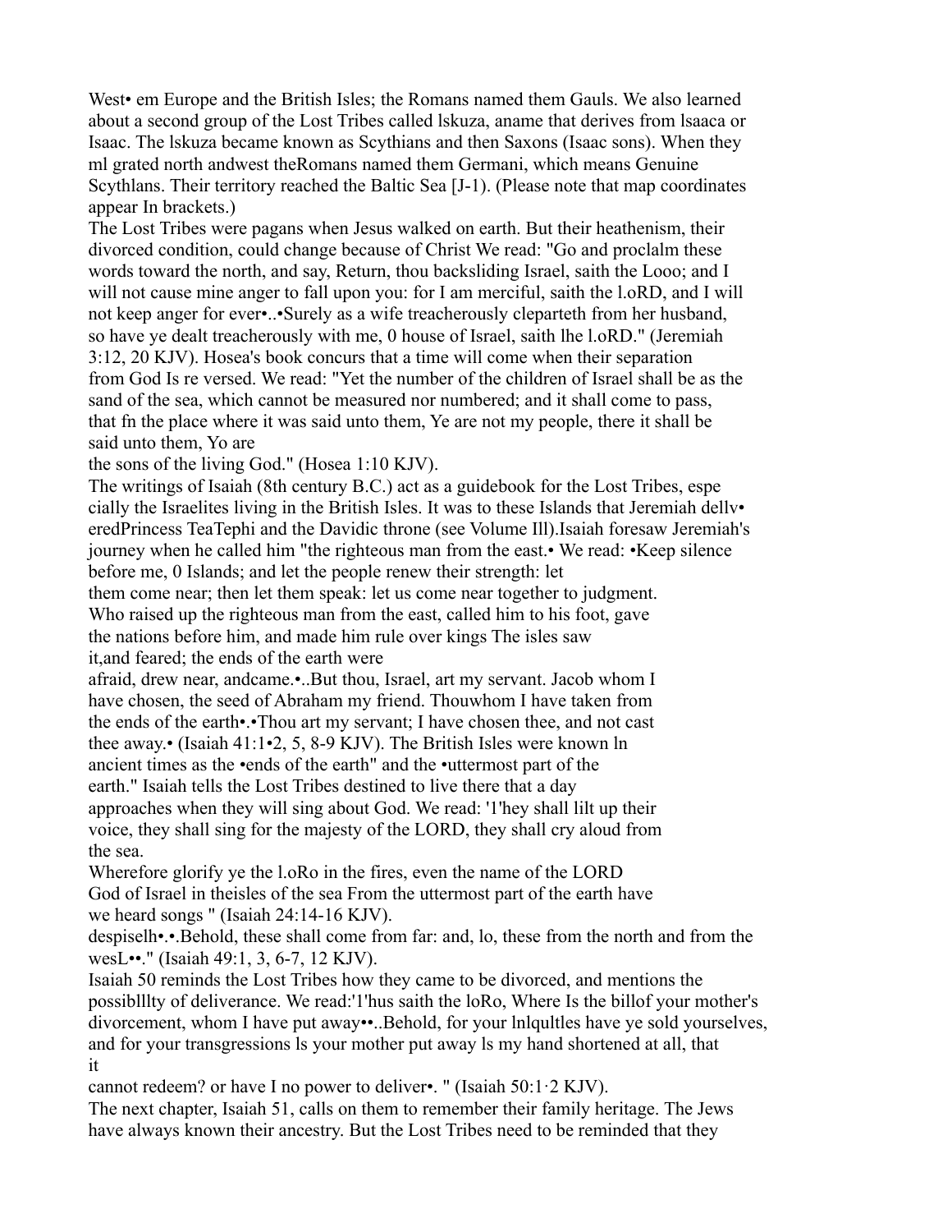West• em Europe and the British Isles; the Romans named them Gauls. We also learned about a second group of the Lost Tribes called lskuza, aname that derives from lsaaca or Isaac. The lskuza became known as Scythians and then Saxons (Isaac sons). When they ml grated north andwest theRomans named them Germani, which means Genuine Scythlans. Their territory reached the Baltic Sea [J-1). (Please note that map coordinates appear In brackets.)

The Lost Tribes were pagans when Jesus walked on earth. But their heathenism, their divorced condition, could change because of Christ We read: "Go and proclalm these words toward the north, and say, Return, thou backsliding Israel, saith the Looo; and I will not cause mine anger to fall upon you: for I am merciful, saith the l.oRD, and I will not keep anger for ever•..•Surely as a wife treacherously cleparteth from her husband, so have ye dealt treacherously with me, 0 house of Israel, saith lhe l.oRD." (Jeremiah 3:12, 20 KJV). Hosea's book concurs that a time will come when their separation from God Is re versed. We read: "Yet the number of the children of Israel shall be as the sand of the sea, which cannot be measured nor numbered; and it shall come to pass, that fn the place where it was said unto them, Ye are not my people, there it shall be said unto them, Yo are
the sons of the living God." (Hosea 1:10 KJV).

The writings of Isaiah (8th century B.C.) act as a guidebook for the Lost Tribes, espe cially the Israelites living in the British Isles. It was to these Islands that Jeremiah dellv• eredPrincess TeaTephi and the Davidic throne (see Volume Ill).Isaiah foresaw Jeremiah's journey when he called him "the righteous man from the east.• We read: •Keep silence before me, 0 Islands; and let the people renew their strength: let
them come near; then let them speak: let us come near together to judgment.
Who raised up the righteous man from the east, called him to his foot, gave
the nations before him, and made him rule over kings The isles saw
it,and feared; the ends of the earth were
afraid, drew near, andcame.•..But thou, Israel, art my servant. Jacob whom I
have chosen, the seed of Abraham my friend. Thouwhom I have taken from
the ends of the earth•.•Thou art my servant; I have chosen thee, and not cast
thee away.• (Isaiah 41:1•2, 5, 8-9 KJV). The British Isles were known ln
ancient times as the •ends of the earth" and the •uttermost part of the
earth." Isaiah tells the Lost Tribes destined to live there that a day
approaches when they will sing about God. We read: '1'hey shall lilt up their
voice, they shall sing for the majesty of the LORD, they shall cry aloud from
the sea.
Wherefore glorify ye the l.oRo in the fires, even the name of the LORD
God of Israel in theisles of the sea From the uttermost part of the earth have
we heard songs " (Isaiah 24:14-16 KJV).
despiselh•.•.Behold, these shall come from far: and, lo, these from the north and from the wesL••." (Isaiah 49:1, 3, 6-7, 12 KJV).

Isaiah 50 reminds the Lost Tribes how they came to be divorced, and mentions the possiblllty of deliverance. We read:'1'hus saith the loRo, Where Is the billof your mother's divorcement, whom I have put away••..Behold, for your lnlqultles have ye sold yourselves, and for your transgressions ls your mother put away ls my hand shortened at all, that it
cannot redeem? or have I no power to deliver•. " (Isaiah 50:1·2 KJV).

The next chapter, Isaiah 51, calls on them to remember their family heritage. The Jews have always known their ancestry. But the Lost Tribes need to be reminded that they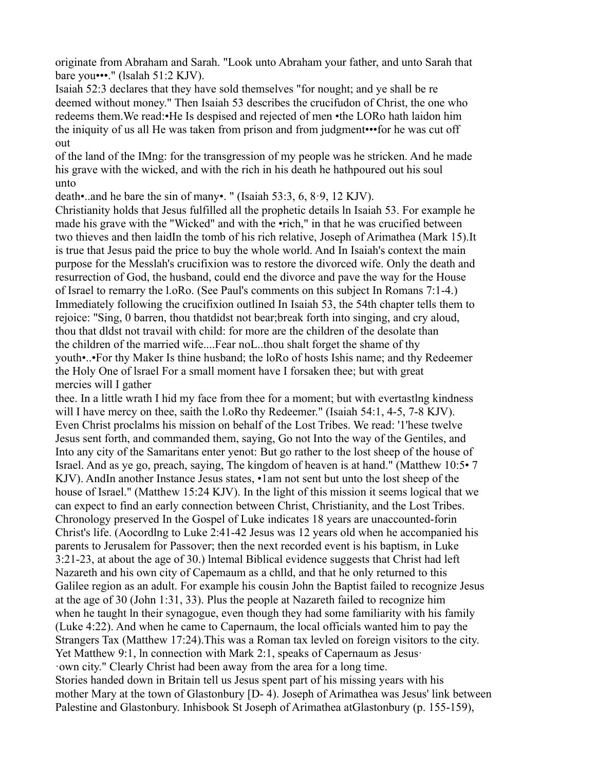originate from Abraham and Sarah. "Look unto Abraham your father, and unto Sarah that bare you•••." (lsalah 51:2 KJV).

Isaiah 52:3 declares that they have sold themselves "for nought; and ye shall be re deemed without money." Then Isaiah 53 describes the crucifudon of Christ, the one who redeems them.We read:•He Is despised and rejected of men •the LORo hath laidon him the iniquity of us all He was taken from prison and from judgment•••for he was cut off out of the land of the IMng: for the transgression of my people was he stricken. And he made his grave with the wicked, and with the rich in his death he hathpoured out his soul unto death•..and he bare the sin of many•. " (Isaiah 53:3, 6, 8·9, 12 KJV).

Christianity holds that Jesus fulfilled all the prophetic details ln Isaiah 53. For example he made his grave with the "Wicked" and with the •rich," in that he was crucified between two thieves and then laidIn the tomb of his rich relative, Joseph of Arimathea (Mark 15).It is true that Jesus paid the price to buy the whole world. And In Isaiah's context the main purpose for the Messlah's crucifixion was to restore the divorced wife. Only the death and resurrection of God, the husband, could end the divorce and pave the way for the House of Israel to remarry the l.oRo. (See Paul's comments on this subject In Romans 7:1-4.) Immediately following the crucifixion outlined In Isaiah 53, the 54th chapter tells them to rejoice: "Sing, 0 barren, thou thatdidst not bear;break forth into singing, and cry aloud, thou that dldst not travail with child: for more are the children of the desolate than the children of the married wife....Fear noL..thou shalt forget the shame of thy youth•..•For thy Maker Is thine husband; the loRo of hosts Ishis name; and thy Redeemer the Holy One of lsrael For a small moment have I forsaken thee; but with great mercies will I gather thee. In a little wrath I hid my face from thee for a moment; but with evertastlng kindness will I have mercy on thee, saith the l.oRo thy Redeemer." (Isaiah 54:1, 4-5, 7-8 KJV).

Even Christ proclalms his mission on behalf of the Lost Tribes. We read: '1'hese twelve Jesus sent forth, and commanded them, saying, Go not Into the way of the Gentiles, and Into any city of the Samaritans enter yenot: But go rather to the lost sheep of the house of Israel. And as ye go, preach, saying, The kingdom of heaven is at hand." (Matthew 10:5• 7 KJV). AndIn another Instance Jesus states, •1am not sent but unto the lost sheep of the house of Israel." (Matthew 15:24 KJV). In the light of this mission it seems logical that we can expect to find an early connection between Christ, Christianity, and the Lost Tribes.

Chronology preserved In the Gospel of Luke indicates 18 years are unaccounted-forin Christ's life. (Aocordlng to Luke 2:41-42 Jesus was 12 years old when he accompanied his parents to Jerusalem for Passover; then the next recorded event is his baptism, in Luke 3:21-23, at about the age of 30.) lntemal Biblical evidence suggests that Christ had left Nazareth and his own city of Capemaum as a chlld, and that he only returned to this Galilee region as an adult. For example his cousin John the Baptist failed to recognize Jesus at the age of 30 (John 1:31, 33). Plus the people at Nazareth failed to recognize him when he taught ln their synagogue, even though they had some familiarity with his family (Luke 4:22). And when he came to Capernaum, the local officials wanted him to pay the Strangers Tax (Matthew 17:24).This was a Roman tax levled on foreign visitors to the city. Yet Matthew 9:1, ln connection with Mark 2:1, speaks of Capernaum as Jesus· ·own city." Clearly Christ had been away from the area for a long time.

Stories handed down in Britain tell us Jesus spent part of his missing years with his mother Mary at the town of Glastonbury [D- 4). Joseph of Arimathea was Jesus' link between Palestine and Glastonbury. Inhisbook St Joseph of Arimathea atGlastonbury (p. 155-159),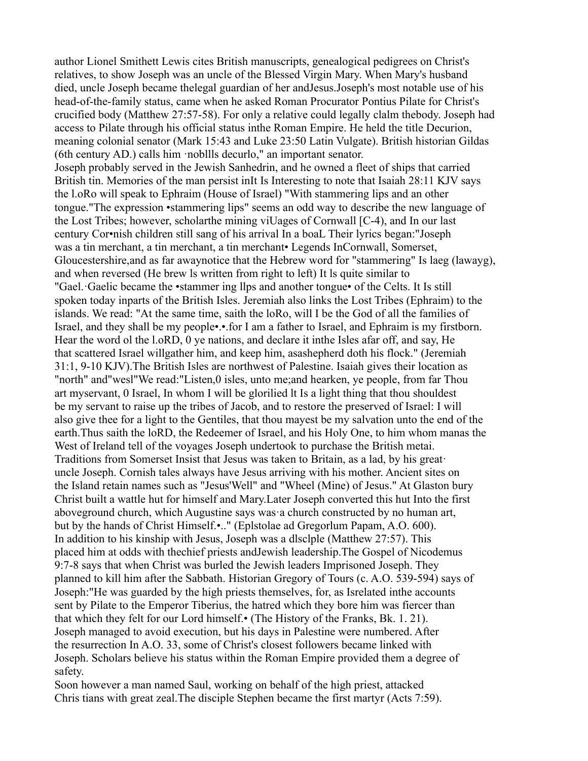author Lionel Smithett Lewis cites British manuscripts, genealogical pedigrees on Christ's relatives, to show Joseph was an uncle of the Blessed Virgin Mary. When Mary's husband died, uncle Joseph became thelegal guardian of her andJesus.Joseph's most notable use of his head-of-the-family status, came when he asked Roman Procurator Pontius Pilate for Christ's crucified body (Matthew 27:57-58). For only a relative could legally clalm thebody. Joseph had access to Pilate through his official status inthe Roman Empire. He held the title Decurion, meaning colonial senator (Mark 15:43 and Luke 23:50 Latin Vulgate). British historian Gildas (6th century AD.) calls him ·noblls decurlo," an important senator.

Joseph probably served in the Jewish Sanhedrin, and he owned a fleet of ships that carried British tin. Memories of the man persist inIt Is Interesting to note that Isaiah 28:11 KJV says the l.oRo will speak to Ephraim (House of Israel) "With stammering lips and an other tongue."The expression •stammering lips" seems an odd way to describe the new language of the Lost Tribes; however, scholarthe mining viUages of Cornwall [C-4), and In our last century Cor•nish children still sang of his arrival In a boaL Their lyrics began:"Joseph was a tin merchant, a tin merchant, a tin merchant• Legends InCornwall, Somerset, Gloucestershire,and as far awaynotice that the Hebrew word for "stammering" Is laeg (lawayg), and when reversed (He brew ls written from right to left) It ls quite similar to "Gael.·Gaelic became the •stammer ing llps and another tongue• of the Celts. It Is still spoken today inparts of the British Isles. Jeremiah also links the Lost Tribes (Ephraim) to the islands. We read: "At the same time, saith the loRo, will I be the God of all the families of Israel, and they shall be my people•.•.for I am a father to Israel, and Ephraim is my firstborn. Hear the word ol the l.oRD, 0 ye nations, and declare it inthe Isles afar off, and say, He that scattered Israel willgather him, and keep him, asashepherd doth his flock." (Jeremiah 31:1, 9-10 KJV).The British Isles are northwest of Palestine. Isaiah gives their location as "north" and"wesl"We read:"Listen,0 isles, unto me;and hearken, ye people, from far Thou art myservant, 0 Israel, In whom I will be glorilied lt Is a light thing that thou shouldest be my servant to raise up the tribes of Jacob, and to restore the preserved of Israel: I will also give thee for a light to the Gentiles, that thou mayest be my salvation unto the end of the earth.Thus saith the loRD, the Redeemer of Israel, and his Holy One, to him whom manas the West of Ireland tell of the voyages Joseph undertook to purchase the British metai. Traditions from Somerset Insist that Jesus was taken to Britain, as a lad, by his great· uncle Joseph. Cornish tales always have Jesus arriving with his mother. Ancient sites on the Island retain names such as "Jesus'Well" and "Wheel (Mine) of Jesus." At Glaston bury Christ built a wattle hut for himself and Mary.Later Joseph converted this hut Into the first aboveground church, which Augustine says was·a church constructed by no human art, but by the hands of Christ Himself.•.." (Eplstolae ad Gregorlum Papam, A.O. 600).

In addition to his kinship with Jesus, Joseph was a dlsclple (Matthew 27:57). This placed him at odds with thechief priests andJewish leadership.The Gospel of Nicodemus 9:7-8 says that when Christ was burled the Jewish leaders Imprisoned Joseph. They planned to kill him after the Sabbath. Historian Gregory of Tours (c. A.O. 539-594) says of Joseph:"He was guarded by the high priests themselves, for, as Isrelated inthe accounts sent by Pilate to the Emperor Tiberius, the hatred which they bore him was fiercer than that which they felt for our Lord himself.• (The History of the Franks, Bk. 1. 21). Joseph managed to avoid execution, but his days in Palestine were numbered. After the resurrection In A.O. 33, some of Christ's closest followers became linked with Joseph. Scholars believe his status within the Roman Empire provided them a degree of safety.

Soon however a man named Saul, working on behalf of the high priest, attacked Chris tians with great zeal.The disciple Stephen became the first martyr (Acts 7:59).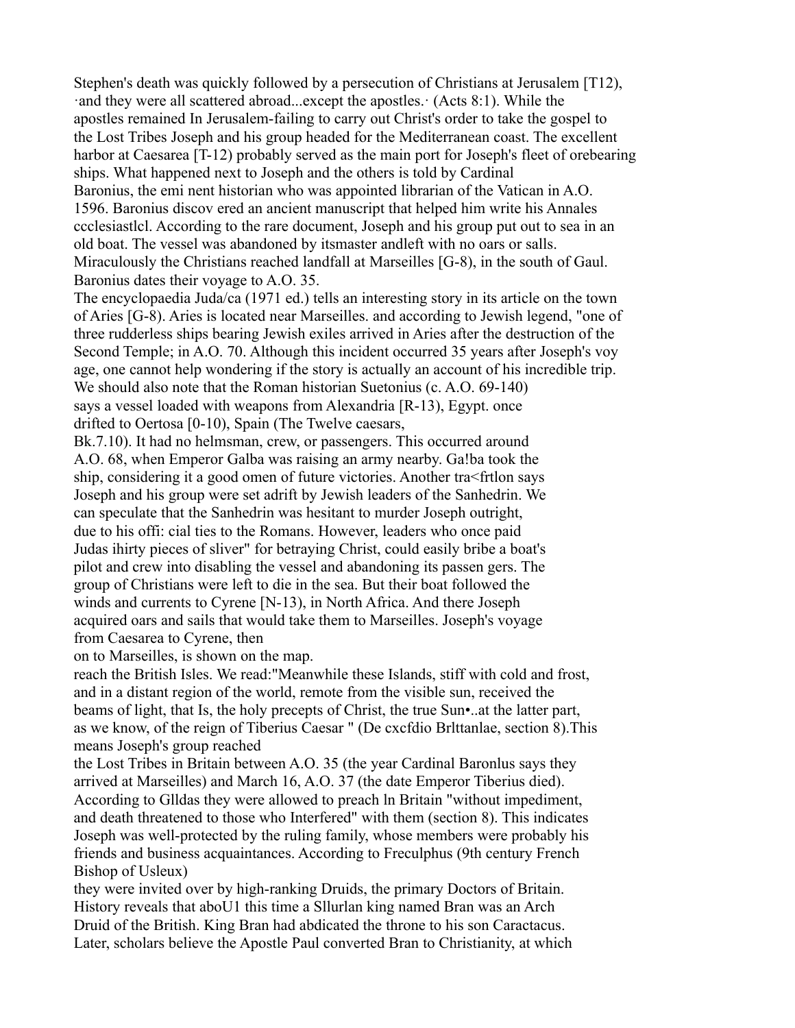Stephen's death was quickly followed by a persecution of Christians at Jerusalem [T12), ·and they were all scattered abroad...except the apostles.· (Acts 8:1). While the apostles remained In Jerusalem-failing to carry out Christ's order to take the gospel to the Lost Tribes Joseph and his group headed for the Mediterranean coast. The excellent harbor at Caesarea [T-12) probably served as the main port for Joseph's fleet of orebearing ships. What happened next to Joseph and the others is told by Cardinal Baronius, the emi nent historian who was appointed librarian of the Vatican in A.O. 1596. Baronius discov ered an ancient manuscript that helped him write his Annales ccclesiastlcl. According to the rare document, Joseph and his group put out to sea in an old boat. The vessel was abandoned by itsmaster andleft with no oars or salls. Miraculously the Christians reached landfall at Marseilles [G-8), in the south of Gaul. Baronius dates their voyage to A.O. 35.

The encyclopaedia Juda/ca (1971 ed.) tells an interesting story in its article on the town of Aries [G-8). Aries is located near Marseilles. and according to Jewish legend, "one of three rudderless ships bearing Jewish exiles arrived in Aries after the destruction of the Second Temple; in A.O. 70. Although this incident occurred 35 years after Joseph's voy age, one cannot help wondering if the story is actually an account of his incredible trip. We should also note that the Roman historian Suetonius (c. A.O. 69-140) says a vessel loaded with weapons from Alexandria [R-13), Egypt. once drifted to Oertosa [0-10), Spain (The Twelve caesars, Bk.7.10). It had no helmsman, crew, or passengers. This occurred around A.O. 68, when Emperor Galba was raising an army nearby. Ga!ba took the ship, considering it a good omen of future victories. Another tra<frtlon says Joseph and his group were set adrift by Jewish leaders of the Sanhedrin. We can speculate that the Sanhedrin was hesitant to murder Joseph outright, due to his offi: cial ties to the Romans. However, leaders who once paid Judas ihirty pieces of sliver" for betraying Christ, could easily bribe a boat's pilot and crew into disabling the vessel and abandoning its passen gers. The group of Christians were left to die in the sea. But their boat followed the winds and currents to Cyrene [N-13), in North Africa. And there Joseph acquired oars and sails that would take them to Marseilles. Joseph's voyage from Caesarea to Cyrene, then on to Marseilles, is shown on the map.

reach the British Isles. We read:"Meanwhile these Islands, stiff with cold and frost, and in a distant region of the world, remote from the visible sun, received the beams of light, that Is, the holy precepts of Christ, the true Sun•..at the latter part, as we know, of the reign of Tiberius Caesar " (De cxcfdio Brlttanlae, section 8).This means Joseph's group reached the Lost Tribes in Britain between A.O. 35 (the year Cardinal Baronlus says they arrived at Marseilles) and March 16, A.O. 37 (the date Emperor Tiberius died). According to Glldas they were allowed to preach ln Britain "without impediment, and death threatened to those who Interfered" with them (section 8). This indicates Joseph was well-protected by the ruling family, whose members were probably his friends and business acquaintances. According to Freculphus (9th century French Bishop of Usleux) they were invited over by high-ranking Druids, the primary Doctors of Britain. History reveals that aboU1 this time a Sllurlan king named Bran was an Arch Druid of the British. King Bran had abdicated the throne to his son Caractacus. Later, scholars believe the Apostle Paul converted Bran to Christianity, at which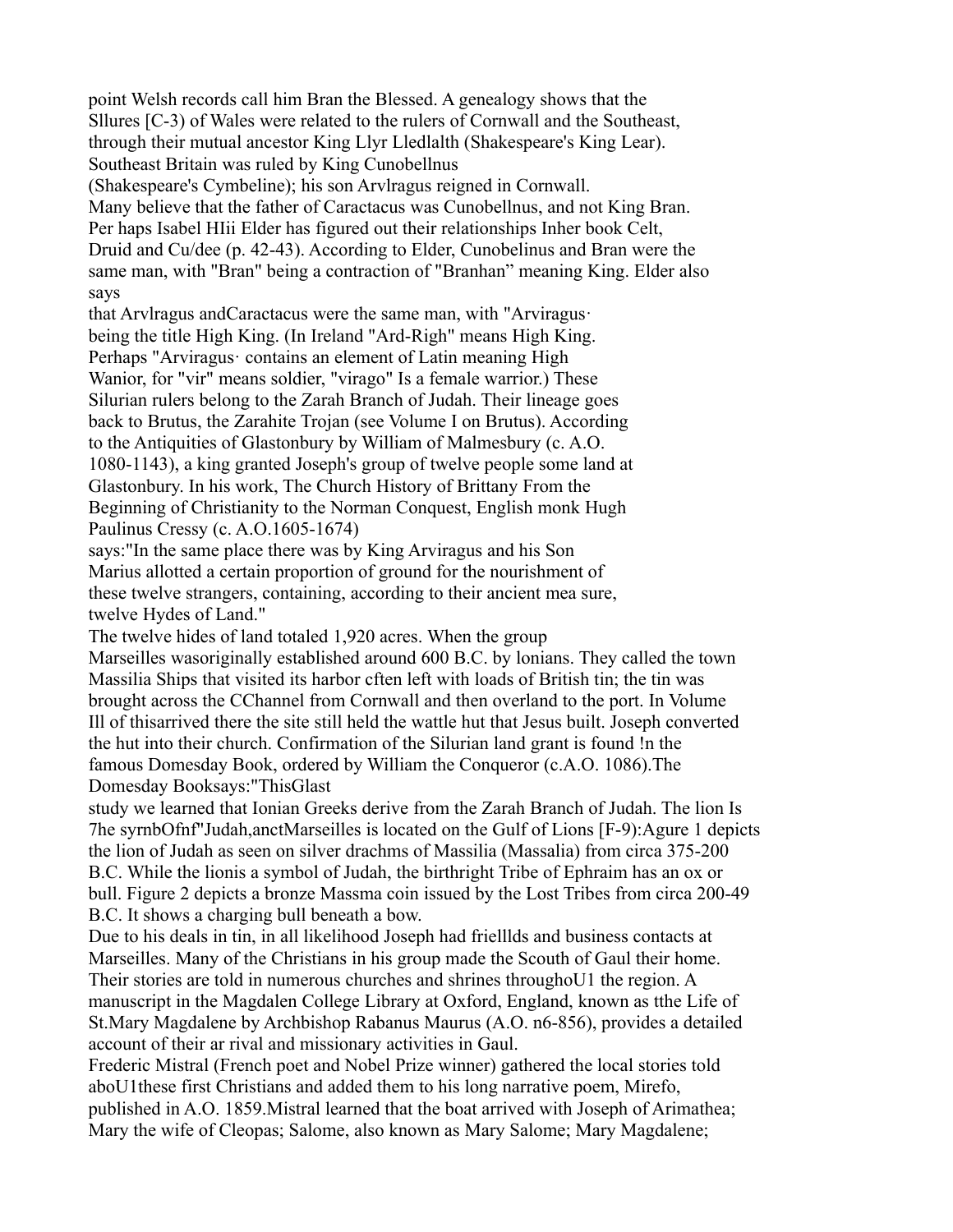point Welsh records call him Bran the Blessed. A genealogy shows that the Sllures [C-3) of Wales were related to the rulers of Cornwall and the Southeast, through their mutual ancestor King Llyr Lledlalth (Shakespeare's King Lear). Southeast Britain was ruled by King Cunobellnus (Shakespeare's Cymbeline); his son Arvlragus reigned in Cornwall.

Many believe that the father of Caractacus was Cunobellnus, and not King Bran. Per haps Isabel HIii Elder has figured out their relationships Inher book Celt, Druid and Cu/dee (p. 42-43). According to Elder, Cunobelinus and Bran were the same man, with "Bran" being a contraction of "Branhan" meaning King. Elder also says

that Arvlragus andCaractacus were the same man, with "Arviragus· being the title High King. (In Ireland "Ard-Righ" means High King. Perhaps "Arviragus· contains an element of Latin meaning High Wanior, for "vir" means soldier, "virago" Is a female warrior.) These Silurian rulers belong to the Zarah Branch of Judah. Their lineage goes back to Brutus, the Zarahite Trojan (see Volume I on Brutus). According to the Antiquities of Glastonbury by William of Malmesbury (c. A.O. 1080-1143), a king granted Joseph's group of twelve people some land at Glastonbury. In his work, The Church History of Brittany From the Beginning of Christianity to the Norman Conquest, English monk Hugh Paulinus Cressy (c. A.O.1605-1674)

says:"In the same place there was by King Arviragus and his Son Marius allotted a certain proportion of ground for the nourishment of these twelve strangers, containing, according to their ancient mea sure, twelve Hydes of Land."

The twelve hides of land totaled 1,920 acres. When the group

Marseilles wasoriginally established around 600 B.C. by lonians. They called the town Massilia Ships that visited its harbor cften left with loads of British tin; the tin was brought across the CChannel from Cornwall and then overland to the port. In Volume Ill of thisarrived there the site still held the wattle hut that Jesus built. Joseph converted the hut into their church. Confirmation of the Silurian land grant is found !n the famous Domesday Book, ordered by William the Conqueror (c.A.O. 1086).The Domesday Booksays:"ThisGlast

study we learned that Ionian Greeks derive from the Zarah Branch of Judah. The lion Is 7he syrnbOfnf"Judah,anctMarseilles is located on the Gulf of Lions [F-9):Agure 1 depicts the lion of Judah as seen on silver drachms of Massilia (Massalia) from circa 375-200 B.C. While the lionis a symbol of Judah, the birthright Tribe of Ephraim has an ox or bull. Figure 2 depicts a bronze Massma coin issued by the Lost Tribes from circa 200-49 B.C. It shows a charging bull beneath a bow.

Due to his deals in tin, in all likelihood Joseph had frielllds and business contacts at Marseilles. Many of the Christians in his group made the Scouth of Gaul their home. Their stories are told in numerous churches and shrines throughoU1 the region. A manuscript in the Magdalen College Library at Oxford, England, known as tthe Life of St.Mary Magdalene by Archbishop Rabanus Maurus (A.O. n6-856), provides a detailed account of their ar rival and missionary activities in Gaul.

Frederic Mistral (French poet and Nobel Prize winner) gathered the local stories told aboU1these first Christians and added them to his long narrative poem, Mirefo, published in A.O. 1859.Mistral learned that the boat arrived with Joseph of Arimathea; Mary the wife of Cleopas; Salome, also known as Mary Salome; Mary Magdalene;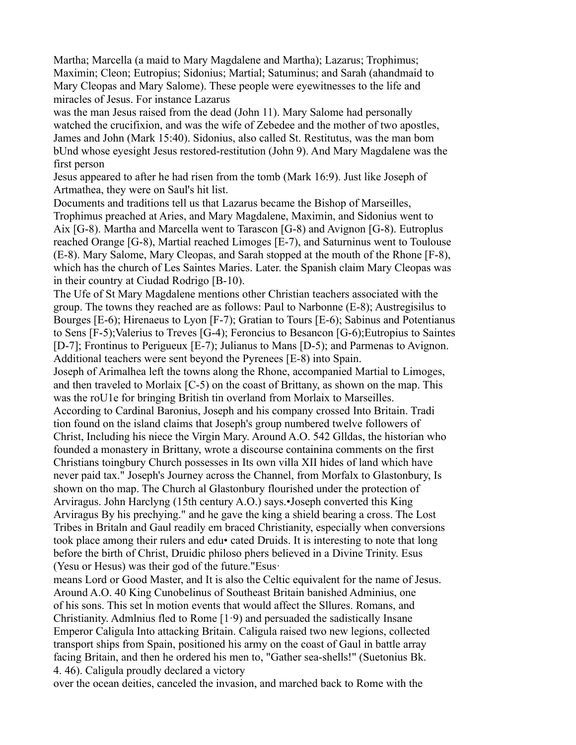Martha; Marcella (a maid to Mary Magdalene and Martha); Lazarus; Trophimus; Maximin; Cleon; Eutropius; Sidonius; Martial; Satuminus; and Sarah (ahandmaid to Mary Cleopas and Mary Salome). These people were eyewitnesses to the life and miracles of Jesus. For instance Lazarus was the man Jesus raised from the dead (John 11). Mary Salome had personally watched the crucifixion, and was the wife of Zebedee and the mother of two apostles, James and John (Mark 15:40). Sidonius, also called St. Restitutus, was the man bom bUnd whose eyesight Jesus restored-restitution (John 9). And Mary Magdalene was the first person Jesus appeared to after he had risen from the tomb (Mark 16:9). Just like Joseph of Artmathea, they were on Saul's hit list.

Documents and traditions tell us that Lazarus became the Bishop of Marseilles, Trophimus preached at Aries, and Mary Magdalene, Maximin, and Sidonius went to Aix [G-8). Martha and Marcella went to Tarascon [G-8) and Avignon [G-8). Eutroplus reached Orange [G-8), Martial reached Limoges [E-7), and Saturninus went to Toulouse (E-8). Mary Salome, Mary Cleopas, and Sarah stopped at the mouth of the Rhone [F-8), which has the church of Les Saintes Maries. Later. the Spanish claim Mary Cleopas was in their country at Ciudad Rodrigo [B-10).

The Ufe of St Mary Magdalene mentions other Christian teachers associated with the group. The towns they reached are as follows: Paul to Narbonne (E-8); Austregisilus to Bourges [E-6); Hirenaeus to Lyon [F-7); Gratian to Tours [E-6); Sabinus and Potentianus to Sens [F-5);Valerius to Treves [G-4); Feroncius to Besancon [G-6);Eutropius to Saintes [D-7]; Frontinus to Perigueux [E-7); Julianus to Mans [D-5); and Parmenas to Avignon. Additional teachers were sent beyond the Pyrenees [E-8) into Spain.

Joseph of Arimalhea left the towns along the Rhone, accompanied Martial to Limoges, and then traveled to Morlaix [C-5) on the coast of Brittany, as shown on the map. This was the roU1e for bringing British tin overland from Morlaix to Marseilles.

According to Cardinal Baronius, Joseph and his company crossed Into Britain. Tradi tion found on the island claims that Joseph's group numbered twelve followers of Christ, Including his niece the Virgin Mary. Around A.O. 542 Glldas, the historian who founded a monastery in Brittany, wrote a discourse containina comments on the first Christians toingbury Church possesses in Its own villa XII hides of land which have never paid tax." Joseph's Journey across the Channel, from Morfalx to Glastonbury, Is shown on tho map. The Church al Glastonbury flourished under the protection of Arviragus. John Harclyng (15th century A.O.) says.•Joseph converted this King Arviragus By his prechying." and he gave the king a shield bearing a cross. The Lost Tribes in Britaln and Gaul readily em braced Christianity, especially when conversions took place among their rulers and edu• cated Druids. It is interesting to note that long before the birth of Christ, Druidic philoso phers believed in a Divine Trinity. Esus (Yesu or Hesus) was their god of the future."Esus· means Lord or Good Master, and It is also the Celtic equivalent for the name of Jesus.

Around A.O. 40 King Cunobelinus of Southeast Britain banished Adminius, one of his sons. This set ln motion events that would affect the Sllures. Romans, and Christianity. Admlnius fled to Rome [1·9) and persuaded the sadistically Insane Emperor Caligula Into attacking Britain. Caligula raised two new legions, collected transport ships from Spain, positioned his army on the coast of Gaul in battle array facing Britain, and then he ordered his men to, "Gather sea-shells!" (Suetonius Bk. 4. 46). Caligula proudly declared a victory over the ocean deities, canceled the invasion, and marched back to Rome with the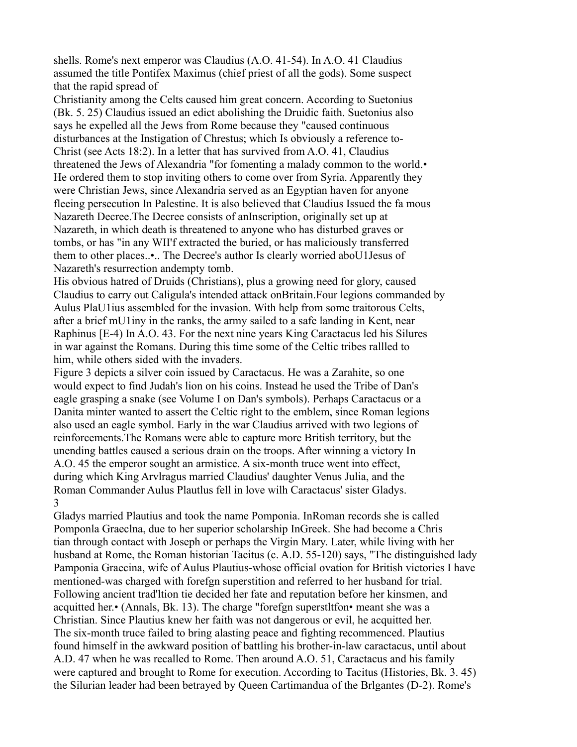shells. Rome's next emperor was Claudius (A.O. 41-54). In A.O. 41 Claudius assumed the title Pontifex Maximus (chief priest of all the gods). Some suspect that the rapid spread of Christianity among the Celts caused him great concern. According to Suetonius (Bk. 5. 25) Claudius issued an edict abolishing the Druidic faith. Suetonius also says he expelled all the Jews from Rome because they "caused continuous disturbances at the Instigation of Chrestus; which Is obviously a reference to-Christ (see Acts 18:2). In a letter that has survived from A.O. 41, Claudius threatened the Jews of Alexandria "for fomenting a malady common to the world.• He ordered them to stop inviting others to come over from Syria. Apparently they were Christian Jews, since Alexandria served as an Egyptian haven for anyone fleeing persecution In Palestine. It is also believed that Claudius Issued the fa mous Nazareth Decree.The Decree consists of anInscription, originally set up at Nazareth, in which death is threatened to anyone who has disturbed graves or tombs, or has "in any WII'f extracted the buried, or has maliciously transferred them to other places..•.. The Decree's author Is clearly worried aboU1Jesus of Nazareth's resurrection andempty tomb.

His obvious hatred of Druids (Christians), plus a growing need for glory, caused Claudius to carry out Caligula's intended attack onBritain.Four legions commanded by Aulus PlaU1ius assembled for the invasion. With help from some traitorous Celts, after a brief mU1iny in the ranks, the army sailed to a safe landing in Kent, near Raphinus [E-4) In A.O. 43. For the next nine years King Caractacus led his Silures in war against the Romans. During this time some of the Celtic tribes rallled to him, while others sided with the invaders.

Figure 3 depicts a silver coin issued by Caractacus. He was a Zarahite, so one would expect to find Judah's lion on his coins. Instead he used the Tribe of Dan's eagle grasping a snake (see Volume I on Dan's symbols). Perhaps Caractacus or a Danita minter wanted to assert the Celtic right to the emblem, since Roman legions also used an eagle symbol. Early in the war Claudius arrived with two legions of reinforcements.The Romans were able to capture more British territory, but the unending battles caused a serious drain on the troops. After winning a victory In A.O. 45 the emperor sought an armistice. A six-month truce went into effect, during which King Arvlragus married Claudius' daughter Venus Julia, and the Roman Commander Aulus Plautlus fell in love wilh Caractacus' sister Gladys.

Gladys married Plautius and took the name Pomponia. InRoman records she is called Pomponla Graeclna, due to her superior scholarship InGreek. She had become a Chris tian through contact with Joseph or perhaps the Virgin Mary. Later, while living with her husband at Rome, the Roman historian Tacitus (c. A.D. 55-120) says, "The distinguished lady Pamponia Graecina, wife of Aulus Plautius-whose official ovation for British victories I have mentioned-was charged with forefgn superstition and referred to her husband for trial. Following ancient trad'ltion tie decided her fate and reputation before her kinsmen, and acquitted her.• (Annals, Bk. 13). The charge "forefgn superstltfon• meant she was a Christian. Since Plautius knew her faith was not dangerous or evil, he acquitted her.

The six-month truce failed to bring alasting peace and fighting recommenced. Plautius found himself in the awkward position of battling his brother-in-law caractacus, until about A.D. 47 when he was recalled to Rome. Then around A.O. 51, Caractacus and his family were captured and brought to Rome for execution. According to Tacitus (Histories, Bk. 3. 45) the Silurian leader had been betrayed by Queen Cartimandua of the Brlgantes (D-2). Rome's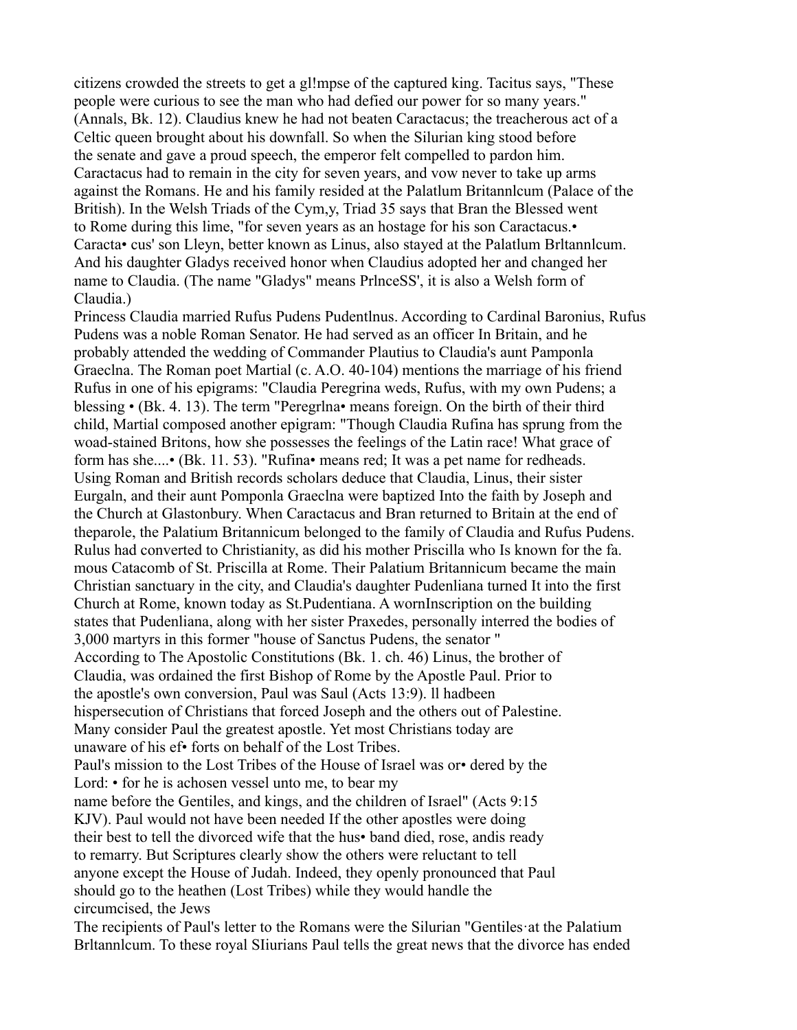citizens crowded the streets to get a gl!mpse of the captured king. Tacitus says, "These people were curious to see the man who had defied our power for so many years." (Annals, Bk. 12). Claudius knew he had not beaten Caractacus; the treacherous act of a Celtic queen brought about his downfall. So when the Silurian king stood before the senate and gave a proud speech, the emperor felt compelled to pardon him. Caractacus had to remain in the city for seven years, and vow never to take up arms against the Romans. He and his family resided at the Palatlum Britannlcum (Palace of the British). In the Welsh Triads of the Cym,y, Triad 35 says that Bran the Blessed went to Rome during this lime, "for seven years as an hostage for his son Caractacus.• Caracta• cus' son Lleyn, better known as Linus, also stayed at the Palatlum Brltannlcum. And his daughter Gladys received honor when Claudius adopted her and changed her name to Claudia. (The name "Gladys" means PrlnceSS', it is also a Welsh form of Claudia.)

Princess Claudia married Rufus Pudens Pudentlnus. According to Cardinal Baronius, Rufus Pudens was a noble Roman Senator. He had served as an officer In Britain, and he probably attended the wedding of Commander Plautius to Claudia's aunt Pamponla Graeclna. The Roman poet Martial (c. A.O. 40-104) mentions the marriage of his friend Rufus in one of his epigrams: "Claudia Peregrina weds, Rufus, with my own Pudens; a blessing • (Bk. 4. 13). The term "Peregrlna• means foreign. On the birth of their third child, Martial composed another epigram: "Though Claudia Rufina has sprung from the woad-stained Britons, how she possesses the feelings of the Latin race! What grace of form has she....• (Bk. 11. 53). "Rufina• means red; It was a pet name for redheads. Using Roman and British records scholars deduce that Claudia, Linus, their sister Eurgaln, and their aunt Pomponla Graeclna were baptized Into the faith by Joseph and the Church at Glastonbury. When Caractacus and Bran returned to Britain at the end of theparole, the Palatium Britannicum belonged to the family of Claudia and Rufus Pudens. Rulus had converted to Christianity, as did his mother Priscilla who Is known for the fa. mous Catacomb of St. Priscilla at Rome. Their Palatium Britannicum became the main Christian sanctuary in the city, and Claudia's daughter Pudenliana turned It into the first Church at Rome, known today as St.Pudentiana. A wornInscription on the building states that Pudenliana, along with her sister Praxedes, personally interred the bodies of 3,000 martyrs in this former "house of Sanctus Pudens, the senator "

According to The Apostolic Constitutions (Bk. 1. ch. 46) Linus, the brother of Claudia, was ordained the first Bishop of Rome by the Apostle Paul. Prior to the apostle's own conversion, Paul was Saul (Acts 13:9). ll hadbeen hispersecution of Christians that forced Joseph and the others out of Palestine. Many consider Paul the greatest apostle. Yet most Christians today are unaware of his ef• forts on behalf of the Lost Tribes.

Paul's mission to the Lost Tribes of the House of Israel was or• dered by the Lord: • for he is achosen vessel unto me, to bear my name before the Gentiles, and kings, and the children of Israel" (Acts 9:15 KJV). Paul would not have been needed If the other apostles were doing their best to tell the divorced wife that the hus• band died, rose, andis ready to remarry. But Scriptures clearly show the others were reluctant to tell anyone except the House of Judah. Indeed, they openly pronounced that Paul should go to the heathen (Lost Tribes) while they would handle the circumcised, the Jews

The recipients of Paul's letter to the Romans were the Silurian "Gentiles·at the Palatium Brltannlcum. To these royal SIiurians Paul tells the great news that the divorce has ended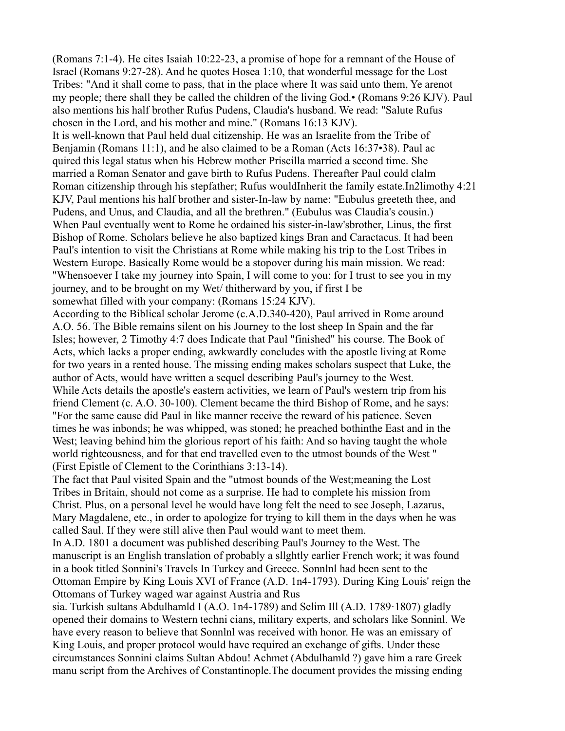(Romans 7:1-4). He cites Isaiah 10:22-23, a promise of hope for a remnant of the House of Israel (Romans 9:27-28). And he quotes Hosea 1:10, that wonderful message for the Lost Tribes: "And it shall come to pass, that in the place where It was said unto them, Ye arenot my people; there shall they be called the children of the living God.• (Romans 9:26 KJV). Paul also mentions his half brother Rufus Pudens, Claudia's husband. We read: "Salute Rufus chosen in the Lord, and his mother and mine." (Romans 16:13 KJV).

It is well-known that Paul held dual citizenship. He was an Israelite from the Tribe of Benjamin (Romans 11:1), and he also claimed to be a Roman (Acts 16:37•38). Paul ac quired this legal status when his Hebrew mother Priscilla married a second time. She married a Roman Senator and gave birth to Rufus Pudens. Thereafter Paul could clalm Roman citizenship through his stepfather; Rufus wouldInherit the family estate.In2limothy 4:21 KJV, Paul mentions his half brother and sister-In-law by name: "Eubulus greeteth thee, and Pudens, and Unus, and Claudia, and all the brethren." (Eubulus was Claudia's cousin.) When Paul eventually went to Rome he ordained his sister-in-law'sbrother, Linus, the first Bishop of Rome. Scholars believe he also baptized kings Bran and Caractacus. It had been Paul's intention to visit the Christians at Rome while making his trip to the Lost Tribes in Western Europe. Basically Rome would be a stopover during his main mission. We read: "Whensoever I take my journey into Spain, I will come to you: for I trust to see you in my journey, and to be brought on my Wet/ thitherward by you, if first I be somewhat filled with your company: (Romans 15:24 KJV).

According to the Biblical scholar Jerome (c.A.D.340-420), Paul arrived in Rome around A.O. 56. The Bible remains silent on his Journey to the lost sheep In Spain and the far Isles; however, 2 Timothy 4:7 does Indicate that Paul "finished" his course. The Book of Acts, which lacks a proper ending, awkwardly concludes with the apostle living at Rome for two years in a rented house. The missing ending makes scholars suspect that Luke, the author of Acts, would have written a sequel describing Paul's journey to the West.

While Acts details the apostle's eastern activities, we learn of Paul's western trip from his friend Clement (c. A.O. 30-100). Clement became the third Bishop of Rome, and he says: "For the same cause did Paul in like manner receive the reward of his patience. Seven times he was inbonds; he was whipped, was stoned; he preached bothinthe East and in the West; leaving behind him the glorious report of his faith: And so having taught the whole world righteousness, and for that end travelled even to the utmost bounds of the West " (First Epistle of Clement to the Corinthians 3:13-14).

The fact that Paul visited Spain and the "utmost bounds of the West;meaning the Lost Tribes in Britain, should not come as a surprise. He had to complete his mission from Christ. Plus, on a personal level he would have long felt the need to see Joseph, Lazarus, Mary Magdalene, etc., in order to apologize for trying to kill them in the days when he was called Saul. If they were still alive then Paul would want to meet them.

In A.D. 1801 a document was published describing Paul's Journey to the West. The manuscript is an English translation of probably a sllghtly earlier French work; it was found in a book titled Sonnini's Travels In Turkey and Greece. Sonnlnl had been sent to the Ottoman Empire by King Louis XVI of France (A.D. 1n4-1793). During King Louis' reign the Ottomans of Turkey waged war against Austria and Rus sia. Turkish sultans Abdulhamld I (A.O. 1n4-1789) and Selim Ill (A.D. 1789·1807) gladly opened their domains to Western techni cians, military experts, and scholars like Sonninl. We have every reason to believe that Sonnlnl was received with honor. He was an emissary of King Louis, and proper protocol would have required an exchange of gifts. Under these circumstances Sonnini claims Sultan Abdou! Achmet (Abdulhamld ?) gave him a rare Greek manu script from the Archives of Constantinople.The document provides the missing ending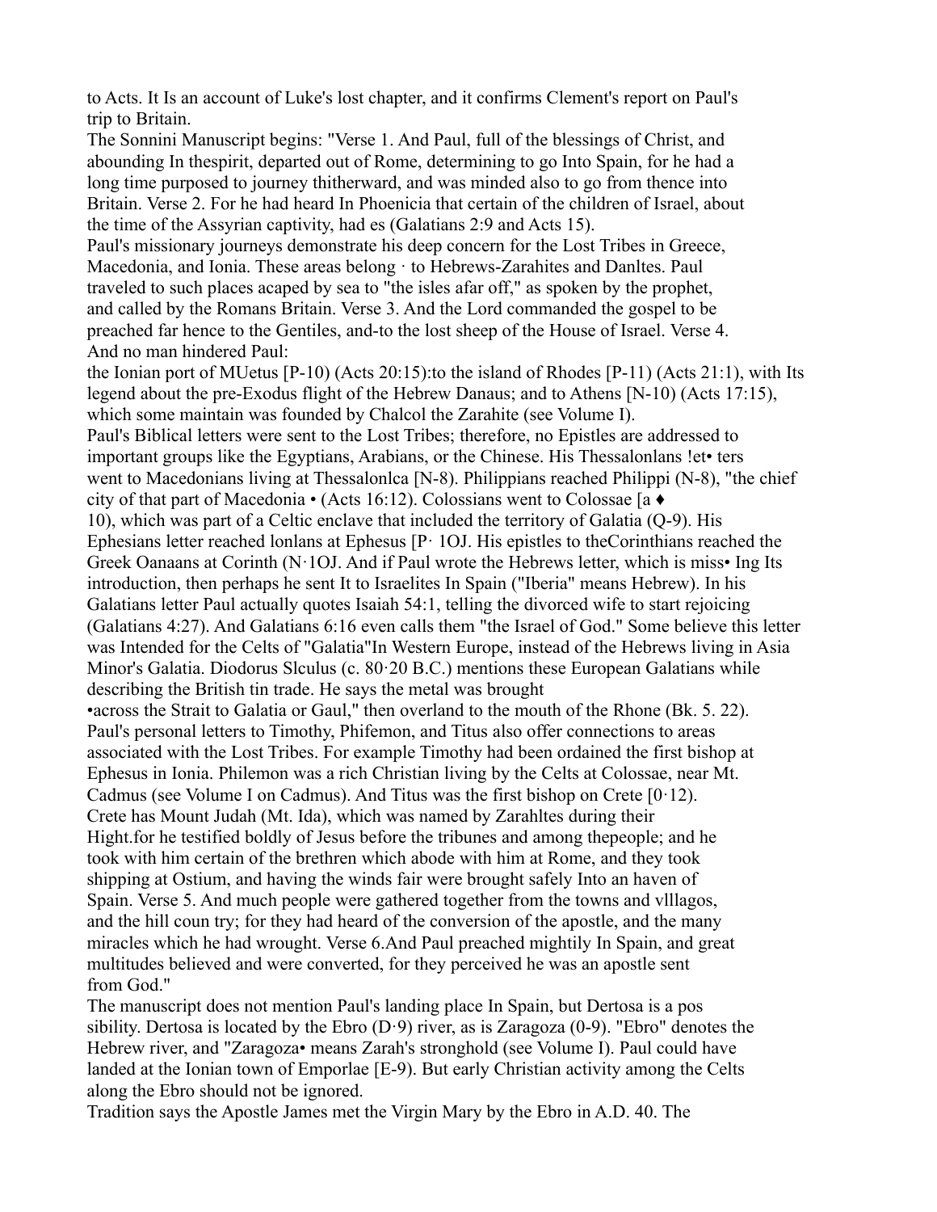to Acts. It Is an account of Luke's lost chapter, and it confirms Clement's report on Paul's trip to Britain.

The Sonnini Manuscript begins: "Verse 1. And Paul, full of the blessings of Christ, and abounding In thespirit, departed out of Rome, determining to go Into Spain, for he had a long time purposed to journey thitherward, and was minded also to go from thence into Britain. Verse 2. For he had heard In Phoenicia that certain of the children of Israel, about the time of the Assyrian captivity, had es (Galatians 2:9 and Acts 15).

Paul's missionary journeys demonstrate his deep concern for the Lost Tribes in Greece, Macedonia, and Ionia. These areas belong · to Hebrews-Zarahites and Danltes. Paul traveled to such places acaped by sea to "the isles afar off," as spoken by the prophet, and called by the Romans Britain. Verse 3. And the Lord commanded the gospel to be preached far hence to the Gentiles, and-to the lost sheep of the House of Israel. Verse 4. And no man hindered Paul:

the Ionian port of MUetus [P-10) (Acts 20:15):to the island of Rhodes [P-11) (Acts 21:1), with Its legend about the pre-Exodus flight of the Hebrew Danaus; and to Athens [N-10) (Acts 17:15), which some maintain was founded by Chalcol the Zarahite (see Volume I).

Paul's Biblical letters were sent to the Lost Tribes; therefore, no Epistles are addressed to important groups like the Egyptians, Arabians, or the Chinese. His Thessalonlans !et• ters went to Macedonians living at Thessalonlca [N-8). Philippians reached Philippi (N-8), "the chief city of that part of Macedonia • (Acts 16:12). Colossians went to Colossae [a ♦ 10), which was part of a Celtic enclave that included the territory of Galatia (Q-9). His Ephesians letter reached lonlans at Ephesus [P· 1OJ. His epistles to theCorinthians reached the Greek Oanaans at Corinth (N·1OJ. And if Paul wrote the Hebrews letter, which is miss• Ing Its introduction, then perhaps he sent It to Israelites In Spain ("Iberia" means Hebrew). In his Galatians letter Paul actually quotes Isaiah 54:1, telling the divorced wife to start rejoicing (Galatians 4:27). And Galatians 6:16 even calls them "the Israel of God." Some believe this letter was Intended for the Celts of "Galatia"In Western Europe, instead of the Hebrews living in Asia Minor's Galatia. Diodorus Slculus (c. 80·20 B.C.) mentions these European Galatians while describing the British tin trade. He says the metal was brought •across the Strait to Galatia or Gaul," then overland to the mouth of the Rhone (Bk. 5. 22).

Paul's personal letters to Timothy, Phifemon, and Titus also offer connections to areas associated with the Lost Tribes. For example Timothy had been ordained the first bishop at Ephesus in Ionia. Philemon was a rich Christian living by the Celts at Colossae, near Mt. Cadmus (see Volume I on Cadmus). And Titus was the first bishop on Crete [0·12). Crete has Mount Judah (Mt. Ida), which was named by Zarahltes during their Hight.for he testified boldly of Jesus before the tribunes and among thepeople; and he took with him certain of the brethren which abode with him at Rome, and they took shipping at Ostium, and having the winds fair were brought safely Into an haven of Spain. Verse 5. And much people were gathered together from the towns and vlllagos, and the hill coun try; for they had heard of the conversion of the apostle, and the many miracles which he had wrought. Verse 6.And Paul preached mightily In Spain, and great multitudes believed and were converted, for they perceived he was an apostle sent from God."

The manuscript does not mention Paul's landing place In Spain, but Dertosa is a pos sibility. Dertosa is located by the Ebro (D·9) river, as is Zaragoza (0-9). "Ebro" denotes the Hebrew river, and "Zaragoza• means Zarah's stronghold (see Volume I). Paul could have landed at the Ionian town of Emporlae [E-9). But early Christian activity among the Celts along the Ebro should not be ignored.

Tradition says the Apostle James met the Virgin Mary by the Ebro in A.D. 40. The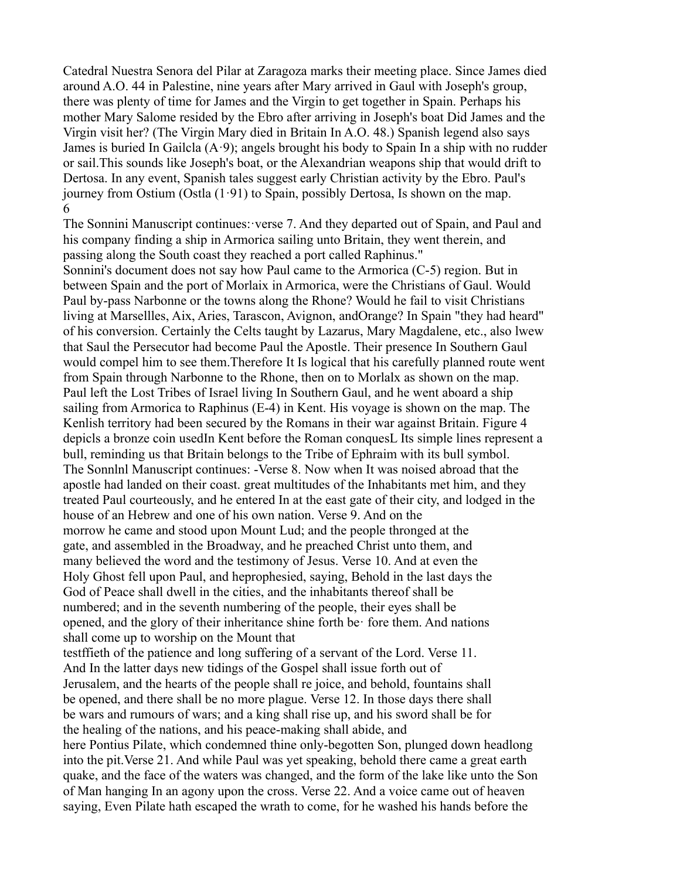Catedral Nuestra Senora del Pilar at Zaragoza marks their meeting place. Since James died around A.O. 44 in Palestine, nine years after Mary arrived in Gaul with Joseph's group, there was plenty of time for James and the Virgin to get together in Spain. Perhaps his mother Mary Salome resided by the Ebro after arriving in Joseph's boat Did James and the Virgin visit her? (The Virgin Mary died in Britain In A.O. 48.) Spanish legend also says James is buried In Gailcla (A·9); angels brought his body to Spain In a ship with no rudder or sail.This sounds like Joseph's boat, or the Alexandrian weapons ship that would drift to Dertosa. In any event, Spanish tales suggest early Christian activity by the Ebro. Paul's journey from Ostium (Ostla (1·91) to Spain, possibly Dertosa, Is shown on the map.

6

The Sonnini Manuscript continues:·verse 7. And they departed out of Spain, and Paul and his company finding a ship in Armorica sailing unto Britain, they went therein, and passing along the South coast they reached a port called Raphinus."

Sonnini's document does not say how Paul came to the Armorica (C-5) region. But in between Spain and the port of Morlaix in Armorica, were the Christians of Gaul. Would Paul by-pass Narbonne or the towns along the Rhone? Would he fail to visit Christians living at Marsellles, Aix, Arles, Tarascon, Avignon, andOrange? In Spain "they had heard" of his conversion. Certainly the Celts taught by Lazarus, Mary Magdalene, etc., also lwew that Saul the Persecutor had become Paul the Apostle. Their presence In Southern Gaul would compel him to see them.Therefore It Is logical that his carefully planned route went from Spain through Narbonne to the Rhone, then on to Morlalx as shown on the map. Paul left the Lost Tribes of Israel living In Southern Gaul, and he went aboard a ship sailing from Armorica to Raphinus (E-4) in Kent. His voyage is shown on the map. The Kenlish territory had been secured by the Romans in their war against Britain. Figure 4 depicls a bronze coin usedIn Kent before the Roman conquesL Its simple lines represent a bull, reminding us that Britain belongs to the Tribe of Ephraim with its bull symbol.

The Sonnlnl Manuscript continues: -Verse 8. Now when It was noised abroad that the apostle had landed on their coast. great multitudes of the Inhabitants met him, and they treated Paul courteously, and he entered In at the east gate of their city, and lodged in the house of an Hebrew and one of his own nation. Verse 9. And on the morrow he came and stood upon Mount Lud; and the people thronged at the gate, and assembled in the Broadway, and he preached Christ unto them, and many believed the word and the testimony of Jesus. Verse 10. And at even the Holy Ghost fell upon Paul, and heprophesied, saying, Behold in the last days the God of Peace shall dwell in the cities, and the inhabitants thereof shall be numbered; and in the seventh numbering of the people, their eyes shall be opened, and the glory of their inheritance shine forth be· fore them. And nations shall come up to worship on the Mount that testffieth of the patience and long suffering of a servant of the Lord. Verse 11. And In the latter days new tidings of the Gospel shall issue forth out of Jerusalem, and the hearts of the people shall re joice, and behold, fountains shall be opened, and there shall be no more plague. Verse 12. In those days there shall be wars and rumours of wars; and a king shall rise up, and his sword shall be for the healing of the nations, and his peace-making shall abide, and here Pontius Pilate, which condemned thine only-begotten Son, plunged down headlong into the pit.Verse 21. And while Paul was yet speaking, behold there came a great earth quake, and the face of the waters was changed, and the form of the lake like unto the Son of Man hanging In an agony upon the cross. Verse 22. And a voice came out of heaven saying, Even Pilate hath escaped the wrath to come, for he washed his hands before the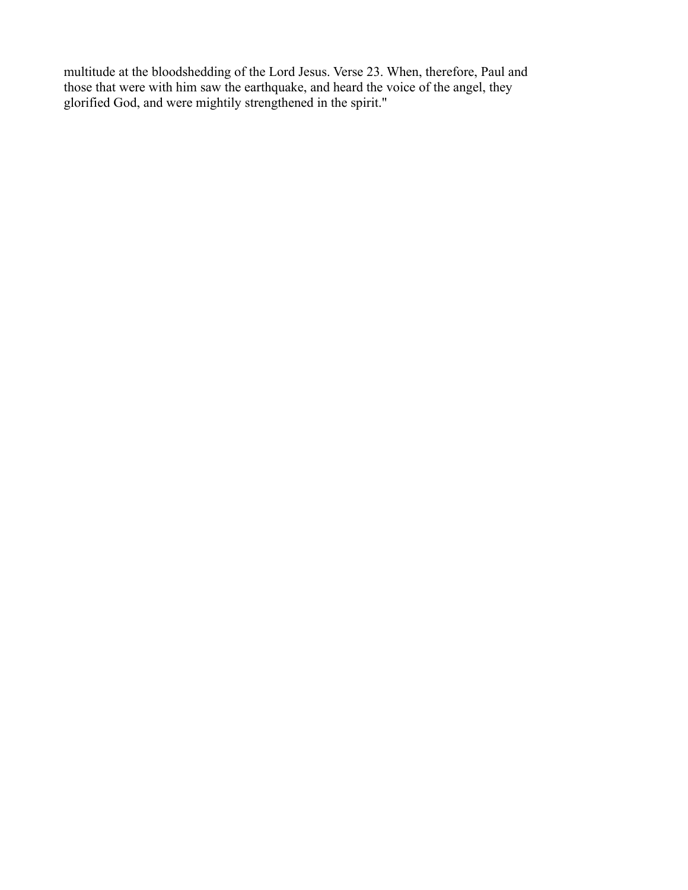multitude at the bloodshedding of the Lord Jesus. Verse 23. When, therefore, Paul and those that were with him saw the earthquake, and heard the voice of the angel, they glorified God, and were mightily strengthened in the spirit."